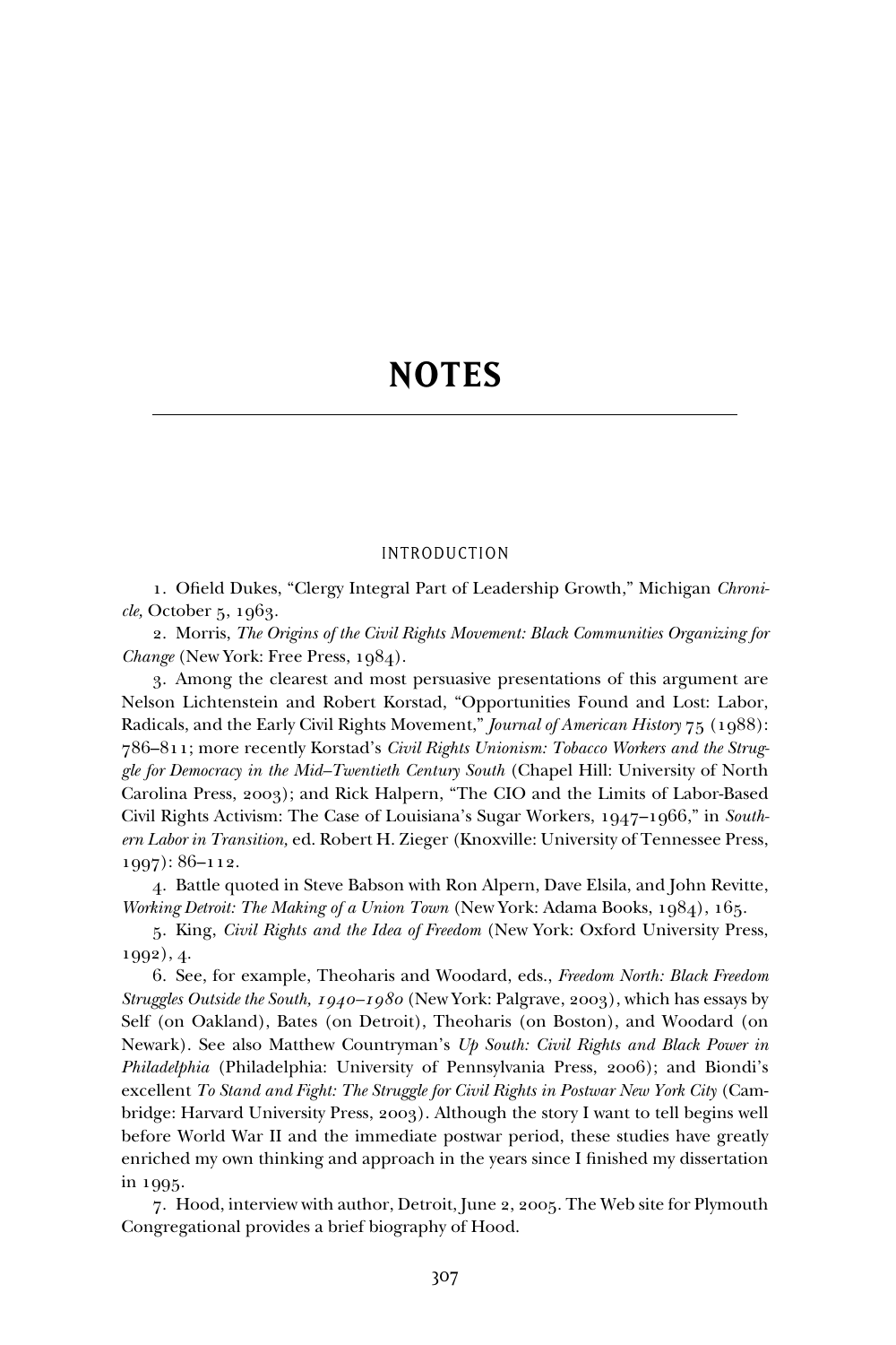# NOTES

## INTRODUCTION

1. Ofield Dukes, "Clergy Integral Part of Leadership Growth," Michigan *Chronicle,* October 5, 1963.

2. Morris, *The Origins of the Civil Rights Movement: Black Communities Organizing for Change* (New York: Free Press, 1984).

3. Among the clearest and most persuasive presentations of this argument are Nelson Lichtenstein and Robert Korstad, "Opportunities Found and Lost: Labor, Radicals, and the Early Civil Rights Movement," *Journal of American History* 75 (1988): 786–811; more recently Korstad's *Civil Rights Unionism: Tobacco Workers and the Struggle for Democracy in the Mid–Twentieth Century South* (Chapel Hill: University of North Carolina Press, 2003); and Rick Halpern, "The CIO and the Limits of Labor-Based Civil Rights Activism: The Case of Louisiana's Sugar Workers, 1947–1966," in *Southern Labor in Transition,* ed. Robert H. Zieger (Knoxville: University of Tennessee Press, 1997): 86–112.

4. Battle quoted in Steve Babson with Ron Alpern, Dave Elsila, and John Revitte, *Working Detroit: The Making of a Union Town* (New York: Adama Books, 1984), 165.

5. King, *Civil Rights and the Idea of Freedom* (New York: Oxford University Press, 1992), 4.

6. See, for example, Theoharis and Woodard, eds., *Freedom North: Black Freedom Struggles Outside the South, 1940–1980* (New York: Palgrave, 2003), which has essays by Self (on Oakland), Bates (on Detroit), Theoharis (on Boston), and Woodard (on Newark). See also Matthew Countryman's *Up South: Civil Rights and Black Power in Philadelphia* (Philadelphia: University of Pennsylvania Press, 2006); and Biondi's excellent *To Stand and Fight: The Struggle for Civil Rights in Postwar New York City* (Cambridge: Harvard University Press, 2003). Although the story I want to tell begins well before World War II and the immediate postwar period, these studies have greatly enriched my own thinking and approach in the years since I finished my dissertation in 1995.

7. Hood, interview with author, Detroit, June 2, 2005. The Web site for Plymouth Congregational provides a brief biography of Hood.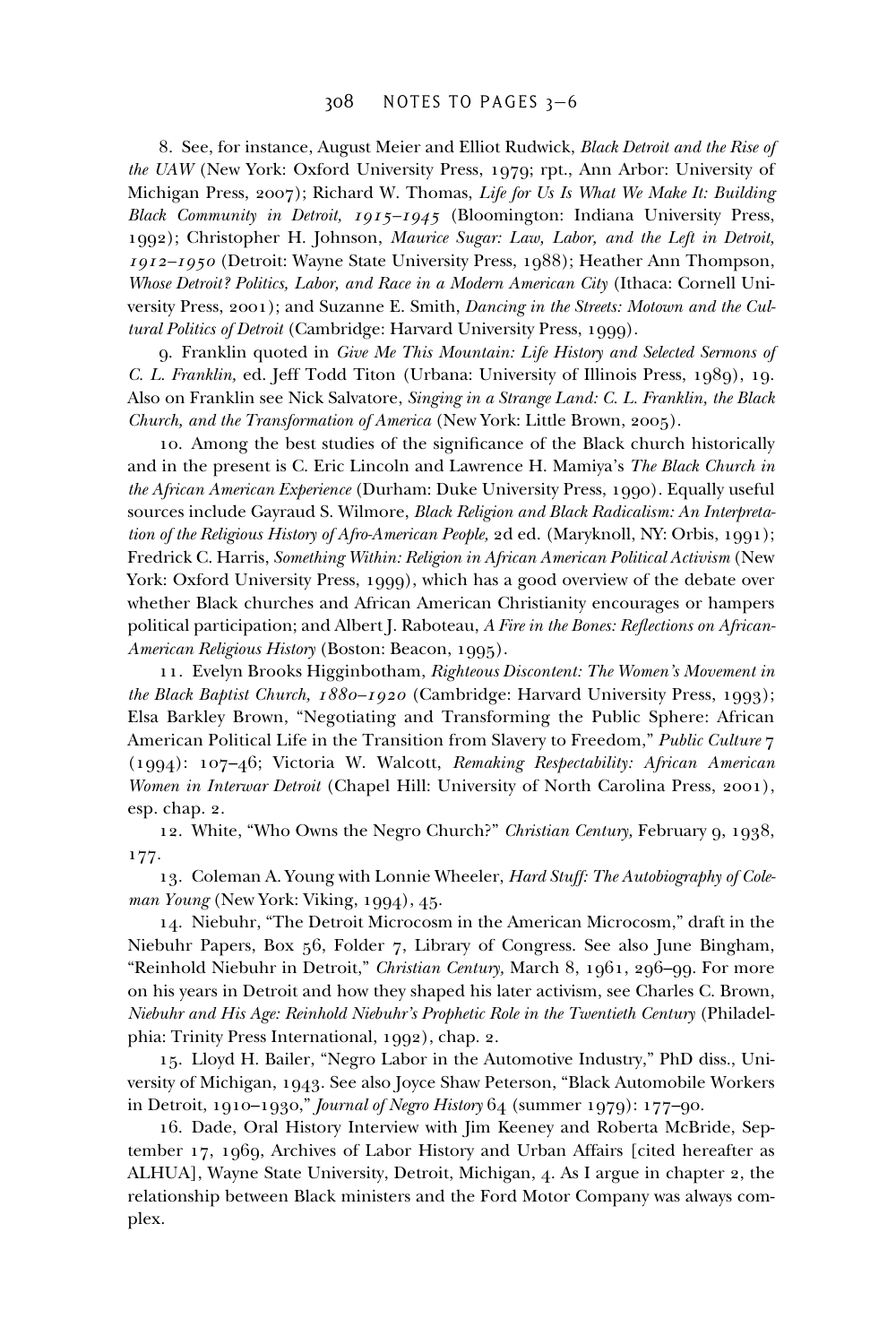8. See, for instance, August Meier and Elliot Rudwick, *Black Detroit and the Rise of the UAW* (New York: Oxford University Press, 1979; rpt., Ann Arbor: University of Michigan Press, 2007); Richard W. Thomas, *Life for Us Is What We Make It: Building Black Community in Detroit, 1915–1945* (Bloomington: Indiana University Press, 1992); Christopher H. Johnson, *Maurice Sugar: Law, Labor, and the Left in Detroit, 1912–1950* (Detroit: Wayne State University Press, 1988); Heather Ann Thompson, *Whose Detroit? Politics, Labor, and Race in a Modern American City* (Ithaca: Cornell University Press, 2001); and Suzanne E. Smith, *Dancing in the Streets: Motown and the Cultural Politics of Detroit* (Cambridge: Harvard University Press, 1999).

9. Franklin quoted in *Give Me This Mountain: Life History and Selected Sermons of C. L. Franklin,* ed. Jeff Todd Titon (Urbana: University of Illinois Press, 1989), 19. Also on Franklin see Nick Salvatore, *Singing in a Strange Land: C. L. Franklin, the Black Church, and the Transformation of America* (New York: Little Brown, 2005).

10. Among the best studies of the significance of the Black church historically and in the present is C. Eric Lincoln and Lawrence H. Mamiya's *The Black Church in the African American Experience* (Durham: Duke University Press, 1990). Equally useful sources include Gayraud S. Wilmore, *Black Religion and Black Radicalism: An Interpretation of the Religious History of Afro-American People,* 2d ed. (Maryknoll, NY: Orbis, 1991); Fredrick C. Harris, *Something Within: Religion in African American Political Activism* (New York: Oxford University Press, 1999), which has a good overview of the debate over whether Black churches and African American Christianity encourages or hampers political participation; and Albert J. Raboteau, *A Fire in the Bones: Reflections on African-American Religious History* (Boston: Beacon, 1995).

11. Evelyn Brooks Higginbotham, *Righteous Discontent: The Women's Movement in the Black Baptist Church, 1880–1920* (Cambridge: Harvard University Press, 1993); Elsa Barkley Brown, "Negotiating and Transforming the Public Sphere: African American Political Life in the Transition from Slavery to Freedom," *Public Culture* 7 (1994): 107–46; Victoria W. Walcott, *Remaking Respectability: African American Women in Interwar Detroit* (Chapel Hill: University of North Carolina Press, 2001), esp. chap. 2.

12. White, "Who Owns the Negro Church?" *Christian Century,* February 9, 1938, 177.

13. Coleman A. Young with Lonnie Wheeler, *Hard Stuff: The Autobiography of Coleman Young* (New York: Viking, 1994), 45.

14. Niebuhr, "The Detroit Microcosm in the American Microcosm," draft in the Niebuhr Papers, Box 56, Folder 7, Library of Congress. See also June Bingham, "Reinhold Niebuhr in Detroit," *Christian Century,* March 8, 1961, 296–99. For more on his years in Detroit and how they shaped his later activism, see Charles C. Brown, *Niebuhr and His Age: Reinhold Niebuhr's Prophetic Role in the Twentieth Century* (Philadelphia: Trinity Press International, 1992), chap. 2.

15. Lloyd H. Bailer, "Negro Labor in the Automotive Industry," PhD diss., University of Michigan, 1943. See also Joyce Shaw Peterson, "Black Automobile Workers in Detroit, 1910–1930," *Journal of Negro History* 64 (summer 1979): 177–90.

16. Dade, Oral History Interview with Jim Keeney and Roberta McBride, September 17, 1969, Archives of Labor History and Urban Affairs [cited hereafter as ALHUA], Wayne State University, Detroit, Michigan, 4. As I argue in chapter 2, the relationship between Black ministers and the Ford Motor Company was always complex.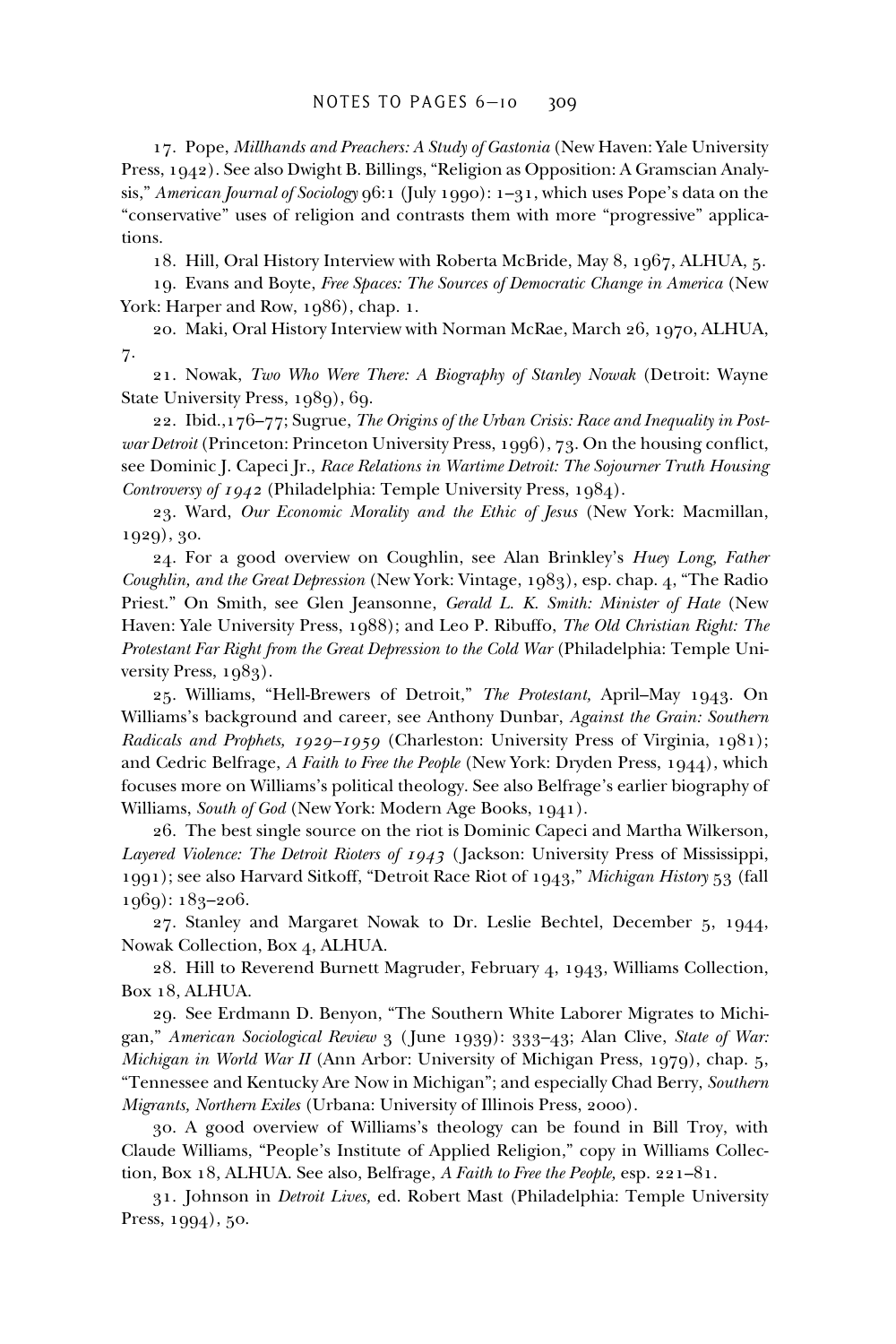17. Pope, *Millhands and Preachers: A Study of Gastonia* (New Haven: Yale University Press, 1942). See also Dwight B. Billings, "Religion as Opposition: A Gramscian Analysis," *American Journal of Sociology* 96:1 (July 1990): 1–31, which uses Pope's data on the "conservative" uses of religion and contrasts them with more "progressive" applications.

18. Hill, Oral History Interview with Roberta McBride, May 8, 1967, ALHUA, 5.

19. Evans and Boyte, *Free Spaces: The Sources of Democratic Change in America* (New York: Harper and Row, 1986), chap. 1.

20. Maki, Oral History Interview with Norman McRae, March 26, 1970, ALHUA, 7.

21. Nowak, *Two Who Were There: A Biography of Stanley Nowak* (Detroit: Wayne State University Press, 1989), 69.

22. Ibid.,176–77; Sugrue, *The Origins of the Urban Crisis: Race and Inequality in Postwar Detroit* (Princeton: Princeton University Press, 1996), 73. On the housing conflict, see Dominic J. Capeci Jr., *Race Relations in Wartime Detroit: The Sojourner Truth Housing Controversy of 1942* (Philadelphia: Temple University Press, 1984).

23. Ward, *Our Economic Morality and the Ethic of Jesus* (New York: Macmillan, 1929), 30.

24. For a good overview on Coughlin, see Alan Brinkley's *Huey Long, Father Coughlin, and the Great Depression* (New York: Vintage, 1983), esp. chap. 4, "The Radio Priest." On Smith, see Glen Jeansonne, *Gerald L. K. Smith: Minister of Hate* (New Haven: Yale University Press, 1988); and Leo P. Ribuffo, *The Old Christian Right: The Protestant Far Right from the Great Depression to the Cold War* (Philadelphia: Temple University Press, 1983).

25. Williams, "Hell-Brewers of Detroit," *The Protestant,* April–May 1943. On Williams's background and career, see Anthony Dunbar, *Against the Grain: Southern Radicals and Prophets, 1929–1959* (Charleston: University Press of Virginia, 1981); and Cedric Belfrage, *A Faith to Free the People* (New York: Dryden Press, 1944), which focuses more on Williams's political theology. See also Belfrage's earlier biography of Williams, *South of God* (New York: Modern Age Books, 1941).

26. The best single source on the riot is Dominic Capeci and Martha Wilkerson, *Layered Violence: The Detroit Rioters of 1943* (Jackson: University Press of Mississippi, 1991); see also Harvard Sitkoff, "Detroit Race Riot of 1943," *Michigan History* 53 (fall 1969): 183–206.

27. Stanley and Margaret Nowak to Dr. Leslie Bechtel, December 5, 1944, Nowak Collection, Box 4, ALHUA.

28. Hill to Reverend Burnett Magruder, February 4, 1943, Williams Collection, Box 18, ALHUA.

29. See Erdmann D. Benyon, "The Southern White Laborer Migrates to Michigan," *American Sociological Review* 3 (June 1939): 333–43; Alan Clive, *State of War: Michigan in World War II* (Ann Arbor: University of Michigan Press, 1979), chap. 5, "Tennessee and Kentucky Are Now in Michigan"; and especially Chad Berry, *Southern Migrants, Northern Exiles* (Urbana: University of Illinois Press, 2000).

30. A good overview of Williams's theology can be found in Bill Troy, with Claude Williams, "People's Institute of Applied Religion," copy in Williams Collection, Box 18, ALHUA. See also, Belfrage, *A Faith to Free the People,* esp. 221–81.

31. Johnson in *Detroit Lives,* ed. Robert Mast (Philadelphia: Temple University Press, 1994), 50.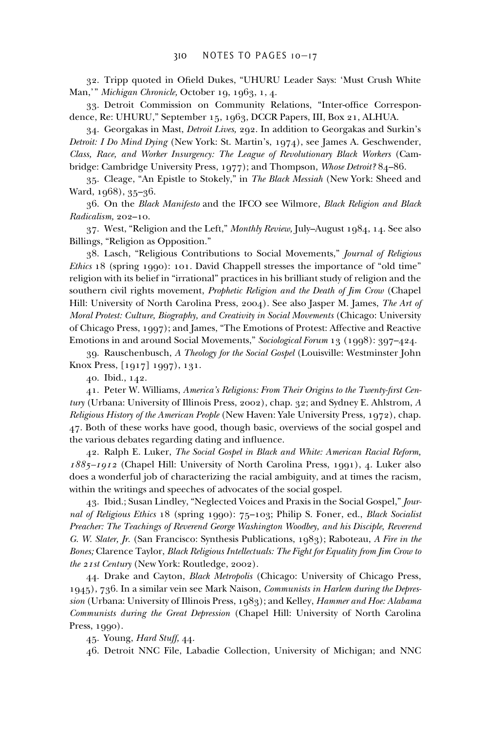32. Tripp quoted in Ofield Dukes, "UHURU Leader Says: 'Must Crush White Man,'" *Michigan Chronicle,* October 19, 1963, 1, 4.

33. Detroit Commission on Community Relations, "Inter-office Correspondence, Re: UHURU," September 15, 1963, DCCR Papers, III, Box 21, ALHUA.

34. Georgakas in Mast, *Detroit Lives,* 292. In addition to Georgakas and Surkin's *Detroit: I Do Mind Dying* (New York: St. Martin's, 1974), see James A. Geschwender, *Class, Race, and Worker Insurgency: The League of Revolutionary Black Workers* (Cambridge: Cambridge University Press, 1977); and Thompson, *Whose Detroit?* 84–86.

35. Cleage, "An Epistle to Stokely," in *The Black Messiah* (New York: Sheed and Ward, 1968), 35–36.

36. On the *Black Manifesto* and the IFCO see Wilmore, *Black Religion and Black Radicalism,* 202–10.

37. West, "Religion and the Left," *Monthly Review,* July–August 1984, 14. See also Billings, "Religion as Opposition."

38. Lasch, "Religious Contributions to Social Movements," *Journal of Religious Ethics* 18 (spring 1990): 101. David Chappell stresses the importance of "old time" religion with its belief in "irrational" practices in his brilliant study of religion and the southern civil rights movement, *Prophetic Religion and the Death of Jim Crow* (Chapel Hill: University of North Carolina Press, 2004). See also Jasper M. James, *The Art of Moral Protest: Culture, Biography, and Creativity in Social Movements* (Chicago: University of Chicago Press, 1997); and James, "The Emotions of Protest: Affective and Reactive Emotions in and around Social Movements," *Sociological Forum* 13 (1998): 397–424.

39. Rauschenbusch, *A Theology for the Social Gospel* (Louisville: Westminster John Knox Press, [1917] 1997), 131.

40. Ibid., 142.

41. Peter W. Williams, *America's Religions: From Their Origins to the Twenty-first Century* (Urbana: University of Illinois Press, 2002), chap. 32; and Sydney E. Ahlstrom, *A Religious History of the American People* (New Haven: Yale University Press, 1972), chap. 47. Both of these works have good, though basic, overviews of the social gospel and the various debates regarding dating and influence.

42. Ralph E. Luker, *The Social Gospel in Black and White: American Racial Reform, 1885–1912* (Chapel Hill: University of North Carolina Press, 1991), 4. Luker also does a wonderful job of characterizing the racial ambiguity, and at times the racism, within the writings and speeches of advocates of the social gospel.

43. Ibid.; Susan Lindley, "Neglected Voices and Praxis in the Social Gospel," *Journal of Religious Ethics* 18 (spring 1990): 75–103; Philip S. Foner, ed., *Black Socialist Preacher: The Teachings of Reverend George Washington Woodbey, and his Disciple, Reverend G. W. Slater, Jr.* (San Francisco: Synthesis Publications, 1983); Raboteau, *A Fire in the Bones;* Clarence Taylor, *Black Religious Intellectuals: The Fight for Equality from Jim Crow to the 21st Century* (New York: Routledge, 2002).

44. Drake and Cayton, *Black Metropolis* (Chicago: University of Chicago Press, 1945), 736. In a similar vein see Mark Naison, *Communists in Harlem during the Depression* (Urbana: University of Illinois Press, 1983); and Kelley, *Hammer and Hoe: Alabama Communists during the Great Depression* (Chapel Hill: University of North Carolina Press, 1990).

45. Young, *Hard Stuff,* 44.

46. Detroit NNC File, Labadie Collection, University of Michigan; and NNC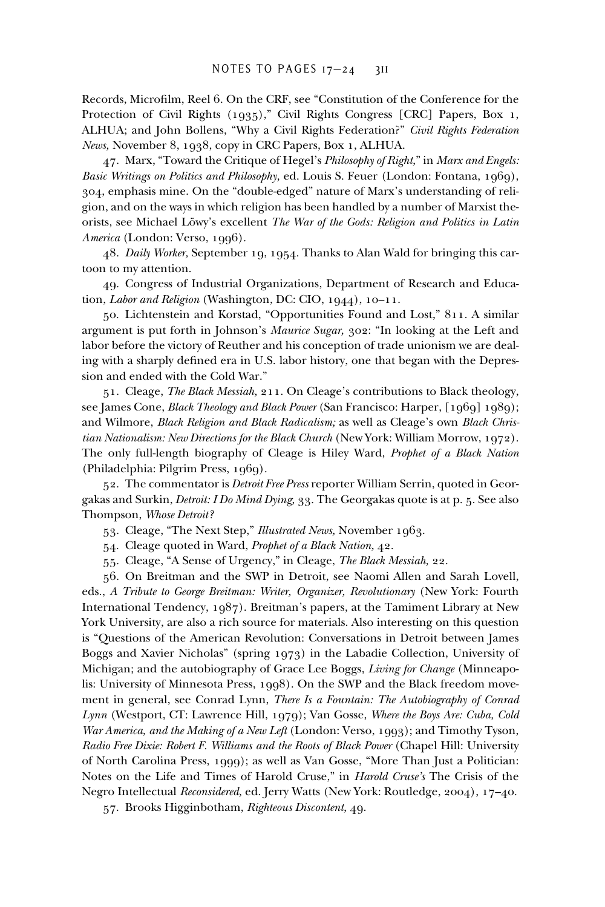Records, Microfilm, Reel 6. On the CRF, see "Constitution of the Conference for the Protection of Civil Rights (1935)," Civil Rights Congress [CRC] Papers, Box 1, ALHUA; and John Bollens, "Why a Civil Rights Federation?" *Civil Rights Federation News,* November 8, 1938, copy in CRC Papers, Box 1, ALHUA.

47. Marx, "Toward the Critique of Hegel's *Philosophy of Right,*" in *Marx and Engels: Basic Writings on Politics and Philosophy,* ed. Louis S. Feuer (London: Fontana, 1969), 304, emphasis mine. On the "double-edged" nature of Marx's understanding of religion, and on the ways in which religion has been handled by a number of Marxist theorists, see Michael Löwy's excellent *The War of the Gods: Religion and Politics in Latin America* (London: Verso, 1996).

48. *Daily Worker,* September 19, 1954. Thanks to Alan Wald for bringing this cartoon to my attention.

49. Congress of Industrial Organizations, Department of Research and Education, *Labor and Religion* (Washington, DC: CIO, 1944), 10–11.

50. Lichtenstein and Korstad, "Opportunities Found and Lost," 811. A similar argument is put forth in Johnson's *Maurice Sugar,* 302: "In looking at the Left and labor before the victory of Reuther and his conception of trade unionism we are dealing with a sharply defined era in U.S. labor history, one that began with the Depression and ended with the Cold War."

51. Cleage, *The Black Messiah,* 211. On Cleage's contributions to Black theology, see James Cone, *Black Theology and Black Power* (San Francisco: Harper, [1969] 1989); and Wilmore, *Black Religion and Black Radicalism;* as well as Cleage's own *Black Christian Nationalism: New Directions for the Black Church* (New York: William Morrow, 1972). The only full-length biography of Cleage is Hiley Ward, *Prophet of a Black Nation* (Philadelphia: Pilgrim Press, 1969).

52. The commentator is *Detroit Free Press* reporter William Serrin, quoted in Georgakas and Surkin, *Detroit: I Do Mind Dying,* 33. The Georgakas quote is at p. 5. See also Thompson, *Whose Detroit?*

53. Cleage, "The Next Step," *Illustrated News,* November 1963.

54. Cleage quoted in Ward, *Prophet of a Black Nation,* 42.

55. Cleage, "A Sense of Urgency," in Cleage, *The Black Messiah,* 22.

56. On Breitman and the SWP in Detroit, see Naomi Allen and Sarah Lovell, eds., *A Tribute to George Breitman: Writer, Organizer, Revolutionary* (New York: Fourth International Tendency, 1987). Breitman's papers, at the Tamiment Library at New York University, are also a rich source for materials. Also interesting on this question is "Questions of the American Revolution: Conversations in Detroit between James Boggs and Xavier Nicholas" (spring 1973) in the Labadie Collection, University of Michigan; and the autobiography of Grace Lee Boggs, *Living for Change* (Minneapolis: University of Minnesota Press, 1998). On the SWP and the Black freedom movement in general, see Conrad Lynn, *There Is a Fountain: The Autobiography of Conrad Lynn* (Westport, CT: Lawrence Hill, 1979); Van Gosse, *Where the Boys Are: Cuba, Cold War America, and the Making of a New Left* (London: Verso, 1993); and Timothy Tyson, *Radio Free Dixie: Robert F. Williams and the Roots of Black Power* (Chapel Hill: University of North Carolina Press, 1999); as well as Van Gosse, "More Than Just a Politician: Notes on the Life and Times of Harold Cruse," in *Harold Cruse's* The Crisis of the Negro Intellectual *Reconsidered,* ed. Jerry Watts (New York: Routledge, 2004), 17–40.

57. Brooks Higginbotham, *Righteous Discontent,* 49.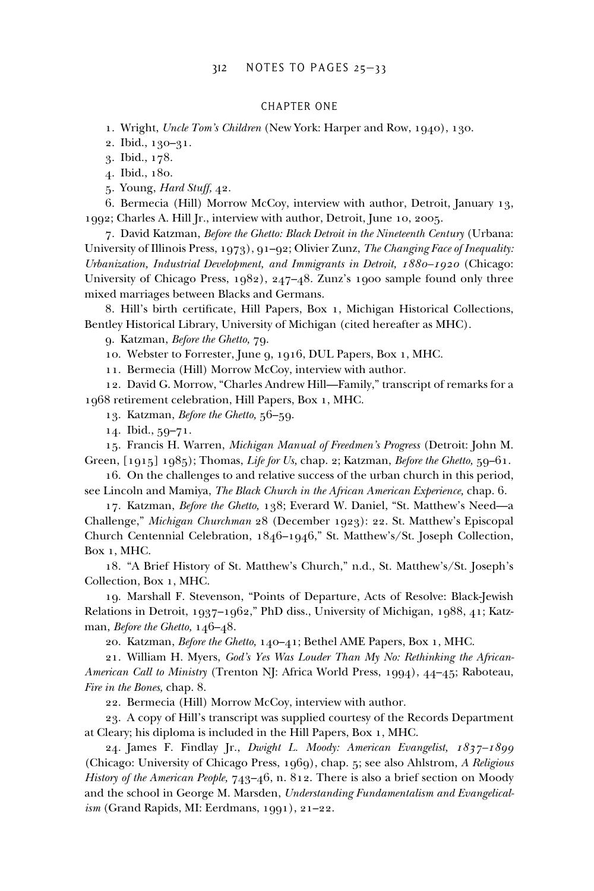## CHAPTER ONE

1. Wright, *Uncle Tom's Children* (New York: Harper and Row, 1940), 130.

2. Ibid., 130–31.

3. Ibid., 178.

4. Ibid., 180.

5. Young, *Hard Stuff,* 42.

6. Bermecia (Hill) Morrow McCoy, interview with author, Detroit, January 13, 1992; Charles A. Hill Jr., interview with author, Detroit, June 10, 2005.

7. David Katzman, *Before the Ghetto: Black Detroit in the Nineteenth Century* (Urbana: University of Illinois Press, 1973), 91–92; Olivier Zunz, *The Changing Face of Inequality: Urbanization, Industrial Development, and Immigrants in Detroit, 1880–1920* (Chicago: University of Chicago Press, 1982), 247–48. Zunz's 1900 sample found only three mixed marriages between Blacks and Germans.

8. Hill's birth certificate, Hill Papers, Box 1, Michigan Historical Collections, Bentley Historical Library, University of Michigan (cited hereafter as MHC).

9. Katzman, *Before the Ghetto,* 79.

10. Webster to Forrester, June 9, 1916, DUL Papers, Box 1, MHC.

11. Bermecia (Hill) Morrow McCoy, interview with author.

12. David G. Morrow, "Charles Andrew Hill—Family," transcript of remarks for a 1968 retirement celebration, Hill Papers, Box 1, MHC.

13. Katzman, *Before the Ghetto,* 56–59.

14. Ibid., 59–71.

15. Francis H. Warren, *Michigan Manual of Freedmen's Progress* (Detroit: John M. Green, [1915] 1985); Thomas, *Life for Us,* chap. 2; Katzman, *Before the Ghetto,* 59–61.

16. On the challenges to and relative success of the urban church in this period, see Lincoln and Mamiya, *The Black Church in the African American Experience,* chap. 6.

17. Katzman, *Before the Ghetto,* 138; Everard W. Daniel, "St. Matthew's Need—a Challenge," *Michigan Churchman* 28 (December 1923): 22. St. Matthew's Episcopal Church Centennial Celebration, 1846–1946," St. Matthew's/St. Joseph Collection, Box 1, MHC.

18. "A Brief History of St. Matthew's Church," n.d., St. Matthew's/St. Joseph's Collection, Box 1, MHC.

19. Marshall F. Stevenson, "Points of Departure, Acts of Resolve: Black-Jewish Relations in Detroit, 1937–1962," PhD diss., University of Michigan, 1988, 41; Katzman, *Before the Ghetto,* 146–48.

20. Katzman, *Before the Ghetto,* 140–41; Bethel AME Papers, Box 1, MHC.

21. William H. Myers, *God's Yes Was Louder Than My No: Rethinking the African-American Call to Ministry* (Trenton NJ: Africa World Press, 1994), 44–45; Raboteau, *Fire in the Bones,* chap. 8.

22. Bermecia (Hill) Morrow McCoy, interview with author.

23. A copy of Hill's transcript was supplied courtesy of the Records Department at Cleary; his diploma is included in the Hill Papers, Box 1, MHC.

24. James F. Findlay Jr., *Dwight L. Moody: American Evangelist, 1837–1899* (Chicago: University of Chicago Press, 1969), chap. 5; see also Ahlstrom, *A Religious History of the American People,* 743–46, n. 812. There is also a brief section on Moody and the school in George M. Marsden, *Understanding Fundamentalism and Evangelicalism* (Grand Rapids, MI: Eerdmans, 1991), 21–22.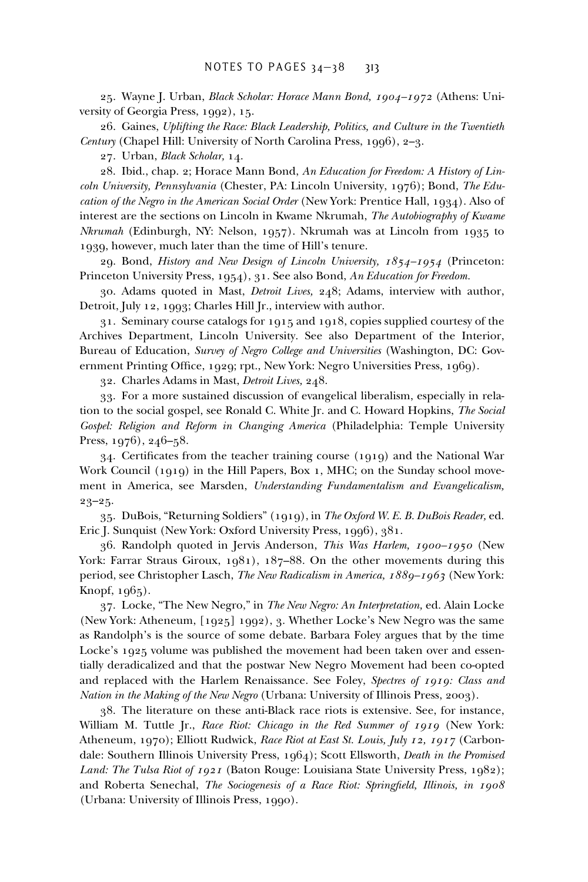25. Wayne J. Urban, *Black Scholar: Horace Mann Bond, 1904–1972* (Athens: University of Georgia Press, 1992), 15.

26. Gaines, *Uplifting the Race: Black Leadership, Politics, and Culture in the Twentieth Century* (Chapel Hill: University of North Carolina Press, 1996), 2–3.

27. Urban, *Black Scholar,* 14.

28. Ibid., chap. 2; Horace Mann Bond, *An Education for Freedom: A History of Lincoln University, Pennsylvania* (Chester, PA: Lincoln University, 1976); Bond, *The Education of the Negro in the American Social Order* (New York: Prentice Hall, 1934). Also of interest are the sections on Lincoln in Kwame Nkrumah, *The Autobiography of Kwame Nkrumah* (Edinburgh, NY: Nelson, 1957). Nkrumah was at Lincoln from 1935 to 1939, however, much later than the time of Hill's tenure.

29. Bond, *History and New Design of Lincoln University, 1854–1954* (Princeton: Princeton University Press, 1954), 31. See also Bond, *An Education for Freedom.*

30. Adams quoted in Mast, *Detroit Lives,* 248; Adams, interview with author, Detroit, July 12, 1993; Charles Hill Jr., interview with author.

31. Seminary course catalogs for 1915 and 1918, copies supplied courtesy of the Archives Department, Lincoln University. See also Department of the Interior, Bureau of Education, *Survey of Negro College and Universities* (Washington, DC: Government Printing Office, 1929; rpt., New York: Negro Universities Press, 1969).

32. Charles Adams in Mast, *Detroit Lives,* 248.

33. For a more sustained discussion of evangelical liberalism, especially in relation to the social gospel, see Ronald C. White Jr. and C. Howard Hopkins, *The Social Gospel: Religion and Reform in Changing America* (Philadelphia: Temple University Press, 1976), 246–58.

34. Certificates from the teacher training course (1919) and the National War Work Council (1919) in the Hill Papers, Box 1, MHC; on the Sunday school movement in America, see Marsden, *Understanding Fundamentalism and Evangelicalism,* 23–25.

35. DuBois, "Returning Soldiers" (1919), in *The Oxford W. E. B. DuBois Reader,* ed. Eric J. Sunquist (New York: Oxford University Press, 1996), 381.

36. Randolph quoted in Jervis Anderson, *This Was Harlem, 1900–1950* (New York: Farrar Straus Giroux, 1981), 187–88. On the other movements during this period, see Christopher Lasch, *The New Radicalism in America, 1889–1963* (New York: Knopf, 1965).

37. Locke, "The New Negro," in *The New Negro: An Interpretation,* ed. Alain Locke (New York: Atheneum, [1925] 1992), 3. Whether Locke's New Negro was the same as Randolph's is the source of some debate. Barbara Foley argues that by the time Locke's 1925 volume was published the movement had been taken over and essentially deradicalized and that the postwar New Negro Movement had been co-opted and replaced with the Harlem Renaissance. See Foley, *Spectres of 1919: Class and Nation in the Making of the New Negro* (Urbana: University of Illinois Press, 2003).

38. The literature on these anti-Black race riots is extensive. See, for instance, William M. Tuttle Jr., *Race Riot: Chicago in the Red Summer of 1919* (New York: Atheneum, 1970); Elliott Rudwick, *Race Riot at East St. Louis, July 12, 1917* (Carbondale: Southern Illinois University Press, 1964); Scott Ellsworth, *Death in the Promised Land: The Tulsa Riot of 1921* (Baton Rouge: Louisiana State University Press, 1982); and Roberta Senechal, *The Sociogenesis of a Race Riot: Springfield, Illinois, in 1908* (Urbana: University of Illinois Press, 1990).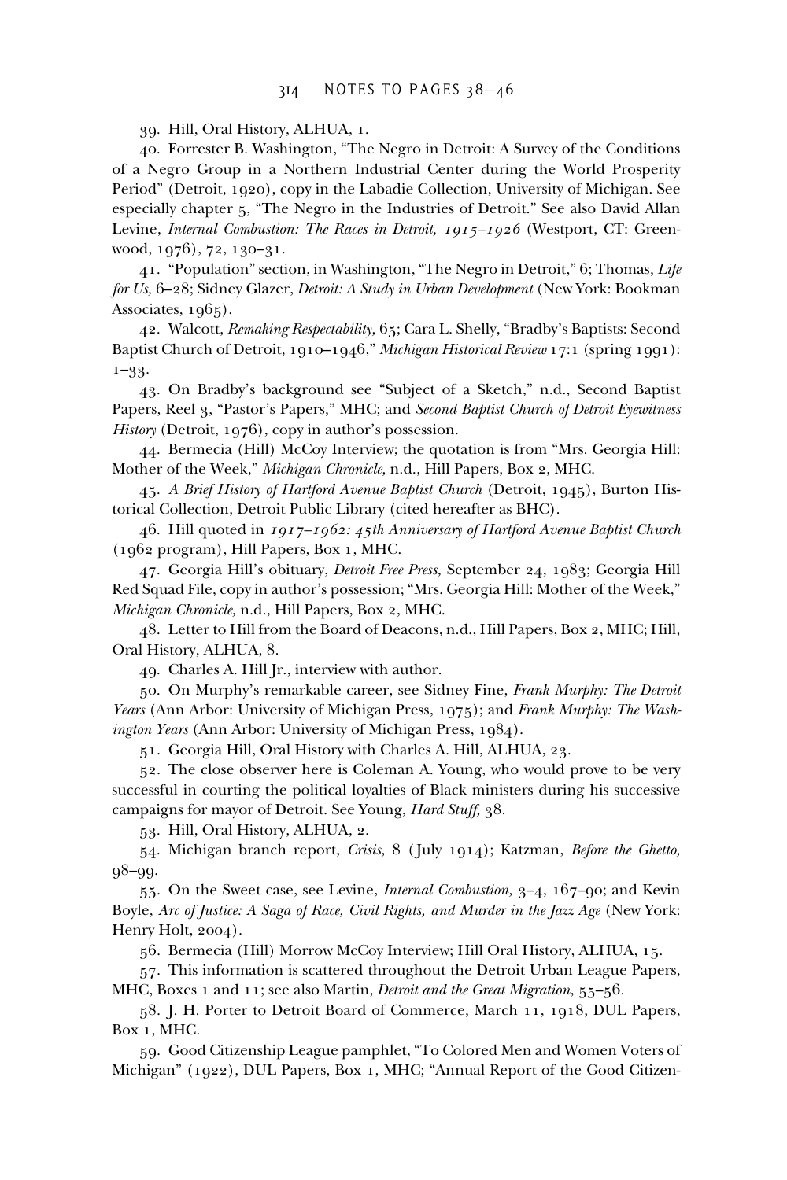39. Hill, Oral History, ALHUA, 1.

40. Forrester B. Washington, "The Negro in Detroit: A Survey of the Conditions of a Negro Group in a Northern Industrial Center during the World Prosperity Period" (Detroit, 1920), copy in the Labadie Collection, University of Michigan. See especially chapter 5, "The Negro in the Industries of Detroit." See also David Allan Levine, *Internal Combustion: The Races in Detroit, 1915–1926* (Westport, CT: Greenwood, 1976), 72, 130–31.

41. "Population" section, in Washington, "The Negro in Detroit," 6; Thomas, *Life for Us,* 6–28; Sidney Glazer, *Detroit: A Study in Urban Development* (New York: Bookman Associates, 1965).

42. Walcott, *Remaking Respectability,* 65; Cara L. Shelly, "Bradby's Baptists: Second Baptist Church of Detroit, 1910–1946," *Michigan Historical Review* 17:1 (spring 1991): 1–33.

43. On Bradby's background see "Subject of a Sketch," n.d., Second Baptist Papers, Reel 3, "Pastor's Papers," MHC; and *Second Baptist Church of Detroit Eyewitness History* (Detroit, 1976), copy in author's possession.

44. Bermecia (Hill) McCoy Interview; the quotation is from "Mrs. Georgia Hill: Mother of the Week," *Michigan Chronicle,* n.d., Hill Papers, Box 2, MHC.

45. *A Brief History of Hartford Avenue Baptist Church* (Detroit, 1945), Burton Historical Collection, Detroit Public Library (cited hereafter as BHC).

46. Hill quoted in *1917–1962: 45th Anniversary of Hartford Avenue Baptist Church* (1962 program), Hill Papers, Box 1, MHC.

47. Georgia Hill's obituary, *Detroit Free Press,* September 24, 1983; Georgia Hill Red Squad File, copy in author's possession; "Mrs. Georgia Hill: Mother of the Week," *Michigan Chronicle,* n.d., Hill Papers, Box 2, MHC.

48. Letter to Hill from the Board of Deacons, n.d., Hill Papers, Box 2, MHC; Hill, Oral History, ALHUA, 8.

49. Charles A. Hill Jr., interview with author.

50. On Murphy's remarkable career, see Sidney Fine, *Frank Murphy: The Detroit Years* (Ann Arbor: University of Michigan Press, 1975); and *Frank Murphy: The Washington Years* (Ann Arbor: University of Michigan Press, 1984).

51. Georgia Hill, Oral History with Charles A. Hill, ALHUA, 23.

52. The close observer here is Coleman A. Young, who would prove to be very successful in courting the political loyalties of Black ministers during his successive campaigns for mayor of Detroit. See Young, *Hard Stuff,* 38.

53. Hill, Oral History, ALHUA, 2.

54. Michigan branch report, *Crisis,* 8 (July 1914); Katzman, *Before the Ghetto,* 98–99.

55. On the Sweet case, see Levine, *Internal Combustion,* 3–4, 167–90; and Kevin Boyle, *Arc of Justice: A Saga of Race, Civil Rights, and Murder in the Jazz Age* (New York: Henry Holt, 2004).

56. Bermecia (Hill) Morrow McCoy Interview; Hill Oral History, ALHUA, 15.

57. This information is scattered throughout the Detroit Urban League Papers, MHC, Boxes 1 and 11; see also Martin, *Detroit and the Great Migration,* 55–56.

58. J. H. Porter to Detroit Board of Commerce, March 11, 1918, DUL Papers, Box 1, MHC.

59. Good Citizenship League pamphlet, "To Colored Men and Women Voters of Michigan" (1922), DUL Papers, Box 1, MHC; "Annual Report of the Good Citizen-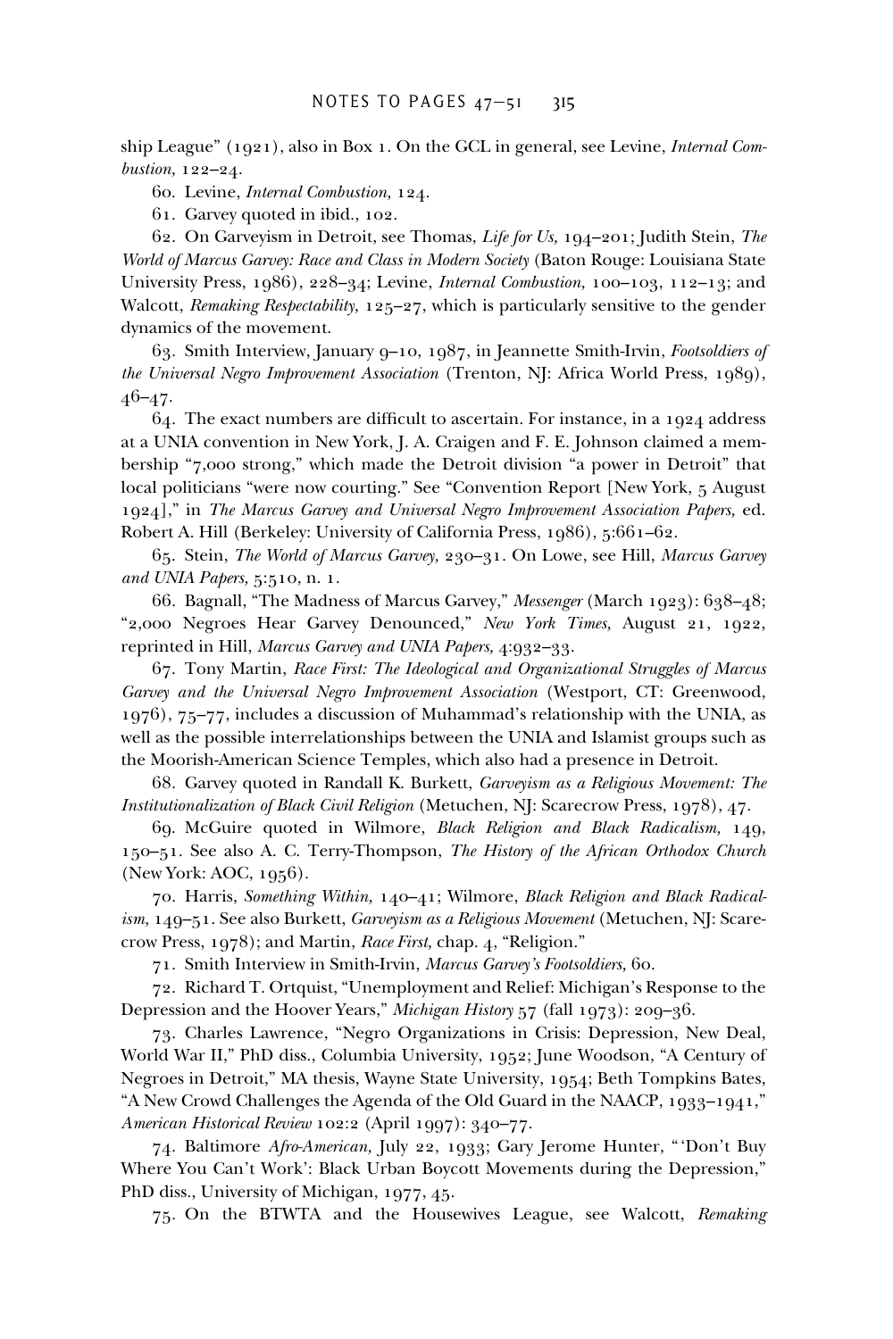ship League" (1921), also in Box 1. On the GCL in general, see Levine, *Internal Combustion,* 122–24.

60. Levine, *Internal Combustion,* 124.

61. Garvey quoted in ibid., 102.

62. On Garveyism in Detroit, see Thomas, *Life for Us,* 194–201; Judith Stein, *The World of Marcus Garvey: Race and Class in Modern Society* (Baton Rouge: Louisiana State University Press, 1986), 228–34; Levine, *Internal Combustion,* 100–103, 112–13; and Walcott, *Remaking Respectability,* 125–27, which is particularly sensitive to the gender dynamics of the movement.

63. Smith Interview, January 9–10, 1987, in Jeannette Smith-Irvin, *Footsoldiers of the Universal Negro Improvement Association* (Trenton, NJ: Africa World Press, 1989), 46–47.

64. The exact numbers are difficult to ascertain. For instance, in a 1924 address at a UNIA convention in New York, J. A. Craigen and F. E. Johnson claimed a membership "7,000 strong," which made the Detroit division "a power in Detroit" that local politicians "were now courting." See "Convention Report [New York, 5 August 1924]," in *The Marcus Garvey and Universal Negro Improvement Association Papers,* ed. Robert A. Hill (Berkeley: University of California Press, 1986), 5:661–62.

65. Stein, *The World of Marcus Garvey,* 230–31. On Lowe, see Hill, *Marcus Garvey and UNIA Papers,* 5:510, n. 1.

66. Bagnall, "The Madness of Marcus Garvey," *Messenger* (March 1923): 638–48; "2,000 Negroes Hear Garvey Denounced," *New York Times,* August 21, 1922, reprinted in Hill, *Marcus Garvey and UNIA Papers,* 4:932–33.

67. Tony Martin, *Race First: The Ideological and Organizational Struggles of Marcus Garvey and the Universal Negro Improvement Association* (Westport, CT: Greenwood, 1976), 75–77, includes a discussion of Muhammad's relationship with the UNIA, as well as the possible interrelationships between the UNIA and Islamist groups such as the Moorish-American Science Temples, which also had a presence in Detroit.

68. Garvey quoted in Randall K. Burkett, *Garveyism as a Religious Movement: The Institutionalization of Black Civil Religion* (Metuchen, NJ: Scarecrow Press, 1978), 47.

69. McGuire quoted in Wilmore, *Black Religion and Black Radicalism,* 149, 150–51. See also A. C. Terry-Thompson, *The History of the African Orthodox Church* (New York: AOC, 1956).

70. Harris, *Something Within,* 140–41; Wilmore, *Black Religion and Black Radicalism,* 149–51. See also Burkett, *Garveyism as a Religious Movement* (Metuchen, NJ: Scarecrow Press, 1978); and Martin, *Race First,* chap. 4, "Religion."

71. Smith Interview in Smith-Irvin, *Marcus Garvey's Footsoldiers,* 60.

72. Richard T. Ortquist, "Unemployment and Relief: Michigan's Response to the Depression and the Hoover Years," *Michigan History* 57 (fall 1973): 209–36.

73. Charles Lawrence, "Negro Organizations in Crisis: Depression, New Deal, World War II," PhD diss., Columbia University, 1952; June Woodson, "A Century of Negroes in Detroit," MA thesis, Wayne State University, 1954; Beth Tompkins Bates, "A New Crowd Challenges the Agenda of the Old Guard in the NAACP, 1933–1941," *American Historical Review* 102:2 (April 1997): 340–77.

74. Baltimore *Afro-American,* July 22, 1933; Gary Jerome Hunter, "'Don't Buy Where You Can't Work': Black Urban Boycott Movements during the Depression," PhD diss., University of Michigan, 1977, 45.

75. On the BTWTA and the Housewives League, see Walcott, *Remaking*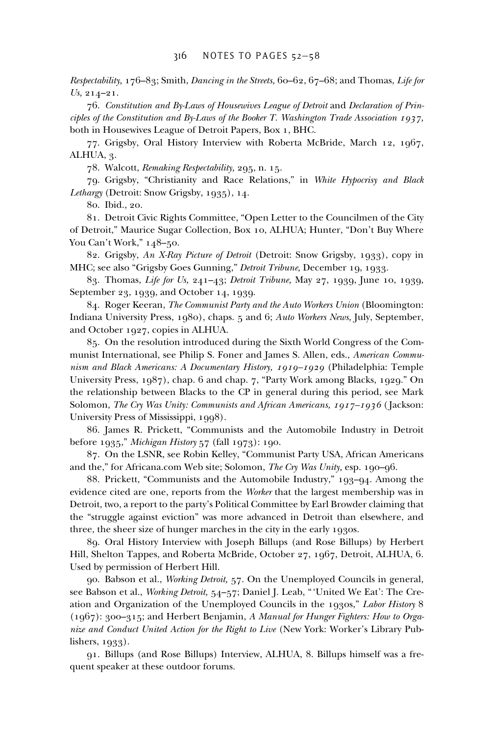*Respectability,* 176–83; Smith, *Dancing in the Streets,* 60–62, 67–68; and Thomas, *Life for Us,* 214–21.

76. *Constitution and By-Laws of Housewives League of Detroit* and *Declaration of Principles of the Constitution and By-Laws of the Booker T. Washington Trade Association 1937,* both in Housewives League of Detroit Papers, Box 1, BHC.

77. Grigsby, Oral History Interview with Roberta McBride, March 12, 1967, ALHUA, 3.

78. Walcott, *Remaking Respectability,* 295, n. 15.

79. Grigsby, "Christianity and Race Relations," in *White Hypocrisy and Black Lethargy* (Detroit: Snow Grigsby, 1935), 14.

80. Ibid., 20.

81. Detroit Civic Rights Committee, "Open Letter to the Councilmen of the City of Detroit," Maurice Sugar Collection, Box 10, ALHUA; Hunter, "Don't Buy Where You Can't Work," 148–50.

82. Grigsby, *An X-Ray Picture of Detroit* (Detroit: Snow Grigsby, 1933), copy in MHC; see also "Grigsby Goes Gunning," *Detroit Tribune,* December 19, 1933.

83. Thomas, *Life for Us,* 241–43; *Detroit Tribune,* May 27, 1939, June 10, 1939, September 23, 1939, and October 14, 1939.

84. Roger Keeran, *The Communist Party and the Auto Workers Union* (Bloomington: Indiana University Press, 1980), chaps. 5 and 6; *Auto Workers News,* July, September, and October 1927, copies in ALHUA.

85. On the resolution introduced during the Sixth World Congress of the Communist International, see Philip S. Foner and James S. Allen, eds., *American Communism and Black Americans: A Documentary History, 1919–1929* (Philadelphia: Temple University Press, 1987), chap. 6 and chap. 7, "Party Work among Blacks, 1929." On the relationship between Blacks to the CP in general during this period, see Mark Solomon, *The Cry Was Unity: Communists and African Americans, 1917–1936* (Jackson: University Press of Mississippi, 1998).

86. James R. Prickett, "Communists and the Automobile Industry in Detroit before 1935," *Michigan History* 57 (fall 1973): 190.

87. On the LSNR, see Robin Kelley, "Communist Party USA, African Americans and the," for Africana.com Web site; Solomon, *The Cry Was Unity,* esp. 190–96.

88. Prickett, "Communists and the Automobile Industry," 193–94. Among the evidence cited are one, reports from the *Worker* that the largest membership was in Detroit, two, a report to the party's Political Committee by Earl Browder claiming that the "struggle against eviction" was more advanced in Detroit than elsewhere, and three, the sheer size of hunger marches in the city in the early 1930s.

89. Oral History Interview with Joseph Billups (and Rose Billups) by Herbert Hill, Shelton Tappes, and Roberta McBride, October 27, 1967, Detroit, ALHUA, 6. Used by permission of Herbert Hill.

90. Babson et al., *Working Detroit,* 57. On the Unemployed Councils in general, see Babson et al., *Working Detroit,* 54–57; Daniel J. Leab, "'United We Eat': The Creation and Organization of the Unemployed Councils in the 1930s," *Labor History* 8 (1967): 300–315; and Herbert Benjamin, *A Manual for Hunger Fighters: How to Organize and Conduct United Action for the Right to Live* (New York: Worker's Library Publishers, 1933).

91. Billups (and Rose Billups) Interview, ALHUA, 8. Billups himself was a frequent speaker at these outdoor forums.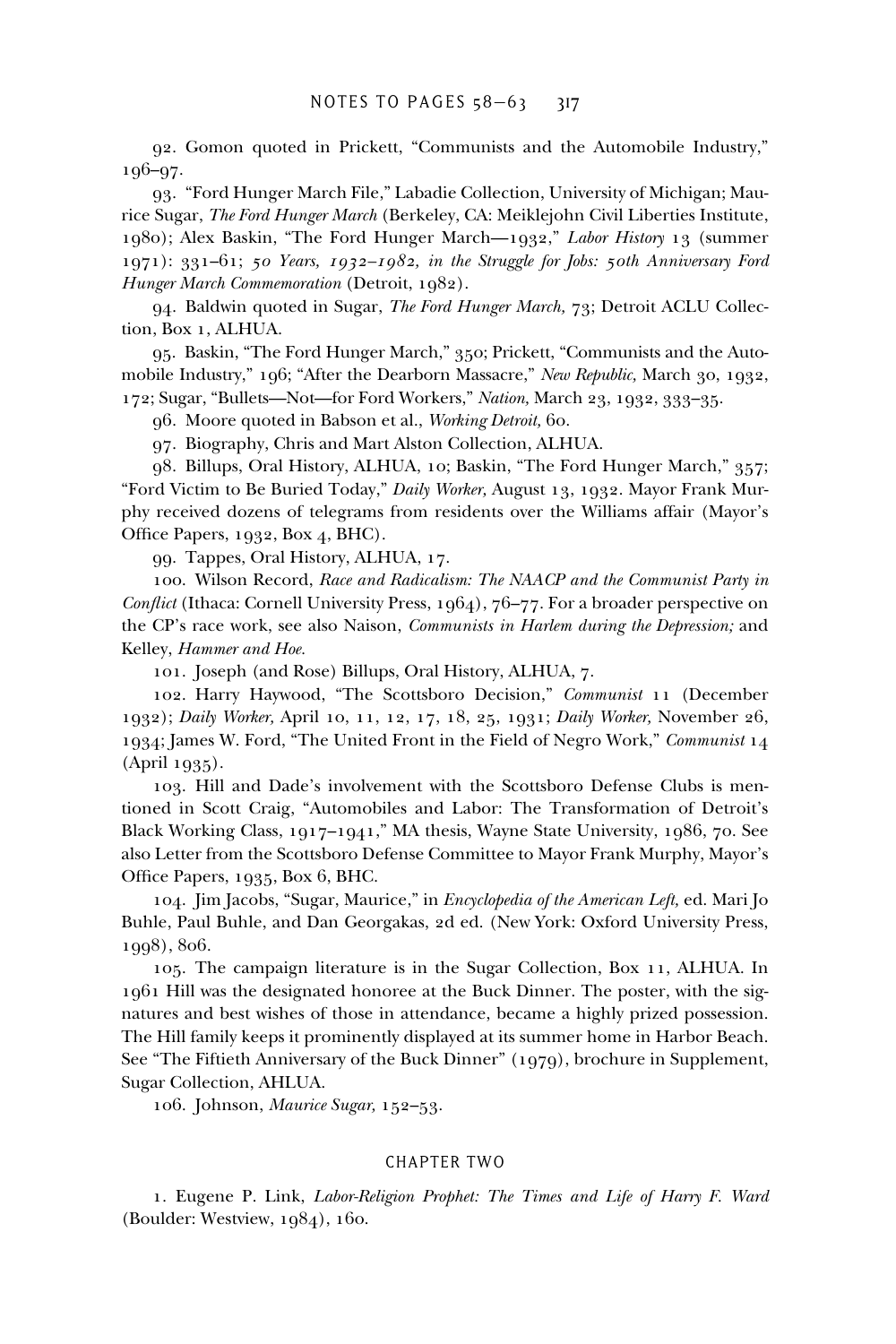92. Gomon quoted in Prickett, "Communists and the Automobile Industry," 196–97.

93. "Ford Hunger March File," Labadie Collection, University of Michigan; Maurice Sugar, *The Ford Hunger March* (Berkeley, CA: Meiklejohn Civil Liberties Institute, 1980); Alex Baskin, "The Ford Hunger March—1932," *Labor History* 13 (summer 1971): 331–61; *50 Years, 1932–1982, in the Struggle for Jobs: 50th Anniversary Ford Hunger March Commemoration* (Detroit, 1982).

94. Baldwin quoted in Sugar, *The Ford Hunger March,* 73; Detroit ACLU Collection, Box 1, ALHUA.

95. Baskin, "The Ford Hunger March," 350; Prickett, "Communists and the Automobile Industry," 196; "After the Dearborn Massacre," *New Republic,* March 30, 1932, 172; Sugar, "Bullets—Not—for Ford Workers," *Nation,* March 23, 1932, 333–35.

96. Moore quoted in Babson et al., *Working Detroit,* 60.

97. Biography, Chris and Mart Alston Collection, ALHUA.

98. Billups, Oral History, ALHUA, 10; Baskin, "The Ford Hunger March," 357; "Ford Victim to Be Buried Today," *Daily Worker,* August 13, 1932. Mayor Frank Murphy received dozens of telegrams from residents over the Williams affair (Mayor's Office Papers, 1932, Box 4, BHC).

99. Tappes, Oral History, ALHUA, 17.

100. Wilson Record, *Race and Radicalism: The NAACP and the Communist Party in Conflict* (Ithaca: Cornell University Press, 1964), 76–77. For a broader perspective on the CP's race work, see also Naison, *Communists in Harlem during the Depression;* and Kelley, *Hammer and Hoe.*

101. Joseph (and Rose) Billups, Oral History, ALHUA, 7.

102. Harry Haywood, "The Scottsboro Decision," *Communist* 11 (December 1932); *Daily Worker,* April 10, 11, 12, 17, 18, 25, 1931; *Daily Worker,* November 26, 1934; James W. Ford, "The United Front in the Field of Negro Work," *Communist* 14 (April 1935).

103. Hill and Dade's involvement with the Scottsboro Defense Clubs is mentioned in Scott Craig, "Automobiles and Labor: The Transformation of Detroit's Black Working Class, 1917–1941," MA thesis, Wayne State University, 1986, 70. See also Letter from the Scottsboro Defense Committee to Mayor Frank Murphy, Mayor's Office Papers, 1935, Box 6, BHC.

104. Jim Jacobs, "Sugar, Maurice," in *Encyclopedia of the American Left,* ed. Mari Jo Buhle, Paul Buhle, and Dan Georgakas, 2d ed. (New York: Oxford University Press, 1998), 806.

105. The campaign literature is in the Sugar Collection, Box 11, ALHUA. In 1961 Hill was the designated honoree at the Buck Dinner. The poster, with the signatures and best wishes of those in attendance, became a highly prized possession. The Hill family keeps it prominently displayed at its summer home in Harbor Beach. See "The Fiftieth Anniversary of the Buck Dinner" (1979), brochure in Supplement, Sugar Collection, AHLUA.

106. Johnson, *Maurice Sugar,* 152–53.

## CHAPTER TWO

1. Eugene P. Link, *Labor-Religion Prophet: The Times and Life of Harry F. Ward* (Boulder: Westview, 1984), 160.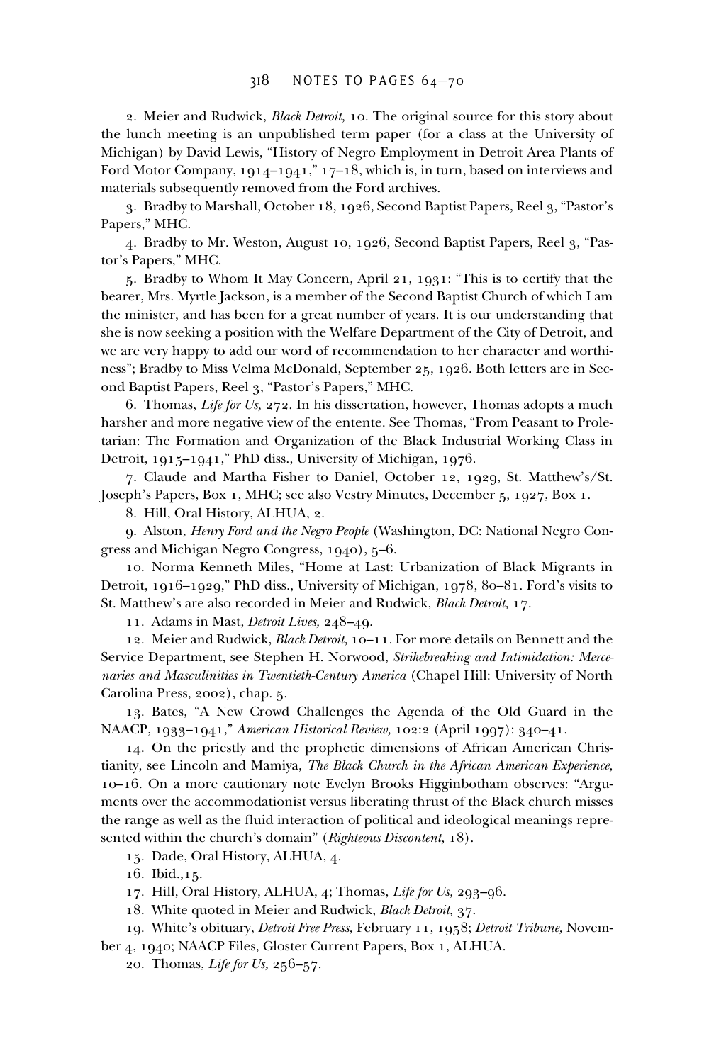2. Meier and Rudwick, *Black Detroit,* 10. The original source for this story about the lunch meeting is an unpublished term paper (for a class at the University of Michigan) by David Lewis, "History of Negro Employment in Detroit Area Plants of Ford Motor Company, 1914–1941," 17–18, which is, in turn, based on interviews and materials subsequently removed from the Ford archives.

3. Bradby to Marshall, October 18, 1926, Second Baptist Papers, Reel 3, "Pastor's Papers," MHC.

4. Bradby to Mr. Weston, August 10, 1926, Second Baptist Papers, Reel 3, "Pastor's Papers," MHC.

5. Bradby to Whom It May Concern, April 21, 1931: "This is to certify that the bearer, Mrs. Myrtle Jackson, is a member of the Second Baptist Church of which I am the minister, and has been for a great number of years. It is our understanding that she is now seeking a position with the Welfare Department of the City of Detroit, and we are very happy to add our word of recommendation to her character and worthiness"; Bradby to Miss Velma McDonald, September 25, 1926. Both letters are in Second Baptist Papers, Reel 3, "Pastor's Papers," MHC.

6. Thomas, *Life for Us,* 272. In his dissertation, however, Thomas adopts a much harsher and more negative view of the entente. See Thomas, "From Peasant to Proletarian: The Formation and Organization of the Black Industrial Working Class in Detroit, 1915–1941," PhD diss., University of Michigan, 1976.

7. Claude and Martha Fisher to Daniel, October 12, 1929, St. Matthew's/St. Joseph's Papers, Box 1, MHC; see also Vestry Minutes, December 5, 1927, Box 1.

8. Hill, Oral History, ALHUA, 2.

9. Alston, *Henry Ford and the Negro People* (Washington, DC: National Negro Congress and Michigan Negro Congress, 1940), 5–6.

10. Norma Kenneth Miles, "Home at Last: Urbanization of Black Migrants in Detroit, 1916–1929," PhD diss., University of Michigan, 1978, 80–81. Ford's visits to St. Matthew's are also recorded in Meier and Rudwick, *Black Detroit,* 17.

11. Adams in Mast, *Detroit Lives,* 248–49.

12. Meier and Rudwick, *Black Detroit,* 10–11. For more details on Bennett and the Service Department, see Stephen H. Norwood, *Strikebreaking and Intimidation: Mercenaries and Masculinities in Twentieth-Century America* (Chapel Hill: University of North Carolina Press, 2002), chap. 5.

13. Bates, "A New Crowd Challenges the Agenda of the Old Guard in the NAACP, 1933–1941," *American Historical Review,* 102:2 (April 1997): 340–41.

14. On the priestly and the prophetic dimensions of African American Christianity, see Lincoln and Mamiya, *The Black Church in the African American Experience,* 10–16. On a more cautionary note Evelyn Brooks Higginbotham observes: "Arguments over the accommodationist versus liberating thrust of the Black church misses the range as well as the fluid interaction of political and ideological meanings represented within the church's domain" (*Righteous Discontent,* 18).

15. Dade, Oral History, ALHUA, 4.

16. Ibid.,15.

17. Hill, Oral History, ALHUA, 4; Thomas, *Life for Us,* 293–96.

18. White quoted in Meier and Rudwick, *Black Detroit,* 37.

19. White's obituary, *Detroit Free Press,* February 11, 1958; *Detroit Tribune,* November 4, 1940; NAACP Files, Gloster Current Papers, Box 1, ALHUA.

20. Thomas, *Life for Us,* 256–57.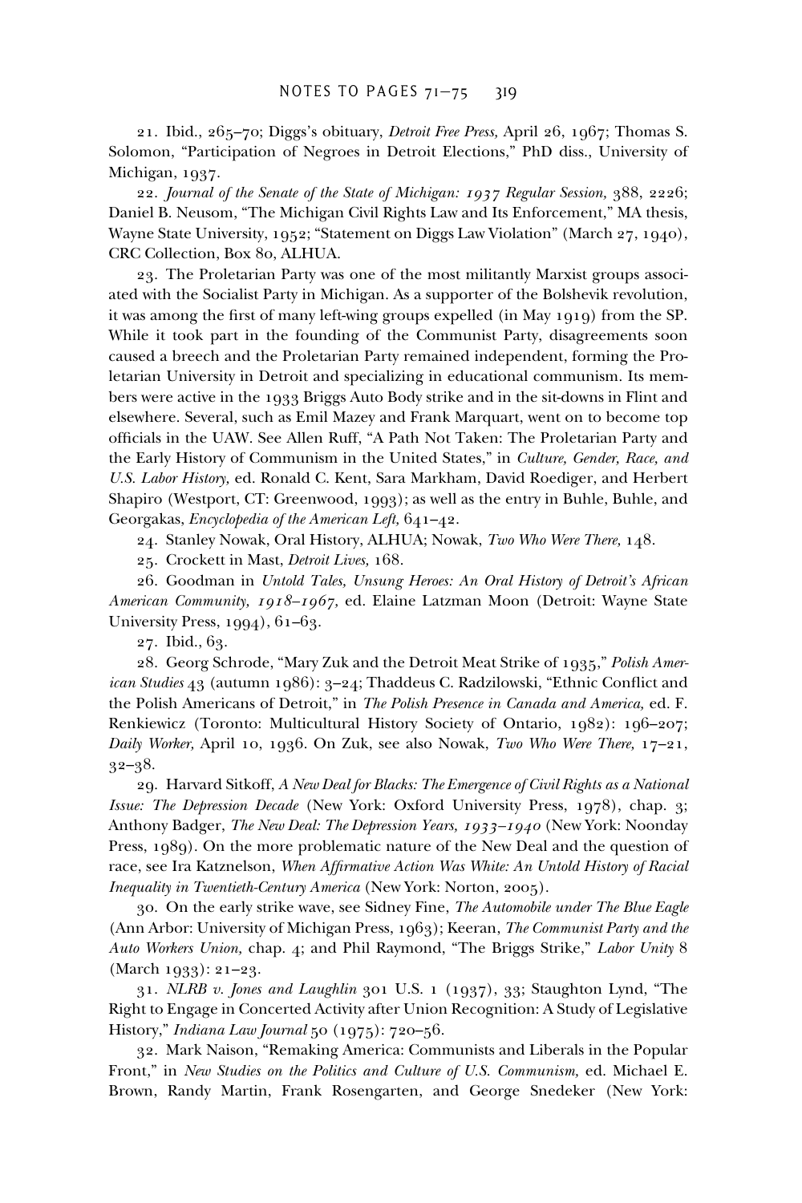21. Ibid., 265–70; Diggs's obituary, *Detroit Free Press,* April 26, 1967; Thomas S. Solomon, "Participation of Negroes in Detroit Elections," PhD diss., University of Michigan, 1937.

22. *Journal of the Senate of the State of Michigan: 1937 Regular Session,* 388, 2226; Daniel B. Neusom, "The Michigan Civil Rights Law and Its Enforcement," MA thesis, Wayne State University, 1952; "Statement on Diggs Law Violation" (March 27, 1940), CRC Collection, Box 80, ALHUA.

23. The Proletarian Party was one of the most militantly Marxist groups associated with the Socialist Party in Michigan. As a supporter of the Bolshevik revolution, it was among the first of many left-wing groups expelled (in May 1919) from the SP. While it took part in the founding of the Communist Party, disagreements soon caused a breech and the Proletarian Party remained independent, forming the Proletarian University in Detroit and specializing in educational communism. Its members were active in the 1933 Briggs Auto Body strike and in the sit-downs in Flint and elsewhere. Several, such as Emil Mazey and Frank Marquart, went on to become top officials in the UAW. See Allen Ruff, "A Path Not Taken: The Proletarian Party and the Early History of Communism in the United States," in *Culture, Gender, Race, and U.S. Labor History,* ed. Ronald C. Kent, Sara Markham, David Roediger, and Herbert Shapiro (Westport, CT: Greenwood, 1993); as well as the entry in Buhle, Buhle, and Georgakas, *Encyclopedia of the American Left,* 641–42.

24. Stanley Nowak, Oral History, ALHUA; Nowak, *Two Who Were There,* 148.

25. Crockett in Mast, *Detroit Lives,* 168.

26. Goodman in *Untold Tales, Unsung Heroes: An Oral History of Detroit's African American Community, 1918–1967,* ed. Elaine Latzman Moon (Detroit: Wayne State University Press, 1994), 61–63.

27. Ibid., 63.

28. Georg Schrode, "Mary Zuk and the Detroit Meat Strike of 1935," *Polish American Studies* 43 (autumn 1986): 3–24; Thaddeus C. Radzilowski, "Ethnic Conflict and the Polish Americans of Detroit," in *The Polish Presence in Canada and America,* ed. F. Renkiewicz (Toronto: Multicultural History Society of Ontario, 1982): 196–207; *Daily Worker,* April 10, 1936. On Zuk, see also Nowak, *Two Who Were There,* 17–21, 32–38.

29. Harvard Sitkoff, *A New Deal for Blacks: The Emergence of Civil Rights as a National Issue: The Depression Decade* (New York: Oxford University Press, 1978), chap. 3; Anthony Badger, *The New Deal: The Depression Years, 1933–1940* (New York: Noonday Press, 1989). On the more problematic nature of the New Deal and the question of race, see Ira Katznelson, *When Affirmative Action Was White: An Untold History of Racial Inequality in Twentieth-Century America* (New York: Norton, 2005).

30. On the early strike wave, see Sidney Fine, *The Automobile under The Blue Eagle* (Ann Arbor: University of Michigan Press, 1963); Keeran, *The Communist Party and the Auto Workers Union,* chap. 4; and Phil Raymond, "The Briggs Strike," *Labor Unity* 8 (March 1933): 21–23.

31. *NLRB v. Jones and Laughlin* 301 U.S. 1 (1937), 33; Staughton Lynd, "The Right to Engage in Concerted Activity after Union Recognition: A Study of Legislative History," *Indiana Law Journal* 50 (1975): 720–56.

32. Mark Naison, "Remaking America: Communists and Liberals in the Popular Front," in *New Studies on the Politics and Culture of U.S. Communism,* ed. Michael E. Brown, Randy Martin, Frank Rosengarten, and George Snedeker (New York: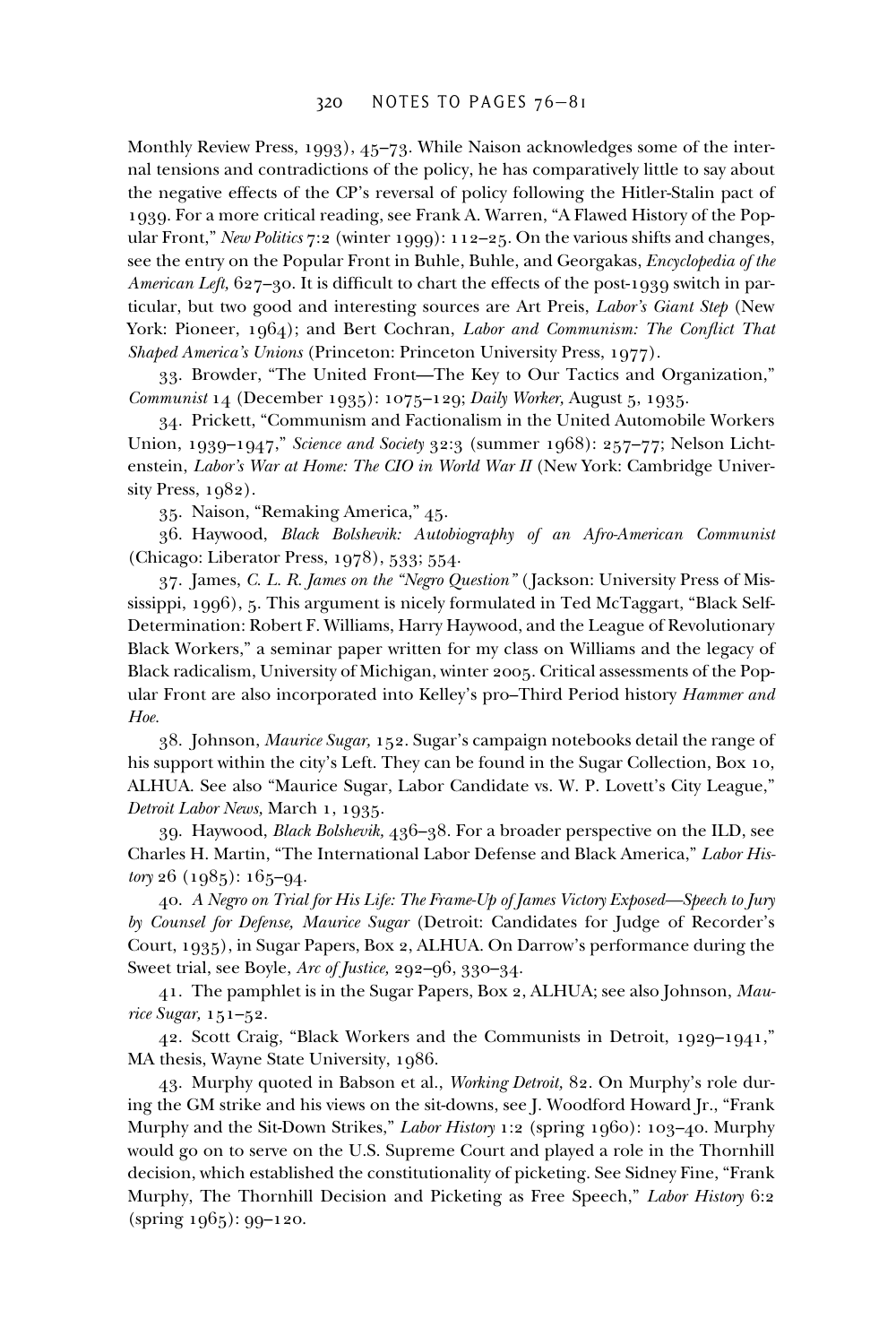Monthly Review Press, 1993), 45–73. While Naison acknowledges some of the internal tensions and contradictions of the policy, he has comparatively little to say about the negative effects of the CP's reversal of policy following the Hitler-Stalin pact of 1939. For a more critical reading, see Frank A. Warren, "A Flawed History of the Popular Front," *New Politics* 7:2 (winter 1999): 112–25. On the various shifts and changes, see the entry on the Popular Front in Buhle, Buhle, and Georgakas, *Encyclopedia of the American Left,* 627–30. It is difficult to chart the effects of the post-1939 switch in particular, but two good and interesting sources are Art Preis, *Labor's Giant Step* (New York: Pioneer, 1964); and Bert Cochran, *Labor and Communism: The Conflict That Shaped America's Unions* (Princeton: Princeton University Press, 1977).

33. Browder, "The United Front—The Key to Our Tactics and Organization," *Communist* 14 (December 1935): 1075–129; *Daily Worker,* August 5, 1935.

34. Prickett, "Communism and Factionalism in the United Automobile Workers Union, 1939–1947," *Science and Society* 32:3 (summer 1968): 257–77; Nelson Lichtenstein, *Labor's War at Home: The CIO in World War II* (New York: Cambridge University Press, 1982).

35. Naison, "Remaking America," 45.

36. Haywood, *Black Bolshevik: Autobiography of an Afro-American Communist* (Chicago: Liberator Press, 1978), 533; 554.

37. James, *C. L. R. James on the "Negro Question"* (Jackson: University Press of Mississippi, 1996), 5. This argument is nicely formulated in Ted McTaggart, "Black Self-Determination: Robert F. Williams, Harry Haywood, and the League of Revolutionary Black Workers," a seminar paper written for my class on Williams and the legacy of Black radicalism, University of Michigan, winter 2005. Critical assessments of the Popular Front are also incorporated into Kelley's pro–Third Period history *Hammer and Hoe.*

38. Johnson, *Maurice Sugar,* 152. Sugar's campaign notebooks detail the range of his support within the city's Left. They can be found in the Sugar Collection, Box 10, ALHUA. See also "Maurice Sugar, Labor Candidate vs. W. P. Lovett's City League," *Detroit Labor News,* March 1, 1935.

39. Haywood, *Black Bolshevik,* 436–38. For a broader perspective on the ILD, see Charles H. Martin, "The International Labor Defense and Black America," *Labor History* 26 (1985): 165–94.

40. *A Negro on Trial for His Life: The Frame-Up of James Victory Exposed—Speech to Jury by Counsel for Defense, Maurice Sugar* (Detroit: Candidates for Judge of Recorder's Court, 1935), in Sugar Papers, Box 2, ALHUA. On Darrow's performance during the Sweet trial, see Boyle, *Arc of Justice,* 292–96, 330–34.

41. The pamphlet is in the Sugar Papers, Box 2, ALHUA; see also Johnson, *Maurice Sugar,* 151–52.

42. Scott Craig, "Black Workers and the Communists in Detroit, 1929–1941," MA thesis, Wayne State University, 1986.

43. Murphy quoted in Babson et al., *Working Detroit,* 82. On Murphy's role during the GM strike and his views on the sit-downs, see J. Woodford Howard Jr., "Frank Murphy and the Sit-Down Strikes," *Labor History* 1:2 (spring 1960): 103–40. Murphy would go on to serve on the U.S. Supreme Court and played a role in the Thornhill decision, which established the constitutionality of picketing. See Sidney Fine, "Frank Murphy, The Thornhill Decision and Picketing as Free Speech," *Labor History* 6:2 (spring 1965): 99–120.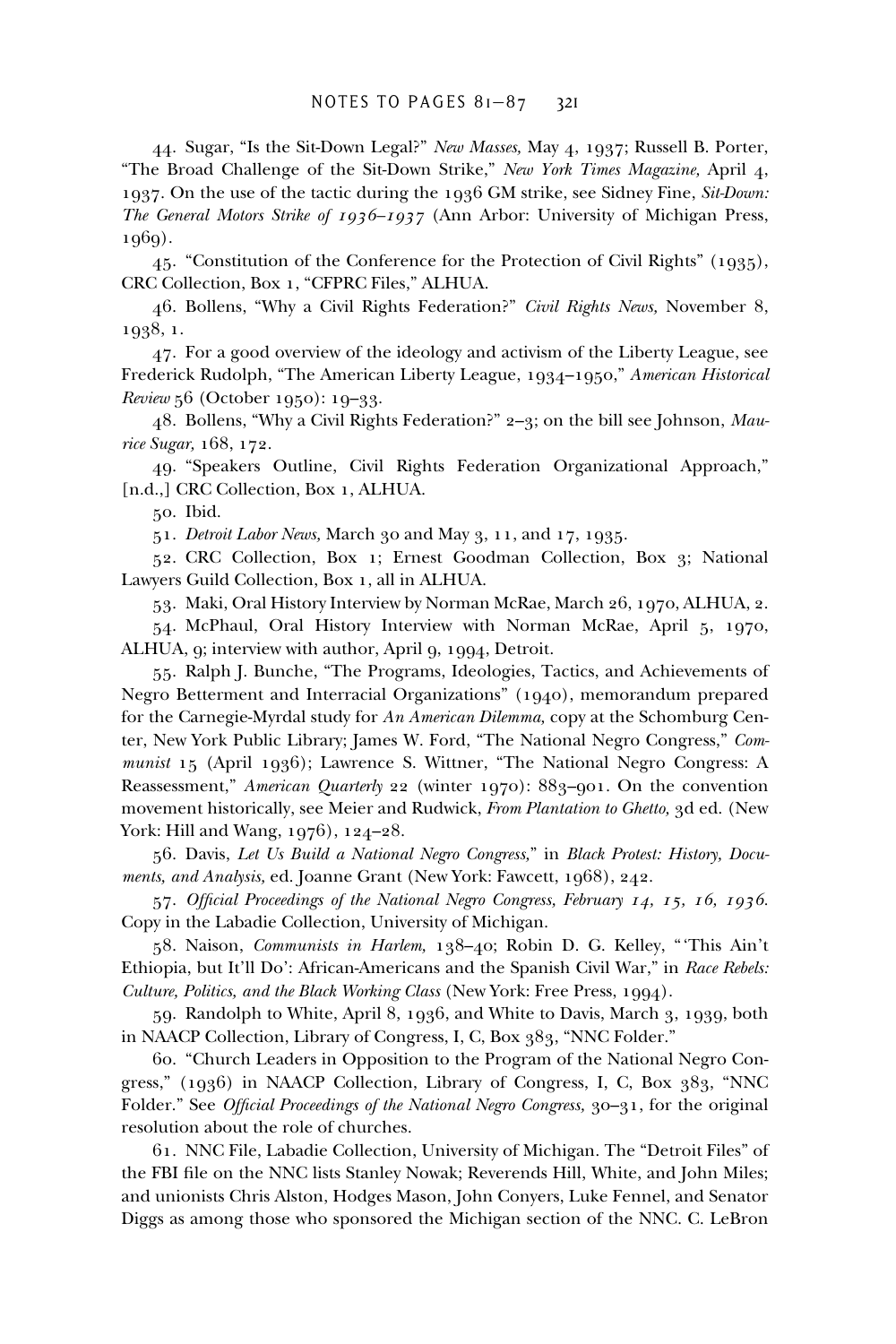44. Sugar, "Is the Sit-Down Legal?" *New Masses,* May 4, 1937; Russell B. Porter, "The Broad Challenge of the Sit-Down Strike," *New York Times Magazine,* April 4, 1937. On the use of the tactic during the 1936 GM strike, see Sidney Fine, *Sit-Down: The General Motors Strike of 1936–1937* (Ann Arbor: University of Michigan Press, 1969).

45. "Constitution of the Conference for the Protection of Civil Rights" (1935), CRC Collection, Box 1, "CFPRC Files," ALHUA.

46. Bollens, "Why a Civil Rights Federation?" *Civil Rights News,* November 8, 1938, 1.

47. For a good overview of the ideology and activism of the Liberty League, see Frederick Rudolph, "The American Liberty League, 1934–1950," *American Historical Review* 56 (October 1950): 19–33.

48. Bollens, "Why a Civil Rights Federation?" 2–3; on the bill see Johnson, *Maurice Sugar,* 168, 172.

49. "Speakers Outline, Civil Rights Federation Organizational Approach," [n.d.,] CRC Collection, Box 1, ALHUA.

50. Ibid.

51. *Detroit Labor News,* March 30 and May 3, 11, and 17, 1935.

52. CRC Collection, Box 1; Ernest Goodman Collection, Box 3; National Lawyers Guild Collection, Box 1, all in ALHUA.

53. Maki, Oral History Interview by Norman McRae, March 26, 1970, ALHUA, 2.

54. McPhaul, Oral History Interview with Norman McRae, April 5, 1970, ALHUA, 9; interview with author, April 9, 1994, Detroit.

55. Ralph J. Bunche, "The Programs, Ideologies, Tactics, and Achievements of Negro Betterment and Interracial Organizations" (1940), memorandum prepared for the Carnegie-Myrdal study for *An American Dilemma,* copy at the Schomburg Center, New York Public Library; James W. Ford, "The National Negro Congress," *Communist* 15 (April 1936); Lawrence S. Wittner, "The National Negro Congress: A Reassessment," *American Quarterly* 22 (winter 1970): 883–901. On the convention movement historically, see Meier and Rudwick, *From Plantation to Ghetto,* 3d ed. (New York: Hill and Wang, 1976), 124–28.

56. Davis, *Let Us Build a National Negro Congress,*" in *Black Protest: History, Documents, and Analysis,* ed. Joanne Grant (New York: Fawcett, 1968), 242.

57. *Official Proceedings of the National Negro Congress, February 14, 15, 16, 1936.* Copy in the Labadie Collection, University of Michigan.

58. Naison, *Communists in Harlem,* 138–40; Robin D. G. Kelley, "'This Ain't Ethiopia, but It'll Do': African-Americans and the Spanish Civil War," in *Race Rebels: Culture, Politics, and the Black Working Class* (New York: Free Press, 1994).

59. Randolph to White, April 8, 1936, and White to Davis, March 3, 1939, both in NAACP Collection, Library of Congress, I, C, Box 383, "NNC Folder."

60. "Church Leaders in Opposition to the Program of the National Negro Congress," (1936) in NAACP Collection, Library of Congress, I, C, Box 383, "NNC Folder." See *Official Proceedings of the National Negro Congress,* 30–31, for the original resolution about the role of churches.

61. NNC File, Labadie Collection, University of Michigan. The "Detroit Files" of the FBI file on the NNC lists Stanley Nowak; Reverends Hill, White, and John Miles; and unionists Chris Alston, Hodges Mason, John Conyers, Luke Fennel, and Senator Diggs as among those who sponsored the Michigan section of the NNC. C. LeBron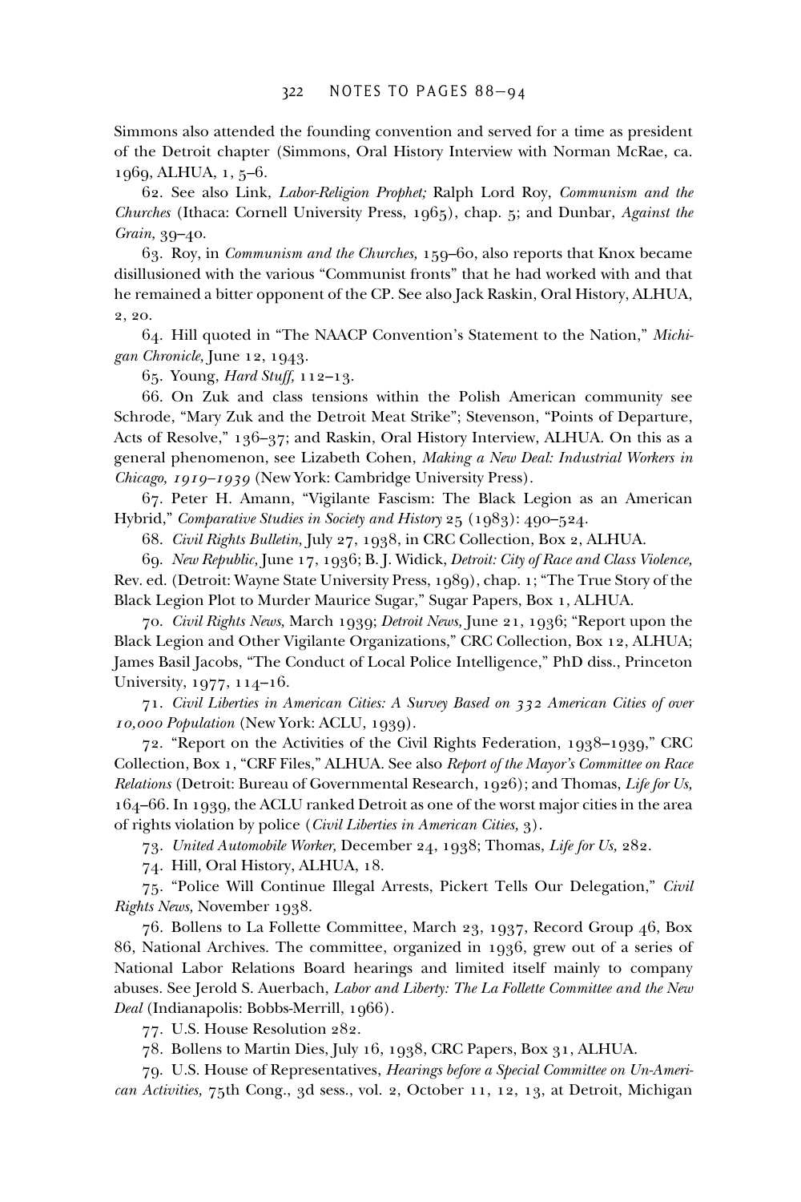Simmons also attended the founding convention and served for a time as president of the Detroit chapter (Simmons, Oral History Interview with Norman McRae, ca. 1969, ALHUA, 1, 5–6.

62. See also Link, *Labor-Religion Prophet;* Ralph Lord Roy, *Communism and the Churches* (Ithaca: Cornell University Press, 1965), chap. 5; and Dunbar, *Against the Grain,* 39–40.

63. Roy, in *Communism and the Churches,* 159–60, also reports that Knox became disillusioned with the various "Communist fronts" that he had worked with and that he remained a bitter opponent of the CP. See also Jack Raskin, Oral History, ALHUA, 2, 20.

64. Hill quoted in "The NAACP Convention's Statement to the Nation," *Michigan Chronicle,* June 12, 1943.

65. Young, *Hard Stuff,* 112–13.

66. On Zuk and class tensions within the Polish American community see Schrode, "Mary Zuk and the Detroit Meat Strike"; Stevenson, "Points of Departure, Acts of Resolve," 136–37; and Raskin, Oral History Interview, ALHUA. On this as a general phenomenon, see Lizabeth Cohen, *Making a New Deal: Industrial Workers in Chicago, 1919–1939* (New York: Cambridge University Press).

67. Peter H. Amann, "Vigilante Fascism: The Black Legion as an American Hybrid," *Comparative Studies in Society and History* 25 (1983): 490–524.

68. *Civil Rights Bulletin,* July 27, 1938, in CRC Collection, Box 2, ALHUA.

69. *New Republic,* June 17, 1936; B. J. Widick, *Detroit: City of Race and Class Violence,* Rev. ed. (Detroit: Wayne State University Press, 1989), chap. 1; "The True Story of the Black Legion Plot to Murder Maurice Sugar," Sugar Papers, Box 1, ALHUA.

70. *Civil Rights News,* March 1939; *Detroit News,* June 21, 1936; "Report upon the Black Legion and Other Vigilante Organizations," CRC Collection, Box 12, ALHUA; James Basil Jacobs, "The Conduct of Local Police Intelligence," PhD diss., Princeton University, 1977, 114–16.

71. *Civil Liberties in American Cities: A Survey Based on 332 American Cities of over 10,000 Population* (New York: ACLU, 1939).

72. "Report on the Activities of the Civil Rights Federation, 1938–1939," CRC Collection, Box 1, "CRF Files," ALHUA. See also *Report of the Mayor's Committee on Race Relations* (Detroit: Bureau of Governmental Research, 1926); and Thomas, *Life for Us,* 164–66. In 1939, the ACLU ranked Detroit as one of the worst major cities in the area of rights violation by police (*Civil Liberties in American Cities,* 3).

73. *United Automobile Worker,* December 24, 1938; Thomas, *Life for Us,* 282.

74. Hill, Oral History, ALHUA, 18.

75. "Police Will Continue Illegal Arrests, Pickert Tells Our Delegation," *Civil Rights News,* November 1938.

76. Bollens to La Follette Committee, March 23, 1937, Record Group 46, Box 86, National Archives. The committee, organized in 1936, grew out of a series of National Labor Relations Board hearings and limited itself mainly to company abuses. See Jerold S. Auerbach, *Labor and Liberty: The La Follette Committee and the New Deal* (Indianapolis: Bobbs-Merrill, 1966).

77. U.S. House Resolution 282.

78. Bollens to Martin Dies, July 16, 1938, CRC Papers, Box 31, ALHUA.

79. U.S. House of Representatives, *Hearings before a Special Committee on Un-American Activities,* 75th Cong., 3d sess., vol. 2, October 11, 12, 13, at Detroit, Michigan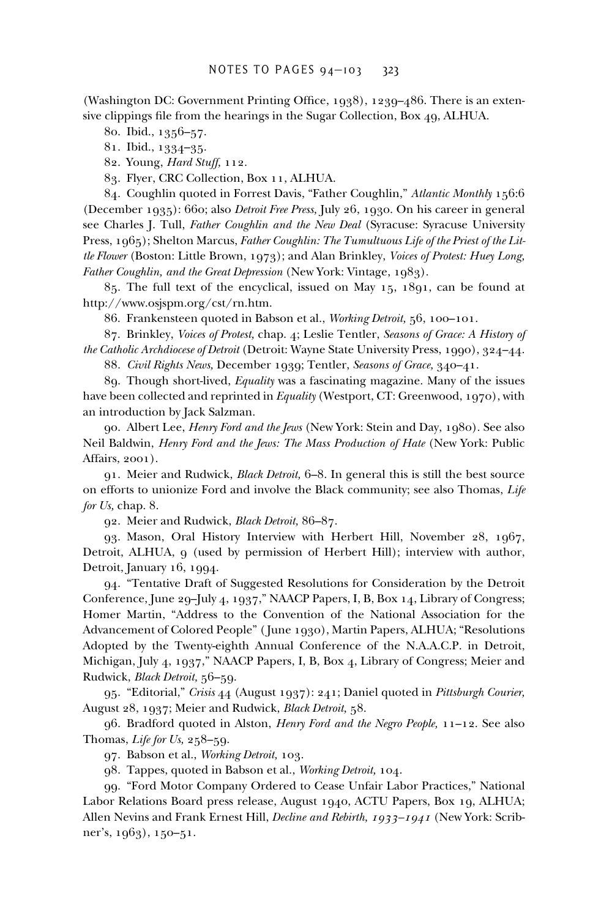(Washington DC: Government Printing Office, 1938), 1239–486. There is an extensive clippings file from the hearings in the Sugar Collection, Box 49, ALHUA.

80. Ibid., 1356–57.

81. Ibid., 1334–35.

82. Young, *Hard Stuff,* 112.

83. Flyer, CRC Collection, Box 11, ALHUA.

84. Coughlin quoted in Forrest Davis, "Father Coughlin," *Atlantic Monthly* 156:6 (December 1935): 660; also *Detroit Free Press,* July 26, 1930. On his career in general see Charles J. Tull, *Father Coughlin and the New Deal* (Syracuse: Syracuse University Press, 1965); Shelton Marcus, *Father Coughlin: The Tumultuous Life of the Priest of the Little Flower* (Boston: Little Brown, 1973); and Alan Brinkley, *Voices of Protest: Huey Long, Father Coughlin, and the Great Depression* (New York: Vintage, 1983).

85. The full text of the encyclical, issued on May 15, 1891, can be found at http://www.osjspm.org/cst/rn.htm.

86. Frankensteen quoted in Babson et al., *Working Detroit,* 56, 100–101.

87. Brinkley, *Voices of Protest,* chap. 4; Leslie Tentler, *Seasons of Grace: A History of the Catholic Archdiocese of Detroit* (Detroit: Wayne State University Press, 1990), 324–44.

88. *Civil Rights News,* December 1939; Tentler, *Seasons of Grace,* 340–41.

89. Though short-lived, *Equality* was a fascinating magazine. Many of the issues have been collected and reprinted in *Equality* (Westport, CT: Greenwood, 1970), with an introduction by Jack Salzman.

90. Albert Lee, *Henry Ford and the Jews* (New York: Stein and Day, 1980). See also Neil Baldwin, *Henry Ford and the Jews: The Mass Production of Hate* (New York: Public Affairs, 2001).

91. Meier and Rudwick, *Black Detroit,* 6–8. In general this is still the best source on efforts to unionize Ford and involve the Black community; see also Thomas, *Life for Us,* chap. 8.

92. Meier and Rudwick, *Black Detroit,* 86–87.

93. Mason, Oral History Interview with Herbert Hill, November 28, 1967, Detroit, ALHUA, 9 (used by permission of Herbert Hill); interview with author, Detroit, January 16, 1994.

94. "Tentative Draft of Suggested Resolutions for Consideration by the Detroit Conference, June 29–July 4, 1937," NAACP Papers, I, B, Box 14, Library of Congress; Homer Martin, "Address to the Convention of the National Association for the Advancement of Colored People" (June 1930), Martin Papers, ALHUA; "Resolutions Adopted by the Twenty-eighth Annual Conference of the N.A.A.C.P. in Detroit, Michigan, July 4, 1937," NAACP Papers, I, B, Box 4, Library of Congress; Meier and Rudwick, *Black Detroit,* 56–59.

95. "Editorial," *Crisis* 44 (August 1937): 241; Daniel quoted in *Pittsburgh Courier,* August 28, 1937; Meier and Rudwick, *Black Detroit,* 58.

96. Bradford quoted in Alston, *Henry Ford and the Negro People,* 11–12. See also Thomas, *Life for Us,* 258–59.

97. Babson et al., *Working Detroit,* 103.

98. Tappes, quoted in Babson et al., *Working Detroit,* 104.

99. "Ford Motor Company Ordered to Cease Unfair Labor Practices," National Labor Relations Board press release, August 1940, ACTU Papers, Box 19, ALHUA; Allen Nevins and Frank Ernest Hill, *Decline and Rebirth, 1933–1941* (New York: Scribner's, 1963), 150–51.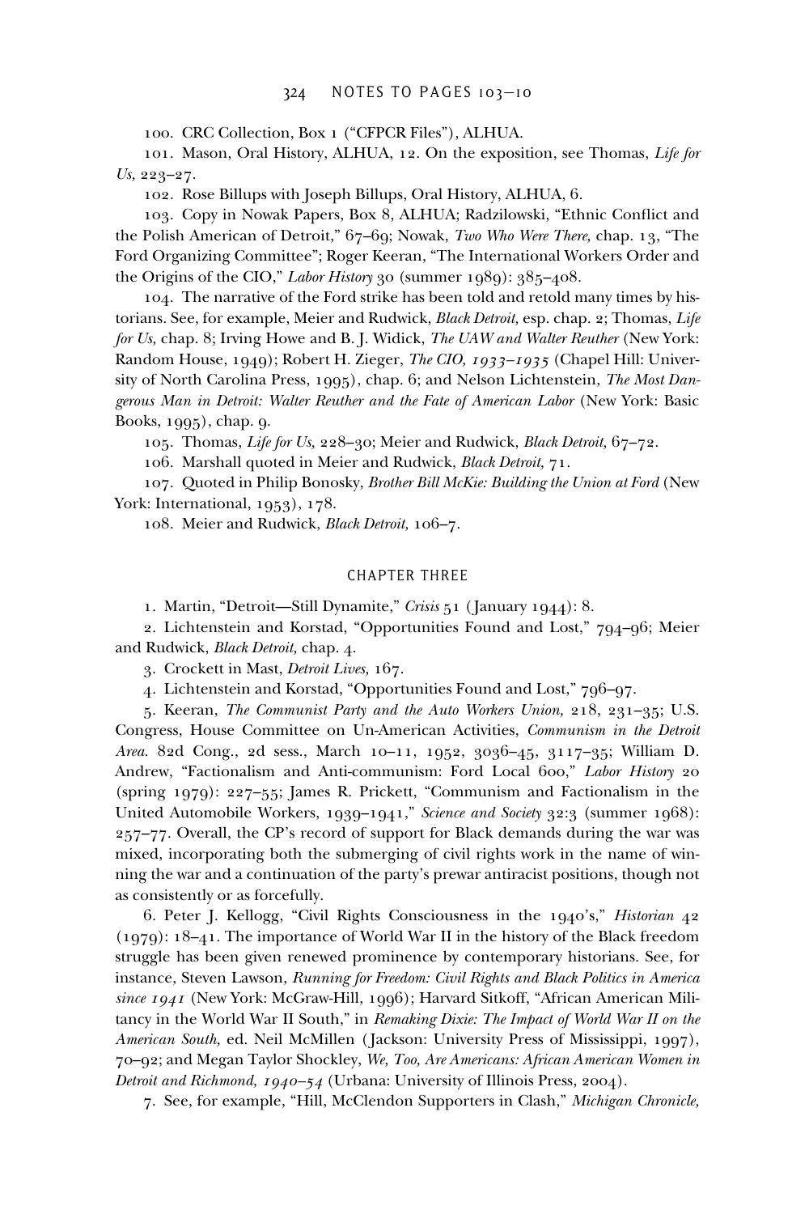100. CRC Collection, Box 1 ("CFPCR Files"), ALHUA.

101. Mason, Oral History, ALHUA, 12. On the exposition, see Thomas, *Life for Us,* 223–27.

102. Rose Billups with Joseph Billups, Oral History, ALHUA, 6.

103. Copy in Nowak Papers, Box 8, ALHUA; Radzilowski, "Ethnic Conflict and the Polish American of Detroit," 67–69; Nowak, *Two Who Were There,* chap. 13, "The Ford Organizing Committee"; Roger Keeran, "The International Workers Order and the Origins of the CIO," *Labor History* 30 (summer 1989): 385–408.

104. The narrative of the Ford strike has been told and retold many times by historians. See, for example, Meier and Rudwick, *Black Detroit,* esp. chap. 2; Thomas, *Life for Us,* chap. 8; Irving Howe and B. J. Widick, *The UAW and Walter Reuther* (New York: Random House, 1949); Robert H. Zieger, *The CIO, 1933–1935* (Chapel Hill: University of North Carolina Press, 1995), chap. 6; and Nelson Lichtenstein, *The Most Dangerous Man in Detroit: Walter Reuther and the Fate of American Labor* (New York: Basic Books, 1995), chap. 9.

105. Thomas, *Life for Us,* 228–30; Meier and Rudwick, *Black Detroit,* 67–72.

106. Marshall quoted in Meier and Rudwick, *Black Detroit,* 71.

107. Quoted in Philip Bonosky, *Brother Bill McKie: Building the Union at Ford* (New York: International, 1953), 178.

108. Meier and Rudwick, *Black Detroit,* 106–7.

## CHAPTER THREE

1. Martin, "Detroit—Still Dynamite," *Crisis* 51 (January 1944): 8.

2. Lichtenstein and Korstad, "Opportunities Found and Lost," 794–96; Meier and Rudwick, *Black Detroit,* chap. 4.

3. Crockett in Mast, *Detroit Lives,* 167.

4. Lichtenstein and Korstad, "Opportunities Found and Lost," 796–97.

5. Keeran, *The Communist Party and the Auto Workers Union,* 218, 231–35; U.S. Congress, House Committee on Un-American Activities, *Communism in the Detroit Area.* 82d Cong., 2d sess., March 10–11, 1952, 3036–45, 3117–35; William D. Andrew, "Factionalism and Anti-communism: Ford Local 600," *Labor History* 20 (spring 1979): 227–55; James R. Prickett, "Communism and Factionalism in the United Automobile Workers, 1939–1941," *Science and Society* 32:3 (summer 1968): 257–77. Overall, the CP's record of support for Black demands during the war was mixed, incorporating both the submerging of civil rights work in the name of winning the war and a continuation of the party's prewar antiracist positions, though not as consistently or as forcefully.

6. Peter J. Kellogg, "Civil Rights Consciousness in the 1940's," *Historian* 42 (1979): 18–41. The importance of World War II in the history of the Black freedom struggle has been given renewed prominence by contemporary historians. See, for instance, Steven Lawson, *Running for Freedom: Civil Rights and Black Politics in America since 1941* (New York: McGraw-Hill, 1996); Harvard Sitkoff, "African American Militancy in the World War II South," in *Remaking Dixie: The Impact of World War II on the American South,* ed. Neil McMillen (Jackson: University Press of Mississippi, 1997), 70–92; and Megan Taylor Shockley, *We, Too, Are Americans: African American Women in Detroit and Richmond, 1940–54* (Urbana: University of Illinois Press, 2004).

7. See, for example, "Hill, McClendon Supporters in Clash," *Michigan Chronicle,*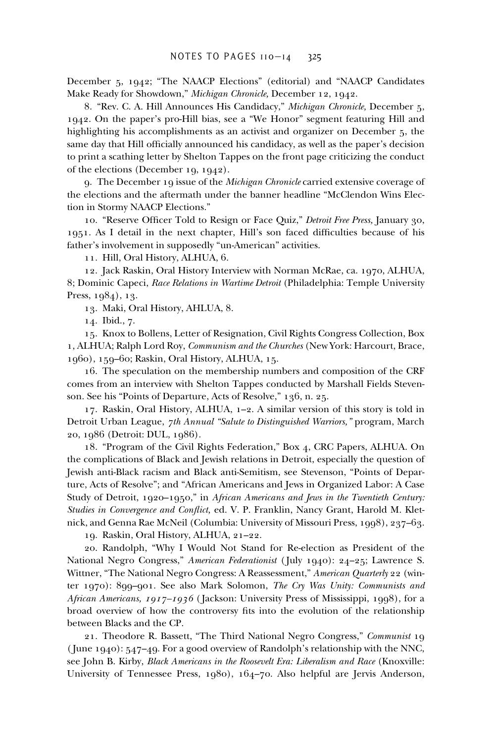December 5, 1942; "The NAACP Elections" (editorial) and "NAACP Candidates Make Ready for Showdown," *Michigan Chronicle,* December 12, 1942.

8. "Rev. C. A. Hill Announces His Candidacy," *Michigan Chronicle,* December 5, 1942. On the paper's pro-Hill bias, see a "We Honor" segment featuring Hill and highlighting his accomplishments as an activist and organizer on December 5, the same day that Hill officially announced his candidacy, as well as the paper's decision to print a scathing letter by Shelton Tappes on the front page criticizing the conduct of the elections (December 19, 1942).

9. The December 19 issue of the *Michigan Chronicle* carried extensive coverage of the elections and the aftermath under the banner headline "McClendon Wins Election in Stormy NAACP Elections."

10. "Reserve Officer Told to Resign or Face Quiz," *Detroit Free Press,* January 30, 1951. As I detail in the next chapter, Hill's son faced difficulties because of his father's involvement in supposedly "un-American" activities.

11. Hill, Oral History, ALHUA, 6.

12. Jack Raskin, Oral History Interview with Norman McRae, ca. 1970, ALHUA, 8; Dominic Capeci, *Race Relations in Wartime Detroit* (Philadelphia: Temple University Press, 1984), 13.

13. Maki, Oral History, AHLUA, 8.

14. Ibid., 7.

15. Knox to Bollens, Letter of Resignation, Civil Rights Congress Collection, Box 1, ALHUA; Ralph Lord Roy, *Communism and the Churches* (New York: Harcourt, Brace, 1960), 159–60; Raskin, Oral History, ALHUA, 15.

16. The speculation on the membership numbers and composition of the CRF comes from an interview with Shelton Tappes conducted by Marshall Fields Stevenson. See his "Points of Departure, Acts of Resolve," 136, n. 25.

17. Raskin, Oral History, ALHUA, 1–2. A similar version of this story is told in Detroit Urban League, *7th Annual "Salute to Distinguished Warriors,"* program, March 20, 1986 (Detroit: DUL, 1986).

18. "Program of the Civil Rights Federation," Box 4, CRC Papers, ALHUA. On the complications of Black and Jewish relations in Detroit, especially the question of Jewish anti-Black racism and Black anti-Semitism, see Stevenson, "Points of Departure, Acts of Resolve"; and "African Americans and Jews in Organized Labor: A Case Study of Detroit, 1920–1950," in *African Americans and Jews in the Twentieth Century: Studies in Convergence and Conflict,* ed. V. P. Franklin, Nancy Grant, Harold M. Kletnick, and Genna Rae McNeil (Columbia: University of Missouri Press, 1998), 237–63.

19. Raskin, Oral History, ALHUA, 21–22.

20. Randolph, "Why I Would Not Stand for Re-election as President of the National Negro Congress," *American Federationist* (July 1940): 24–25; Lawrence S. Wittner, "The National Negro Congress: A Reassessment," *American Quarterly* 22 (winter 1970): 899–901. See also Mark Solomon, *The Cry Was Unity: Communists and African Americans, 1917–1936* (Jackson: University Press of Mississippi, 1998), for a broad overview of how the controversy fits into the evolution of the relationship between Blacks and the CP.

21. Theodore R. Bassett, "The Third National Negro Congress," *Communist* 19 (June 1940): 547–49. For a good overview of Randolph's relationship with the NNC, see John B. Kirby, *Black Americans in the Roosevelt Era: Liberalism and Race* (Knoxville: University of Tennessee Press, 1980), 164–70. Also helpful are Jervis Anderson,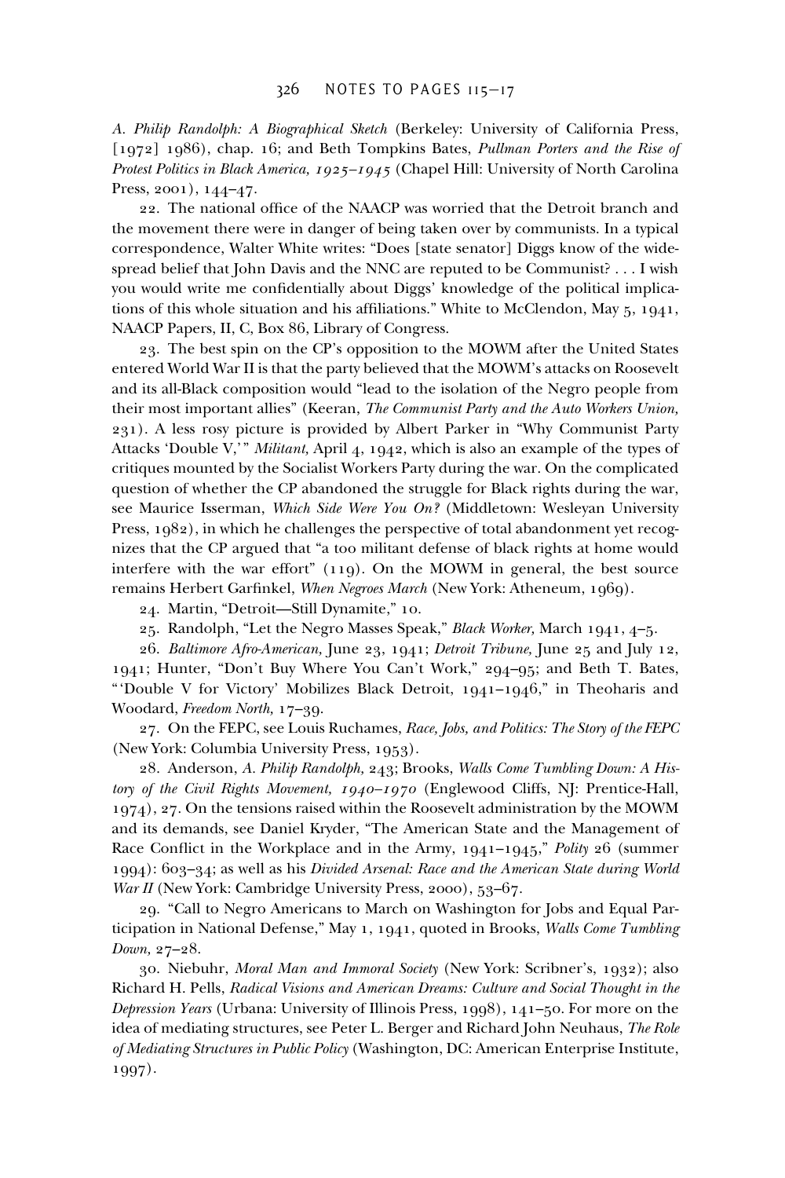*A. Philip Randolph: A Biographical Sketch* (Berkeley: University of California Press, [1972] 1986), chap. 16; and Beth Tompkins Bates, *Pullman Porters and the Rise of Protest Politics in Black America, 1925–1945* (Chapel Hill: University of North Carolina Press, 2001), 144–47.

22. The national office of the NAACP was worried that the Detroit branch and the movement there were in danger of being taken over by communists. In a typical correspondence, Walter White writes: "Does [state senator] Diggs know of the widespread belief that John Davis and the NNC are reputed to be Communist? . . . I wish you would write me confidentially about Diggs' knowledge of the political implications of this whole situation and his affiliations." White to McClendon, May 5, 1941, NAACP Papers, II, C, Box 86, Library of Congress.

23. The best spin on the CP's opposition to the MOWM after the United States entered World War II is that the party believed that the MOWM's attacks on Roosevelt and its all-Black composition would "lead to the isolation of the Negro people from their most important allies" (Keeran, *The Communist Party and the Auto Workers Union,* 231). A less rosy picture is provided by Albert Parker in "Why Communist Party Attacks 'Double V,'" *Militant,* April 4, 1942, which is also an example of the types of critiques mounted by the Socialist Workers Party during the war. On the complicated question of whether the CP abandoned the struggle for Black rights during the war, see Maurice Isserman, *Which Side Were You On?* (Middletown: Wesleyan University Press, 1982), in which he challenges the perspective of total abandonment yet recognizes that the CP argued that "a too militant defense of black rights at home would interfere with the war effort" (119). On the MOWM in general, the best source remains Herbert Garfinkel, *When Negroes March* (New York: Atheneum, 1969).

24. Martin, "Detroit—Still Dynamite," 10.

25. Randolph, "Let the Negro Masses Speak," *Black Worker,* March 1941, 4–5.

26. *Baltimore Afro-American,* June 23, 1941; *Detroit Tribune,* June 25 and July 12, 1941; Hunter, "Don't Buy Where You Can't Work," 294–95; and Beth T. Bates, "'Double V for Victory' Mobilizes Black Detroit, 1941–1946," in Theoharis and Woodard, *Freedom North,* 17–39.

27. On the FEPC, see Louis Ruchames, *Race, Jobs, and Politics: The Story of the FEPC* (New York: Columbia University Press, 1953).

28. Anderson, *A. Philip Randolph,* 243; Brooks, *Walls Come Tumbling Down: A History of the Civil Rights Movement, 1940–1970* (Englewood Cliffs, NJ: Prentice-Hall, 1974), 27. On the tensions raised within the Roosevelt administration by the MOWM and its demands, see Daniel Kryder, "The American State and the Management of Race Conflict in the Workplace and in the Army, 1941–1945," *Polity* 26 (summer 1994): 603–34; as well as his *Divided Arsenal: Race and the American State during World War II* (New York: Cambridge University Press, 2000), 53–67.

29. "Call to Negro Americans to March on Washington for Jobs and Equal Participation in National Defense," May 1, 1941, quoted in Brooks, *Walls Come Tumbling Down,* 27–28.

30. Niebuhr, *Moral Man and Immoral Society* (New York: Scribner's, 1932); also Richard H. Pells, *Radical Visions and American Dreams: Culture and Social Thought in the Depression Years* (Urbana: University of Illinois Press, 1998), 141–50. For more on the idea of mediating structures, see Peter L. Berger and Richard John Neuhaus, *The Role of Mediating Structures in Public Policy* (Washington, DC: American Enterprise Institute, 1997).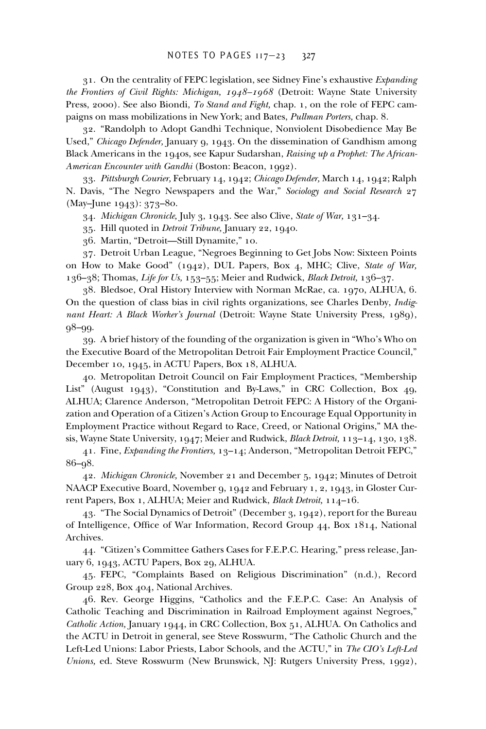31. On the centrality of FEPC legislation, see Sidney Fine's exhaustive *Expanding the Frontiers of Civil Rights: Michigan, 1948–1968* (Detroit: Wayne State University Press, 2000). See also Biondi, *To Stand and Fight,* chap. 1, on the role of FEPC campaigns on mass mobilizations in New York; and Bates, *Pullman Porters,* chap. 8.

32. "Randolph to Adopt Gandhi Technique, Nonviolent Disobedience May Be Used," *Chicago Defender,* January 9, 1943. On the dissemination of Gandhism among Black Americans in the 1940s, see Kapur Sudarshan, *Raising up a Prophet: The African-American Encounter with Gandhi* (Boston: Beacon, 1992).

33. *Pittsburgh Courier,* February 14, 1942; *Chicago Defender,* March 14, 1942; Ralph N. Davis, "The Negro Newspapers and the War," *Sociology and Social Research* 27 (May–June 1943): 373–80.

34. *Michigan Chronicle,* July 3, 1943. See also Clive, *State of War,* 131–34.

35. Hill quoted in *Detroit Tribune,* January 22, 1940.

36. Martin, "Detroit—Still Dynamite," 10.

37. Detroit Urban League, "Negroes Beginning to Get Jobs Now: Sixteen Points on How to Make Good" (1942), DUL Papers, Box 4, MHC; Clive, *State of War,* 136–38; Thomas, *Life for Us,* 153–55; Meier and Rudwick, *Black Detroit,* 136–37.

38. Bledsoe, Oral History Interview with Norman McRae, ca. 1970, ALHUA, 6. On the question of class bias in civil rights organizations, see Charles Denby, *Indignant Heart: A Black Worker's Journal* (Detroit: Wayne State University Press, 1989), 98–99.

39. A brief history of the founding of the organization is given in "Who's Who on the Executive Board of the Metropolitan Detroit Fair Employment Practice Council," December 10, 1945, in ACTU Papers, Box 18, ALHUA.

40. Metropolitan Detroit Council on Fair Employment Practices, "Membership List" (August 1943), "Constitution and By-Laws," in CRC Collection, Box 49, ALHUA; Clarence Anderson, "Metropolitan Detroit FEPC: A History of the Organization and Operation of a Citizen's Action Group to Encourage Equal Opportunity in Employment Practice without Regard to Race, Creed, or National Origins," MA thesis, Wayne State University, 1947; Meier and Rudwick, *Black Detroit,* 113–14, 130, 138.

41. Fine, *Expanding the Frontiers,* 13–14; Anderson, "Metropolitan Detroit FEPC," 86–98.

42. *Michigan Chronicle,* November 21 and December 5, 1942; Minutes of Detroit NAACP Executive Board, November 9, 1942 and February 1, 2, 1943, in Gloster Current Papers, Box 1, ALHUA; Meier and Rudwick, *Black Detroit,* 114–16.

43. "The Social Dynamics of Detroit" (December 3, 1942), report for the Bureau of Intelligence, Office of War Information, Record Group 44, Box 1814, National Archives.

44. "Citizen's Committee Gathers Cases for F.E.P.C. Hearing," press release, January 6, 1943, ACTU Papers, Box 29, ALHUA.

45. FEPC, "Complaints Based on Religious Discrimination" (n.d.), Record Group 228, Box 404, National Archives.

46. Rev. George Higgins, "Catholics and the F.E.P.C. Case: An Analysis of Catholic Teaching and Discrimination in Railroad Employment against Negroes," *Catholic Action,* January 1944, in CRC Collection, Box 51, ALHUA. On Catholics and the ACTU in Detroit in general, see Steve Rosswurm, "The Catholic Church and the Left-Led Unions: Labor Priests, Labor Schools, and the ACTU," in *The CIO's Left-Led Unions,* ed. Steve Rosswurm (New Brunswick, NJ: Rutgers University Press, 1992),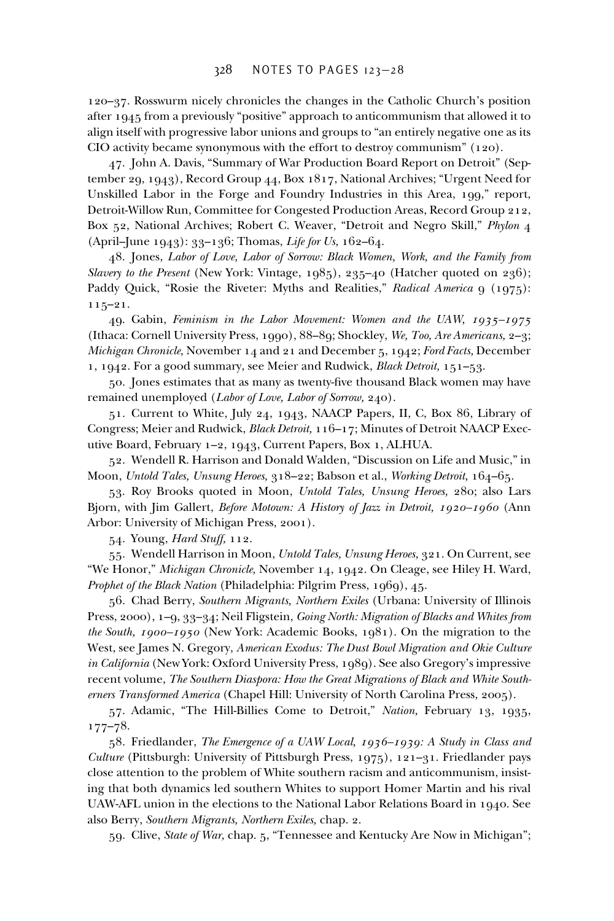120–37. Rosswurm nicely chronicles the changes in the Catholic Church's position after 1945 from a previously "positive" approach to anticommunism that allowed it to align itself with progressive labor unions and groups to "an entirely negative one as its CIO activity became synonymous with the effort to destroy communism" (120).

47. John A. Davis, "Summary of War Production Board Report on Detroit" (September 29, 1943), Record Group 44, Box 1817, National Archives; "Urgent Need for Unskilled Labor in the Forge and Foundry Industries in this Area, 199," report, Detroit-Willow Run, Committee for Congested Production Areas, Record Group 212, Box 52, National Archives; Robert C. Weaver, "Detroit and Negro Skill," *Phylon* 4 (April–June 1943): 33–136; Thomas, *Life for Us,* 162–64.

48. Jones, *Labor of Love, Labor of Sorrow: Black Women, Work, and the Family from Slavery to the Present* (New York: Vintage, 1985), 235–40 (Hatcher quoted on 236); Paddy Quick, "Rosie the Riveter: Myths and Realities," *Radical America* 9 (1975): 115–21.

49. Gabin, *Feminism in the Labor Movement: Women and the UAW, 1935–1975* (Ithaca: Cornell University Press, 1990), 88–89; Shockley, *We, Too, Are Americans,* 2–3; *Michigan Chronicle,* November 14 and 21 and December 5, 1942; *Ford Facts,* December 1, 1942. For a good summary, see Meier and Rudwick, *Black Detroit,* 151–53.

50. Jones estimates that as many as twenty-five thousand Black women may have remained unemployed (*Labor of Love, Labor of Sorrow,* 240).

51. Current to White, July 24, 1943, NAACP Papers, II, C, Box 86, Library of Congress; Meier and Rudwick, *Black Detroit,* 116–17; Minutes of Detroit NAACP Executive Board, February 1–2, 1943, Current Papers, Box 1, ALHUA.

52. Wendell R. Harrison and Donald Walden, "Discussion on Life and Music," in Moon, *Untold Tales, Unsung Heroes,* 318–22; Babson et al., *Working Detroit,* 164–65.

53. Roy Brooks quoted in Moon, *Untold Tales, Unsung Heroes,* 280; also Lars Bjorn, with Jim Gallert, *Before Motown: A History of Jazz in Detroit, 1920–1960* (Ann Arbor: University of Michigan Press, 2001).

54. Young, *Hard Stuff,* 112.

55. Wendell Harrison in Moon, *Untold Tales, Unsung Heroes,* 321. On Current, see "We Honor," *Michigan Chronicle,* November 14, 1942. On Cleage, see Hiley H. Ward, *Prophet of the Black Nation* (Philadelphia: Pilgrim Press, 1969), 45.

56. Chad Berry, *Southern Migrants, Northern Exiles* (Urbana: University of Illinois Press, 2000), 1–9, 33–34; Neil Fligstein, *Going North: Migration of Blacks and Whites from the South, 1900–1950* (New York: Academic Books, 1981). On the migration to the West, see James N. Gregory, *American Exodus: The Dust Bowl Migration and Okie Culture in California* (New York: Oxford University Press, 1989). See also Gregory's impressive recent volume, *The Southern Diaspora: How the Great Migrations of Black and White Southerners Transformed America* (Chapel Hill: University of North Carolina Press, 2005).

57. Adamic, "The Hill-Billies Come to Detroit," *Nation,* February 13, 1935, 177–78.

58. Friedlander, *The Emergence of a UAW Local, 1936–1939: A Study in Class and Culture* (Pittsburgh: University of Pittsburgh Press, 1975), 121–31. Friedlander pays close attention to the problem of White southern racism and anticommunism, insisting that both dynamics led southern Whites to support Homer Martin and his rival UAW-AFL union in the elections to the National Labor Relations Board in 1940. See also Berry, *Southern Migrants, Northern Exiles,* chap. 2.

59. Clive, *State of War,* chap. 5, "Tennessee and Kentucky Are Now in Michigan";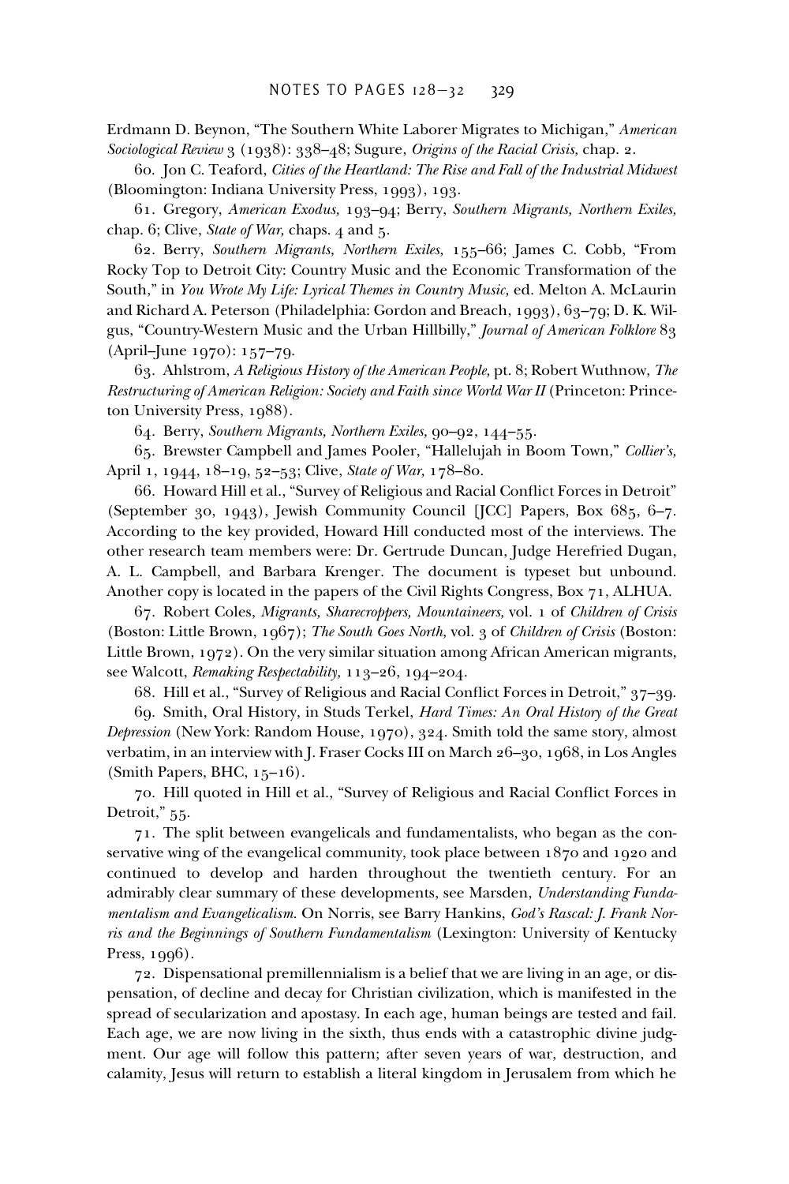Erdmann D. Beynon, "The Southern White Laborer Migrates to Michigan," *American Sociological Review* 3 (1938): 338–48; Sugure, *Origins of the Racial Crisis,* chap. 2.

60. Jon C. Teaford, *Cities of the Heartland: The Rise and Fall of the Industrial Midwest* (Bloomington: Indiana University Press, 1993), 193.

61. Gregory, *American Exodus,* 193–94; Berry, *Southern Migrants, Northern Exiles,* chap. 6; Clive, *State of War,* chaps. 4 and 5.

62. Berry, *Southern Migrants, Northern Exiles,* 155–66; James C. Cobb, "From Rocky Top to Detroit City: Country Music and the Economic Transformation of the South," in *You Wrote My Life: Lyrical Themes in Country Music,* ed. Melton A. McLaurin and Richard A. Peterson (Philadelphia: Gordon and Breach, 1993), 63–79; D. K. Wilgus, "Country-Western Music and the Urban Hillbilly," *Journal of American Folklore* 83 (April–June 1970): 157–79.

63. Ahlstrom, *A Religious History of the American People,* pt. 8; Robert Wuthnow, *The Restructuring of American Religion: Society and Faith since World War II* (Princeton: Princeton University Press, 1988).

64. Berry, *Southern Migrants, Northern Exiles,* 90–92, 144–55.

65. Brewster Campbell and James Pooler, "Hallelujah in Boom Town," *Collier's,* April 1, 1944, 18–19, 52–53; Clive, *State of War,* 178–80.

66. Howard Hill et al., "Survey of Religious and Racial Conflict Forces in Detroit" (September 30, 1943), Jewish Community Council [JCC] Papers, Box 685, 6–7. According to the key provided, Howard Hill conducted most of the interviews. The other research team members were: Dr. Gertrude Duncan, Judge Herefried Dugan, A. L. Campbell, and Barbara Krenger. The document is typeset but unbound. Another copy is located in the papers of the Civil Rights Congress, Box 71, ALHUA.

67. Robert Coles, *Migrants, Sharecroppers, Mountaineers,* vol. 1 of *Children of Crisis* (Boston: Little Brown, 1967); *The South Goes North,* vol. 3 of *Children of Crisis* (Boston: Little Brown, 1972). On the very similar situation among African American migrants, see Walcott, *Remaking Respectability,* 113–26, 194–204.

68. Hill et al., "Survey of Religious and Racial Conflict Forces in Detroit," 37–39.

69. Smith, Oral History, in Studs Terkel, *Hard Times: An Oral History of the Great Depression* (New York: Random House, 1970), 324. Smith told the same story, almost verbatim, in an interview with J. Fraser Cocks III on March 26–30, 1968, in Los Angles (Smith Papers, BHC, 15–16).

70. Hill quoted in Hill et al., "Survey of Religious and Racial Conflict Forces in Detroit," 55.

71. The split between evangelicals and fundamentalists, who began as the conservative wing of the evangelical community, took place between 1870 and 1920 and continued to develop and harden throughout the twentieth century. For an admirably clear summary of these developments, see Marsden, *Understanding Fundamentalism and Evangelicalism.* On Norris, see Barry Hankins, *God's Rascal: J. Frank Norris and the Beginnings of Southern Fundamentalism* (Lexington: University of Kentucky Press, 1996).

72. Dispensational premillennialism is a belief that we are living in an age, or dispensation, of decline and decay for Christian civilization, which is manifested in the spread of secularization and apostasy. In each age, human beings are tested and fail. Each age, we are now living in the sixth, thus ends with a catastrophic divine judgment. Our age will follow this pattern; after seven years of war, destruction, and calamity, Jesus will return to establish a literal kingdom in Jerusalem from which he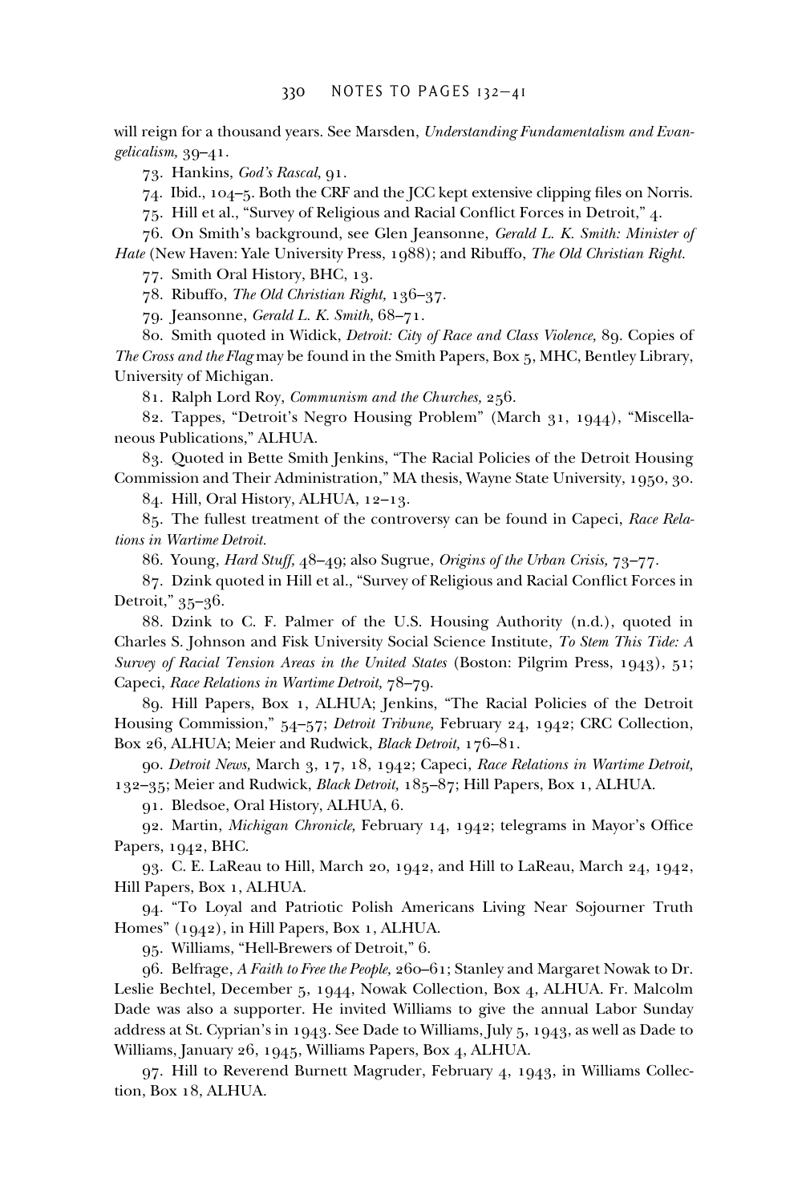will reign for a thousand years. See Marsden, *Understanding Fundamentalism and Evangelicalism,* 39–41.

73. Hankins, *God's Rascal,* 91.

74. Ibid., 104–5. Both the CRF and the JCC kept extensive clipping files on Norris.

75. Hill et al., "Survey of Religious and Racial Conflict Forces in Detroit," 4.

76. On Smith's background, see Glen Jeansonne, *Gerald L. K. Smith: Minister of Hate* (New Haven: Yale University Press, 1988); and Ribuffo, *The Old Christian Right.*

77. Smith Oral History, BHC, 13.

78. Ribuffo, *The Old Christian Right,* 136–37.

79. Jeansonne, *Gerald L. K. Smith,* 68–71.

80. Smith quoted in Widick, *Detroit: City of Race and Class Violence,* 89. Copies of *The Cross and the Flag* may be found in the Smith Papers, Box 5, MHC, Bentley Library, University of Michigan.

81. Ralph Lord Roy, *Communism and the Churches,* 256.

82. Tappes, "Detroit's Negro Housing Problem" (March 31, 1944), "Miscellaneous Publications," ALHUA.

83. Quoted in Bette Smith Jenkins, "The Racial Policies of the Detroit Housing Commission and Their Administration," MA thesis, Wayne State University, 1950, 30.

84. Hill, Oral History, ALHUA, 12–13.

85. The fullest treatment of the controversy can be found in Capeci, *Race Relations in Wartime Detroit.*

86. Young, *Hard Stuff,* 48–49; also Sugrue, *Origins of the Urban Crisis,* 73–77.

87. Dzink quoted in Hill et al., "Survey of Religious and Racial Conflict Forces in Detroit," 35–36.

88. Dzink to C. F. Palmer of the U.S. Housing Authority (n.d.), quoted in Charles S. Johnson and Fisk University Social Science Institute, *To Stem This Tide: A Survey of Racial Tension Areas in the United States* (Boston: Pilgrim Press, 1943), 51; Capeci, *Race Relations in Wartime Detroit,* 78–79.

89. Hill Papers, Box 1, ALHUA; Jenkins, "The Racial Policies of the Detroit Housing Commission," 54–57; *Detroit Tribune,* February 24, 1942; CRC Collection, Box 26, ALHUA; Meier and Rudwick, *Black Detroit,* 176–81.

90. *Detroit News,* March 3, 17, 18, 1942; Capeci, *Race Relations in Wartime Detroit,* 132–35; Meier and Rudwick, *Black Detroit,* 185–87; Hill Papers, Box 1, ALHUA.

91. Bledsoe, Oral History, ALHUA, 6.

92. Martin, *Michigan Chronicle,* February 14, 1942; telegrams in Mayor's Office Papers, 1942, BHC.

93. C. E. LaReau to Hill, March 20, 1942, and Hill to LaReau, March 24, 1942, Hill Papers, Box 1, ALHUA.

94. "To Loyal and Patriotic Polish Americans Living Near Sojourner Truth Homes" (1942), in Hill Papers, Box 1, ALHUA.

95. Williams, "Hell-Brewers of Detroit," 6.

96. Belfrage, *A Faith to Free the People,* 260–61; Stanley and Margaret Nowak to Dr. Leslie Bechtel, December 5, 1944, Nowak Collection, Box 4, ALHUA. Fr. Malcolm Dade was also a supporter. He invited Williams to give the annual Labor Sunday address at St. Cyprian's in 1943. See Dade to Williams, July 5, 1943, as well as Dade to Williams, January 26, 1945, Williams Papers, Box 4, ALHUA.

97. Hill to Reverend Burnett Magruder, February 4, 1943, in Williams Collection, Box 18, ALHUA.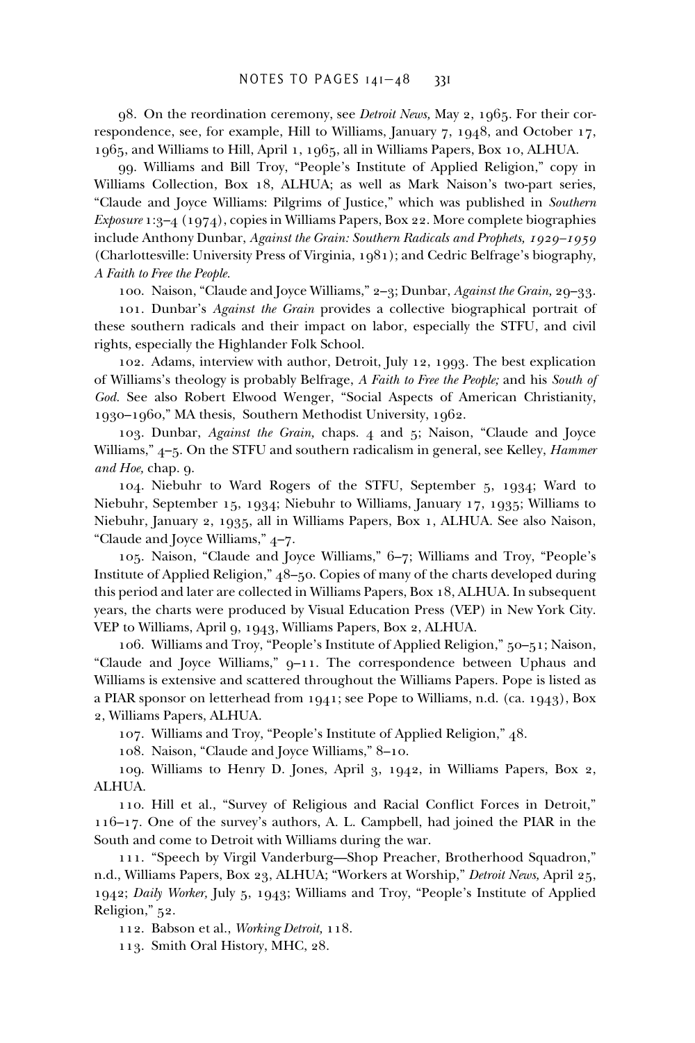98. On the reordination ceremony, see *Detroit News,* May 2, 1965. For their correspondence, see, for example, Hill to Williams, January 7, 1948, and October 17, 1965, and Williams to Hill, April 1, 1965, all in Williams Papers, Box 10, ALHUA.

99. Williams and Bill Troy, "People's Institute of Applied Religion," copy in Williams Collection, Box 18, ALHUA; as well as Mark Naison's two-part series, "Claude and Joyce Williams: Pilgrims of Justice," which was published in *Southern Exposure* 1:3–4 (1974), copies in Williams Papers, Box 22. More complete biographies include Anthony Dunbar, *Against the Grain: Southern Radicals and Prophets, 1929–1959* (Charlottesville: University Press of Virginia, 1981); and Cedric Belfrage's biography, *A Faith to Free the People.*

100. Naison, "Claude and Joyce Williams," 2–3; Dunbar, *Against the Grain,* 29–33.

101. Dunbar's *Against the Grain* provides a collective biographical portrait of these southern radicals and their impact on labor, especially the STFU, and civil rights, especially the Highlander Folk School.

102. Adams, interview with author, Detroit, July 12, 1993. The best explication of Williams's theology is probably Belfrage, *A Faith to Free the People;* and his *South of God.* See also Robert Elwood Wenger, "Social Aspects of American Christianity, 1930–1960," MA thesis, Southern Methodist University, 1962.

103. Dunbar, *Against the Grain,* chaps. 4 and 5; Naison, "Claude and Joyce Williams," 4–5. On the STFU and southern radicalism in general, see Kelley, *Hammer and Hoe,* chap. 9.

104. Niebuhr to Ward Rogers of the STFU, September 5, 1934; Ward to Niebuhr, September 15, 1934; Niebuhr to Williams, January 17, 1935; Williams to Niebuhr, January 2, 1935, all in Williams Papers, Box 1, ALHUA. See also Naison, "Claude and Joyce Williams," 4–7.

105. Naison, "Claude and Joyce Williams," 6–7; Williams and Troy, "People's Institute of Applied Religion," 48–50. Copies of many of the charts developed during this period and later are collected in Williams Papers, Box 18, ALHUA. In subsequent years, the charts were produced by Visual Education Press (VEP) in New York City. VEP to Williams, April 9, 1943, Williams Papers, Box 2, ALHUA.

106. Williams and Troy, "People's Institute of Applied Religion," 50–51; Naison, "Claude and Joyce Williams," 9–11. The correspondence between Uphaus and Williams is extensive and scattered throughout the Williams Papers. Pope is listed as a PIAR sponsor on letterhead from 1941; see Pope to Williams, n.d. (ca. 1943), Box 2, Williams Papers, ALHUA.

107. Williams and Troy, "People's Institute of Applied Religion," 48.

108. Naison, "Claude and Joyce Williams," 8–10.

109. Williams to Henry D. Jones, April 3, 1942, in Williams Papers, Box 2, ALHUA.

110. Hill et al., "Survey of Religious and Racial Conflict Forces in Detroit," 116–17. One of the survey's authors, A. L. Campbell, had joined the PIAR in the South and come to Detroit with Williams during the war.

111. "Speech by Virgil Vanderburg—Shop Preacher, Brotherhood Squadron," n.d., Williams Papers, Box 23, ALHUA; "Workers at Worship," *Detroit News,* April 25, 1942; *Daily Worker,* July 5, 1943; Williams and Troy, "People's Institute of Applied Religion," 52.

112. Babson et al., *Working Detroit,* 118.

113. Smith Oral History, MHC, 28.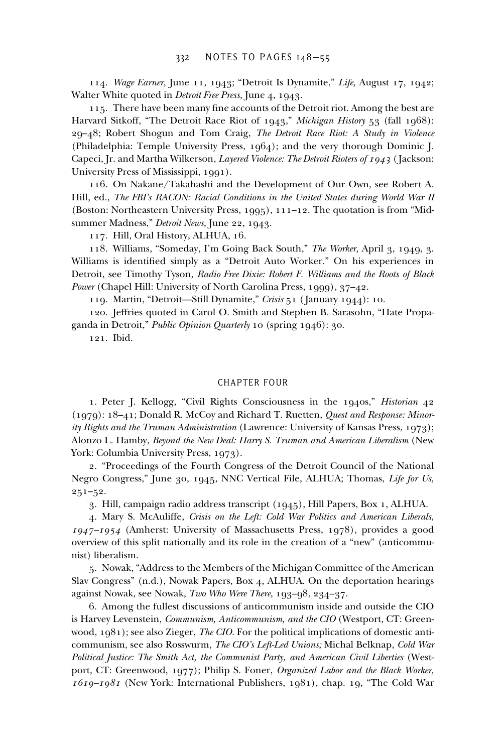114. *Wage Earner,* June 11, 1943; "Detroit Is Dynamite," *Life,* August 17, 1942; Walter White quoted in *Detroit Free Press,* June 4, 1943.

115. There have been many fine accounts of the Detroit riot. Among the best are Harvard Sitkoff, "The Detroit Race Riot of 1943," *Michigan History* 53 (fall 1968): 29–48; Robert Shogun and Tom Craig, *The Detroit Race Riot: A Study in Violence* (Philadelphia: Temple University Press, 1964); and the very thorough Dominic J. Capeci, Jr. and Martha Wilkerson, *Layered Violence: The Detroit Rioters of 1943* (Jackson: University Press of Mississippi, 1991).

116. On Nakane/Takahashi and the Development of Our Own, see Robert A. Hill, ed., *The FBI's RACON: Racial Conditions in the United States during World War II* (Boston: Northeastern University Press, 1995), 111–12. The quotation is from "Midsummer Madness," *Detroit News,* June 22, 1943.

117. Hill, Oral History, ALHUA, 16.

118. Williams, "Someday, I'm Going Back South," *The Worker,* April 3, 1949, 3. Williams is identified simply as a "Detroit Auto Worker." On his experiences in Detroit, see Timothy Tyson, *Radio Free Dixie: Robert F. Williams and the Roots of Black Power* (Chapel Hill: University of North Carolina Press, 1999), 37–42.

119. Martin, "Detroit—Still Dynamite," *Crisis* 51 (January 1944): 10.

120. Jeffries quoted in Carol O. Smith and Stephen B. Sarasohn, "Hate Propaganda in Detroit," *Public Opinion Quarterly* 10 (spring 1946): 30.

121. Ibid.

## CHAPTER FOUR

1. Peter J. Kellogg, "Civil Rights Consciousness in the 1940s," *Historian* 42 (1979): 18–41; Donald R. McCoy and Richard T. Ruetten, *Quest and Response: Minority Rights and the Truman Administration* (Lawrence: University of Kansas Press, 1973); Alonzo L. Hamby, *Beyond the New Deal: Harry S. Truman and American Liberalism* (New York: Columbia University Press, 1973).

2. "Proceedings of the Fourth Congress of the Detroit Council of the National Negro Congress," June 30, 1945, NNC Vertical File, ALHUA; Thomas, *Life for Us,* 251–52.

3. Hill, campaign radio address transcript (1945), Hill Papers, Box 1, ALHUA.

4. Mary S. McAuliffe, *Crisis on the Left: Cold War Politics and American Liberals, 1947–1954* (Amherst: University of Massachusetts Press, 1978), provides a good overview of this split nationally and its role in the creation of a "new" (anticommunist) liberalism.

5. Nowak, "Address to the Members of the Michigan Committee of the American Slav Congress" (n.d.), Nowak Papers, Box 4, ALHUA. On the deportation hearings against Nowak, see Nowak, *Two Who Were There,* 193–98, 234–37.

6. Among the fullest discussions of anticommunism inside and outside the CIO is Harvey Levenstein, *Communism, Anticommunism, and the CIO* (Westport, CT: Greenwood, 1981); see also Zieger, *The CIO.* For the political implications of domestic anticommunism, see also Rosswurm, *The CIO's Left-Led Unions;* Michal Belknap, *Cold War Political Justice: The Smith Act, the Communist Party, and American Civil Liberties* (Westport, CT: Greenwood, 1977); Philip S. Foner, *Organized Labor and the Black Worker, 1619–1981* (New York: International Publishers, 1981), chap. 19, "The Cold War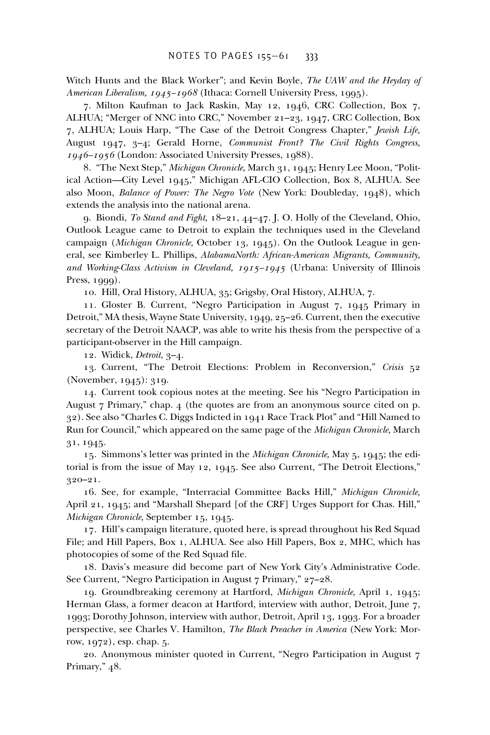Witch Hunts and the Black Worker"; and Kevin Boyle, *The UAW and the Heyday of American Liberalism, 1945–1968* (Ithaca: Cornell University Press, 1995).

7. Milton Kaufman to Jack Raskin, May 12, 1946, CRC Collection, Box 7, ALHUA; "Merger of NNC into CRC," November 21–23, 1947, CRC Collection, Box 7, ALHUA; Louis Harp, "The Case of the Detroit Congress Chapter," *Jewish Life,* August 1947, 3–4; Gerald Horne, *Communist Front? The Civil Rights Congress, 1946–1956* (London: Associated University Presses, 1988).

8. "The Next Step," *Michigan Chronicle,* March 31, 1945; Henry Lee Moon, "Political Action—City Level 1945," Michigan AFL-CIO Collection, Box 8, ALHUA. See also Moon, *Balance of Power: The Negro Vote* (New York: Doubleday, 1948), which extends the analysis into the national arena.

9. Biondi, *To Stand and Fight,* 18–21, 44–47. J. O. Holly of the Cleveland, Ohio, Outlook League came to Detroit to explain the techniques used in the Cleveland campaign (*Michigan Chronicle,* October 13, 1945). On the Outlook League in general, see Kimberley L. Phillips, *AlabamaNorth: African-American Migrants, Community, and Working-Class Activism in Cleveland, 1915–1945* (Urbana: University of Illinois Press, 1999).

10. Hill, Oral History, ALHUA, 35; Grigsby, Oral History, ALHUA, 7.

11. Gloster B. Current, "Negro Participation in August 7, 1945 Primary in Detroit," MA thesis, Wayne State University, 1949, 25–26. Current, then the executive secretary of the Detroit NAACP, was able to write his thesis from the perspective of a participant-observer in the Hill campaign.

12. Widick, *Detroit,* 3–4.

13. Current, "The Detroit Elections: Problem in Reconversion," *Crisis* 52 (November, 1945): 319.

14. Current took copious notes at the meeting. See his "Negro Participation in August 7 Primary," chap. 4 (the quotes are from an anonymous source cited on p. 32). See also "Charles C. Diggs Indicted in 1941 Race Track Plot" and "Hill Named to Run for Council," which appeared on the same page of the *Michigan Chronicle,* March 31, 1945.

15. Simmons's letter was printed in the *Michigan Chronicle,* May 5, 1945; the editorial is from the issue of May 12, 1945. See also Current, "The Detroit Elections," 320–21.

16. See, for example, "Interracial Committee Backs Hill," *Michigan Chronicle,* April 21, 1945; and "Marshall Shepard [of the CRF] Urges Support for Chas. Hill," *Michigan Chronicle,* September 15, 1945.

17. Hill's campaign literature, quoted here, is spread throughout his Red Squad File; and Hill Papers, Box 1, ALHUA. See also Hill Papers, Box 2, MHC, which has photocopies of some of the Red Squad file.

18. Davis's measure did become part of New York City's Administrative Code. See Current, "Negro Participation in August 7 Primary," 27–28.

19. Groundbreaking ceremony at Hartford, *Michigan Chronicle,* April 1, 1945; Herman Glass, a former deacon at Hartford, interview with author, Detroit, June 7, 1993; Dorothy Johnson, interview with author, Detroit, April 13, 1993. For a broader perspective, see Charles V. Hamilton, *The Black Preacher in America* (New York: Morrow, 1972), esp. chap. 5.

20. Anonymous minister quoted in Current, "Negro Participation in August 7 Primary," 48.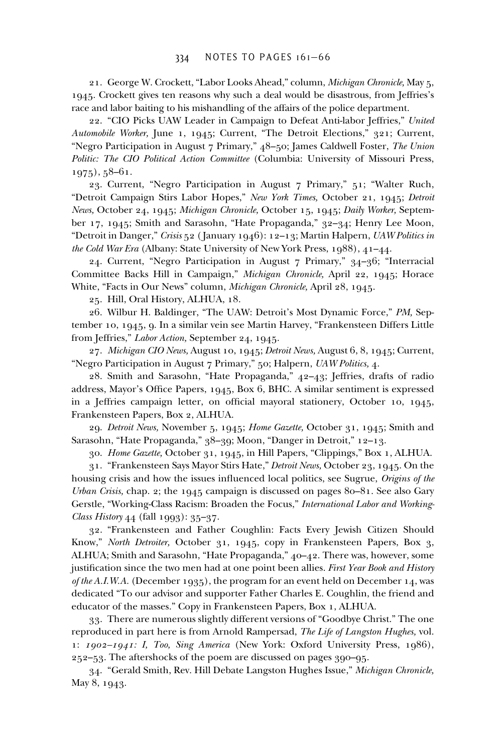21. George W. Crockett, "Labor Looks Ahead," column, *Michigan Chronicle,* May 5, 1945. Crockett gives ten reasons why such a deal would be disastrous, from Jeffries's race and labor baiting to his mishandling of the affairs of the police department.

22. "CIO Picks UAW Leader in Campaign to Defeat Anti-labor Jeffries," *United Automobile Worker,* June 1, 1945; Current, "The Detroit Elections," 321; Current, "Negro Participation in August 7 Primary," 48–50; James Caldwell Foster, *The Union Politic: The CIO Political Action Committee* (Columbia: University of Missouri Press, 1975), 58–61.

23. Current, "Negro Participation in August 7 Primary," 51; "Walter Ruch, "Detroit Campaign Stirs Labor Hopes," *New York Times,* October 21, 1945; *Detroit News,* October 24, 1945; *Michigan Chronicle,* October 15, 1945; *Daily Worker,* September 17, 1945; Smith and Sarasohn, "Hate Propaganda," 32–34; Henry Lee Moon, "Detroit in Danger," *Crisis* 52 (January 1946): 12–13; Martin Halpern, *UAW Politics in the Cold War Era* (Albany: State University of New York Press, 1988), 41–44.

24. Current, "Negro Participation in August 7 Primary," 34–36; "Interracial Committee Backs Hill in Campaign," *Michigan Chronicle,* April 22, 1945; Horace White, "Facts in Our News" column, *Michigan Chronicle,* April 28, 1945.

25. Hill, Oral History, ALHUA, 18.

26. Wilbur H. Baldinger, "The UAW: Detroit's Most Dynamic Force," *PM,* September 10, 1945, 9. In a similar vein see Martin Harvey, "Frankensteen Differs Little from Jeffries," *Labor Action,* September 24, 1945.

27. *Michigan CIO News,* August 10, 1945; *Detroit News,* August 6, 8, 1945; Current, "Negro Participation in August 7 Primary," 50; Halpern, *UAW Politics,* 4.

28. Smith and Sarasohn, "Hate Propaganda," 42–43; Jeffries, drafts of radio address, Mayor's Office Papers, 1945, Box 6, BHC. A similar sentiment is expressed in a Jeffries campaign letter, on official mayoral stationery, October 10, 1945, Frankensteen Papers, Box 2, ALHUA.

29. *Detroit News,* November 5, 1945; *Home Gazette,* October 31, 1945; Smith and Sarasohn, "Hate Propaganda," 38–39; Moon, "Danger in Detroit," 12–13.

30. *Home Gazette,* October 31, 1945, in Hill Papers, "Clippings," Box 1, ALHUA.

31. "Frankensteen Says Mayor Stirs Hate," *Detroit News,* October 23, 1945. On the housing crisis and how the issues influenced local politics, see Sugrue, *Origins of the Urban Crisis,* chap. 2; the 1945 campaign is discussed on pages 80–81. See also Gary Gerstle, "Working-Class Racism: Broaden the Focus," *International Labor and Working-Class History* 44 (fall 1993): 35–37.

32. "Frankensteen and Father Coughlin: Facts Every Jewish Citizen Should Know," *North Detroiter,* October 31, 1945, copy in Frankensteen Papers, Box 3, ALHUA; Smith and Sarasohn, "Hate Propaganda," 40–42. There was, however, some justification since the two men had at one point been allies. *First Year Book and History of the A.I.W.A.* (December 1935), the program for an event held on December 14, was dedicated "To our advisor and supporter Father Charles E. Coughlin, the friend and educator of the masses." Copy in Frankensteen Papers, Box 1, ALHUA.

33. There are numerous slightly different versions of "Goodbye Christ." The one reproduced in part here is from Arnold Rampersad, *The Life of Langston Hughes,* vol. 1: *1902–1941: I, Too, Sing America* (New York: Oxford University Press, 1986), 252–53. The aftershocks of the poem are discussed on pages 390–95.

34. "Gerald Smith, Rev. Hill Debate Langston Hughes Issue," *Michigan Chronicle,* May 8, 1943.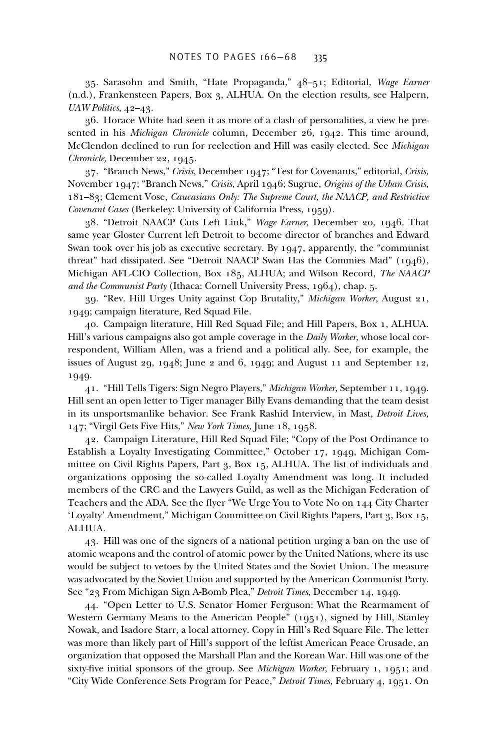35. Sarasohn and Smith, "Hate Propaganda," 48–51; Editorial, *Wage Earner* (n.d.), Frankensteen Papers, Box 3, ALHUA. On the election results, see Halpern, *UAW Politics,* 42–43.

36. Horace White had seen it as more of a clash of personalities, a view he presented in his *Michigan Chronicle* column, December 26, 1942. This time around, McClendon declined to run for reelection and Hill was easily elected. See *Michigan Chronicle,* December 22, 1945.

37. "Branch News," *Crisis,* December 1947; "Test for Covenants," editorial, *Crisis,* November 1947; "Branch News," *Crisis,* April 1946; Sugrue, *Origins of the Urban Crisis,* 181–83; Clement Vose, *Caucasians Only: The Supreme Court, the NAACP, and Restrictive Covenant Cases* (Berkeley: University of California Press, 1959).

38. "Detroit NAACP Cuts Left Link," *Wage Earner,* December 20, 1946. That same year Gloster Current left Detroit to become director of branches and Edward Swan took over his job as executive secretary. By 1947, apparently, the "communist threat" had dissipated. See "Detroit NAACP Swan Has the Commies Mad" (1946), Michigan AFL-CIO Collection, Box 185, ALHUA; and Wilson Record, *The NAACP and the Communist Party* (Ithaca: Cornell University Press, 1964), chap. 5.

39. "Rev. Hill Urges Unity against Cop Brutality," *Michigan Worker,* August 21, 1949; campaign literature, Red Squad File.

40. Campaign literature, Hill Red Squad File; and Hill Papers, Box 1, ALHUA. Hill's various campaigns also got ample coverage in the *Daily Worker,* whose local correspondent, William Allen, was a friend and a political ally. See, for example, the issues of August 29, 1948; June 2 and 6, 1949; and August 11 and September 12, 1949.

41. "Hill Tells Tigers: Sign Negro Players," *Michigan Worker,* September 11, 1949. Hill sent an open letter to Tiger manager Billy Evans demanding that the team desist in its unsportsmanlike behavior. See Frank Rashid Interview, in Mast, *Detroit Lives,* 147; "Virgil Gets Five Hits," *New York Times,* June 18, 1958.

42. Campaign Literature, Hill Red Squad File; "Copy of the Post Ordinance to Establish a Loyalty Investigating Committee," October 17, 1949, Michigan Committee on Civil Rights Papers, Part 3, Box 15, ALHUA. The list of individuals and organizations opposing the so-called Loyalty Amendment was long. It included members of the CRC and the Lawyers Guild, as well as the Michigan Federation of Teachers and the ADA. See the flyer "We Urge You to Vote No on 144 City Charter 'Loyalty' Amendment," Michigan Committee on Civil Rights Papers, Part 3, Box 15, ALHUA.

43. Hill was one of the signers of a national petition urging a ban on the use of atomic weapons and the control of atomic power by the United Nations, where its use would be subject to vetoes by the United States and the Soviet Union. The measure was advocated by the Soviet Union and supported by the American Communist Party. See "23 From Michigan Sign A-Bomb Plea," *Detroit Times,* December 14, 1949.

44. "Open Letter to U.S. Senator Homer Ferguson: What the Rearmament of Western Germany Means to the American People" (1951), signed by Hill, Stanley Nowak, and Isadore Starr, a local attorney. Copy in Hill's Red Square File. The letter was more than likely part of Hill's support of the leftist American Peace Crusade, an organization that opposed the Marshall Plan and the Korean War. Hill was one of the sixty-five initial sponsors of the group. See *Michigan Worker,* February 1, 1951; and "City Wide Conference Sets Program for Peace," *Detroit Times,* February 4, 1951. On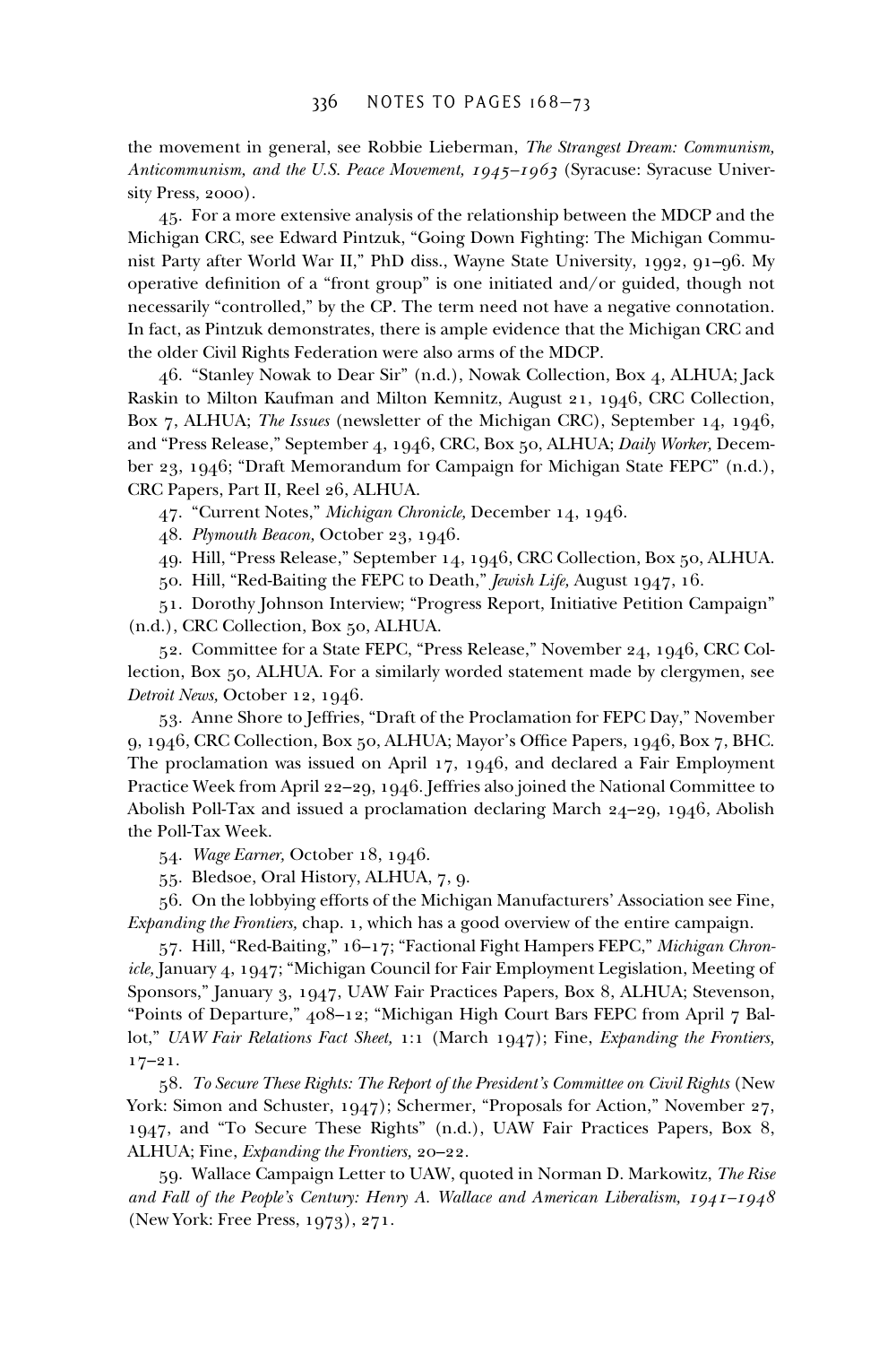the movement in general, see Robbie Lieberman, *The Strangest Dream: Communism, Anticommunism, and the U.S. Peace Movement, 1945–1963* (Syracuse: Syracuse University Press, 2000).

45. For a more extensive analysis of the relationship between the MDCP and the Michigan CRC, see Edward Pintzuk, "Going Down Fighting: The Michigan Communist Party after World War II," PhD diss., Wayne State University, 1992, 91–96. My operative definition of a "front group" is one initiated and/or guided, though not necessarily "controlled," by the CP. The term need not have a negative connotation. In fact, as Pintzuk demonstrates, there is ample evidence that the Michigan CRC and the older Civil Rights Federation were also arms of the MDCP.

46. "Stanley Nowak to Dear Sir" (n.d.), Nowak Collection, Box 4, ALHUA; Jack Raskin to Milton Kaufman and Milton Kemnitz, August 21, 1946, CRC Collection, Box 7, ALHUA; *The Issues* (newsletter of the Michigan CRC), September 14, 1946, and "Press Release," September 4, 1946, CRC, Box 50, ALHUA; *Daily Worker,* December 23, 1946; "Draft Memorandum for Campaign for Michigan State FEPC" (n.d.), CRC Papers, Part II, Reel 26, ALHUA.

47. "Current Notes," *Michigan Chronicle,* December 14, 1946.

48. *Plymouth Beacon,* October 23, 1946.

49. Hill, "Press Release," September 14, 1946, CRC Collection, Box 50, ALHUA.

50. Hill, "Red-Baiting the FEPC to Death," *Jewish Life,* August 1947, 16.

51. Dorothy Johnson Interview; "Progress Report, Initiative Petition Campaign" (n.d.), CRC Collection, Box 50, ALHUA.

52. Committee for a State FEPC, "Press Release," November 24, 1946, CRC Collection, Box 50, ALHUA. For a similarly worded statement made by clergymen, see *Detroit News,* October 12, 1946.

53. Anne Shore to Jeffries, "Draft of the Proclamation for FEPC Day," November 9, 1946, CRC Collection, Box 50, ALHUA; Mayor's Office Papers, 1946, Box 7, BHC. The proclamation was issued on April 17, 1946, and declared a Fair Employment Practice Week from April 22–29, 1946. Jeffries also joined the National Committee to Abolish Poll-Tax and issued a proclamation declaring March 24–29, 1946, Abolish the Poll-Tax Week.

54. *Wage Earner,* October 18, 1946.

55. Bledsoe, Oral History, ALHUA, 7, 9.

56. On the lobbying efforts of the Michigan Manufacturers' Association see Fine, *Expanding the Frontiers,* chap. 1, which has a good overview of the entire campaign.

57. Hill, "Red-Baiting," 16–17; "Factional Fight Hampers FEPC," *Michigan Chronicle,* January 4, 1947; "Michigan Council for Fair Employment Legislation, Meeting of Sponsors," January 3, 1947, UAW Fair Practices Papers, Box 8, ALHUA; Stevenson, "Points of Departure," 408–12; "Michigan High Court Bars FEPC from April 7 Ballot," *UAW Fair Relations Fact Sheet,* 1:1 (March 1947); Fine, *Expanding the Frontiers,* 17–21.

58. *To Secure These Rights: The Report of the President's Committee on Civil Rights* (New York: Simon and Schuster, 1947); Schermer, "Proposals for Action," November 27, 1947, and "To Secure These Rights" (n.d.), UAW Fair Practices Papers, Box 8, ALHUA; Fine, *Expanding the Frontiers,* 20–22.

59. Wallace Campaign Letter to UAW, quoted in Norman D. Markowitz, *The Rise and Fall of the People's Century: Henry A. Wallace and American Liberalism, 1941–1948* (New York: Free Press, 1973), 271.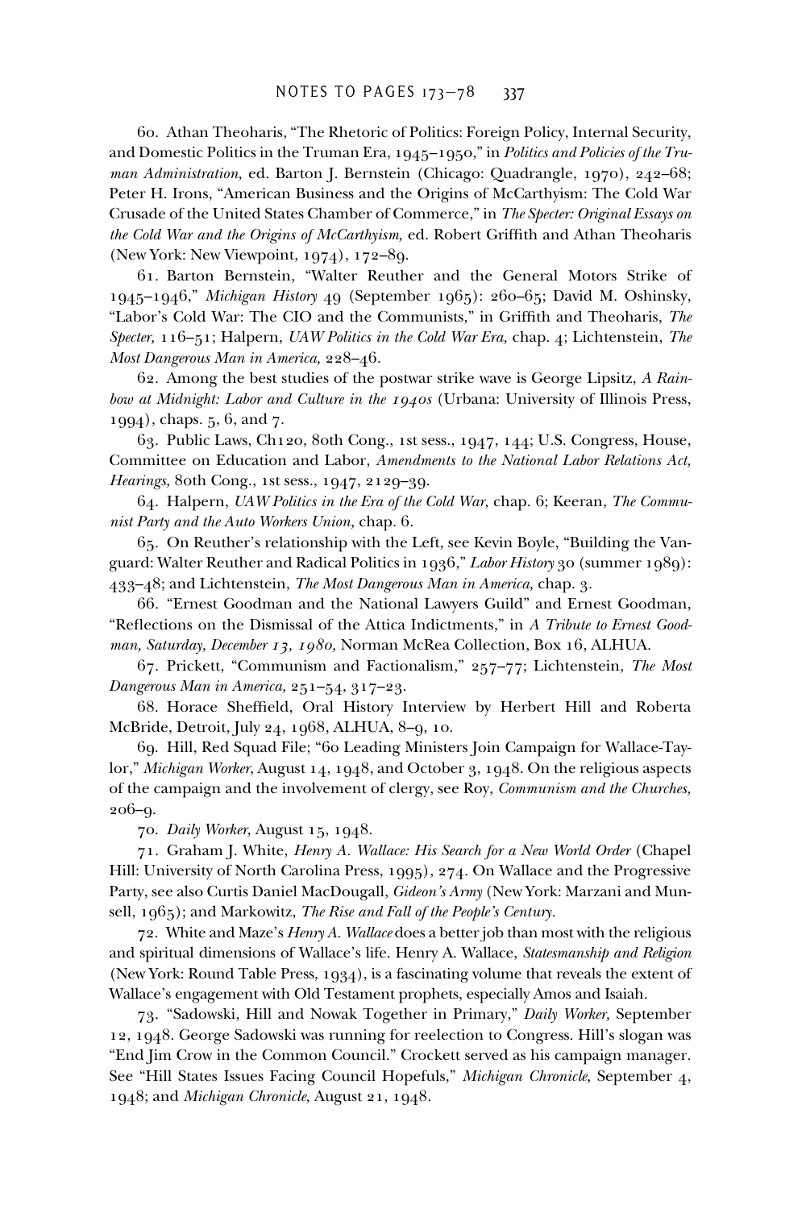60. Athan Theoharis, "The Rhetoric of Politics: Foreign Policy, Internal Security, and Domestic Politics in the Truman Era, 1945–1950," in *Politics and Policies of the Truman Administration,* ed. Barton J. Bernstein (Chicago: Quadrangle, 1970), 242–68; Peter H. Irons, "American Business and the Origins of McCarthyism: The Cold War Crusade of the United States Chamber of Commerce," in *The Specter: Original Essays on the Cold War and the Origins of McCarthyism,* ed. Robert Griffith and Athan Theoharis (New York: New Viewpoint, 1974), 172–89.

61. Barton Bernstein, "Walter Reuther and the General Motors Strike of 1945–1946," *Michigan History* 49 (September 1965): 260–65; David M. Oshinsky, "Labor's Cold War: The CIO and the Communists," in Griffith and Theoharis, *The Specter,* 116–51; Halpern, *UAW Politics in the Cold War Era,* chap. 4; Lichtenstein, *The Most Dangerous Man in America,* 228–46.

62. Among the best studies of the postwar strike wave is George Lipsitz, *A Rainbow at Midnight: Labor and Culture in the 1940s* (Urbana: University of Illinois Press, 1994), chaps. 5, 6, and 7.

63. Public Laws, Ch120, 80th Cong., 1st sess., 1947, 144; U.S. Congress, House, Committee on Education and Labor, *Amendments to the National Labor Relations Act, Hearings,* 80th Cong., 1st sess., 1947, 2129–39.

64. Halpern, *UAW Politics in the Era of the Cold War,* chap. 6; Keeran, *The Communist Party and the Auto Workers Union,* chap. 6.

65. On Reuther's relationship with the Left, see Kevin Boyle, "Building the Vanguard: Walter Reuther and Radical Politics in 1936," *Labor History* 30 (summer 1989): 433–48; and Lichtenstein, *The Most Dangerous Man in America,* chap. 3.

66. "Ernest Goodman and the National Lawyers Guild" and Ernest Goodman, "Reflections on the Dismissal of the Attica Indictments," in *A Tribute to Ernest Goodman, Saturday, December 13, 1980,* Norman McRea Collection, Box 16, ALHUA.

67. Prickett, "Communism and Factionalism," 257–77; Lichtenstein, *The Most Dangerous Man in America,* 251–54, 317–23.

68. Horace Sheffield, Oral History Interview by Herbert Hill and Roberta McBride, Detroit, July 24, 1968, ALHUA, 8–9, 10.

69. Hill, Red Squad File; "60 Leading Ministers Join Campaign for Wallace-Taylor," *Michigan Worker,* August 14, 1948, and October 3, 1948. On the religious aspects of the campaign and the involvement of clergy, see Roy, *Communism and the Churches,* 206–9.

70. *Daily Worker,* August 15, 1948.

71. Graham J. White, *Henry A. Wallace: His Search for a New World Order* (Chapel Hill: University of North Carolina Press, 1995), 274. On Wallace and the Progressive Party, see also Curtis Daniel MacDougall, *Gideon's Army* (New York: Marzani and Munsell, 1965); and Markowitz, *The Rise and Fall of the People's Century.*

72. White and Maze's *Henry A. Wallace* does a better job than most with the religious and spiritual dimensions of Wallace's life. Henry A. Wallace, *Statesmanship and Religion* (New York: Round Table Press, 1934), is a fascinating volume that reveals the extent of Wallace's engagement with Old Testament prophets, especially Amos and Isaiah.

73. "Sadowski, Hill and Nowak Together in Primary," *Daily Worker,* September 12, 1948. George Sadowski was running for reelection to Congress. Hill's slogan was "End Jim Crow in the Common Council." Crockett served as his campaign manager. See "Hill States Issues Facing Council Hopefuls," *Michigan Chronicle,* September 4, 1948; and *Michigan Chronicle,* August 21, 1948.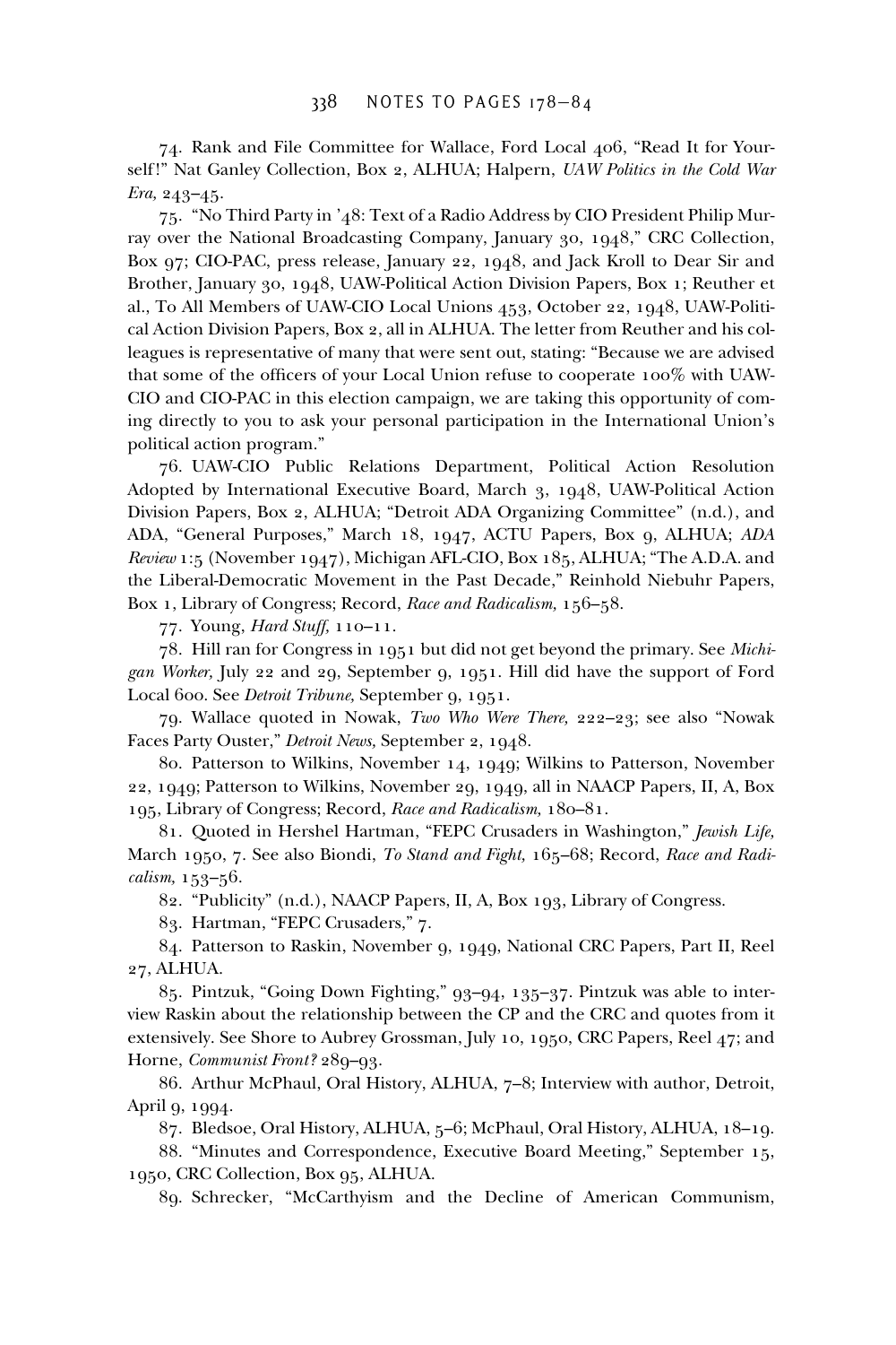74. Rank and File Committee for Wallace, Ford Local 406, "Read It for Yourself!" Nat Ganley Collection, Box 2, ALHUA; Halpern, *UAW Politics in the Cold War Era,* 243–45.

75. "No Third Party in '48: Text of a Radio Address by CIO President Philip Murray over the National Broadcasting Company, January 30, 1948," CRC Collection, Box 97; CIO-PAC, press release, January 22, 1948, and Jack Kroll to Dear Sir and Brother, January 30, 1948, UAW-Political Action Division Papers, Box 1; Reuther et al., To All Members of UAW-CIO Local Unions 453, October 22, 1948, UAW-Political Action Division Papers, Box 2, all in ALHUA. The letter from Reuther and his colleagues is representative of many that were sent out, stating: "Because we are advised that some of the officers of your Local Union refuse to cooperate 100% with UAW-CIO and CIO-PAC in this election campaign, we are taking this opportunity of coming directly to you to ask your personal participation in the International Union's political action program."

76. UAW-CIO Public Relations Department, Political Action Resolution Adopted by International Executive Board, March 3, 1948, UAW-Political Action Division Papers, Box 2, ALHUA; "Detroit ADA Organizing Committee" (n.d.), and ADA, "General Purposes," March 18, 1947, ACTU Papers, Box 9, ALHUA; *ADA Review* 1:5 (November 1947), Michigan AFL-CIO, Box 185, ALHUA; "The A.D.A. and the Liberal-Democratic Movement in the Past Decade," Reinhold Niebuhr Papers, Box 1, Library of Congress; Record, *Race and Radicalism,* 156–58.

77. Young, *Hard Stuff,* 110–11.

78. Hill ran for Congress in 1951 but did not get beyond the primary. See *Michigan Worker,* July 22 and 29, September 9, 1951. Hill did have the support of Ford Local 600. See *Detroit Tribune,* September 9, 1951.

79. Wallace quoted in Nowak, *Two Who Were There,* 222–23; see also "Nowak Faces Party Ouster," *Detroit News,* September 2, 1948.

80. Patterson to Wilkins, November 14, 1949; Wilkins to Patterson, November 22, 1949; Patterson to Wilkins, November 29, 1949, all in NAACP Papers, II, A, Box 195, Library of Congress; Record, *Race and Radicalism,* 180–81.

81. Quoted in Hershel Hartman, "FEPC Crusaders in Washington," *Jewish Life,* March 1950, 7. See also Biondi, *To Stand and Fight,* 165–68; Record, *Race and Radicalism,* 153–56.

82. "Publicity" (n.d.), NAACP Papers, II, A, Box 193, Library of Congress.

83. Hartman, "FEPC Crusaders," 7.

84. Patterson to Raskin, November 9, 1949, National CRC Papers, Part II, Reel 27, ALHUA.

85. Pintzuk, "Going Down Fighting," 93–94, 135–37. Pintzuk was able to interview Raskin about the relationship between the CP and the CRC and quotes from it extensively. See Shore to Aubrey Grossman, July 10, 1950, CRC Papers, Reel 47; and Horne, *Communist Front?* 289–93.

86. Arthur McPhaul, Oral History, ALHUA, 7–8; Interview with author, Detroit, April 9, 1994.

87. Bledsoe, Oral History, ALHUA, 5–6; McPhaul, Oral History, ALHUA, 18–19.

88. "Minutes and Correspondence, Executive Board Meeting," September 15, 1950, CRC Collection, Box 95, ALHUA.

89. Schrecker, "McCarthyism and the Decline of American Communism,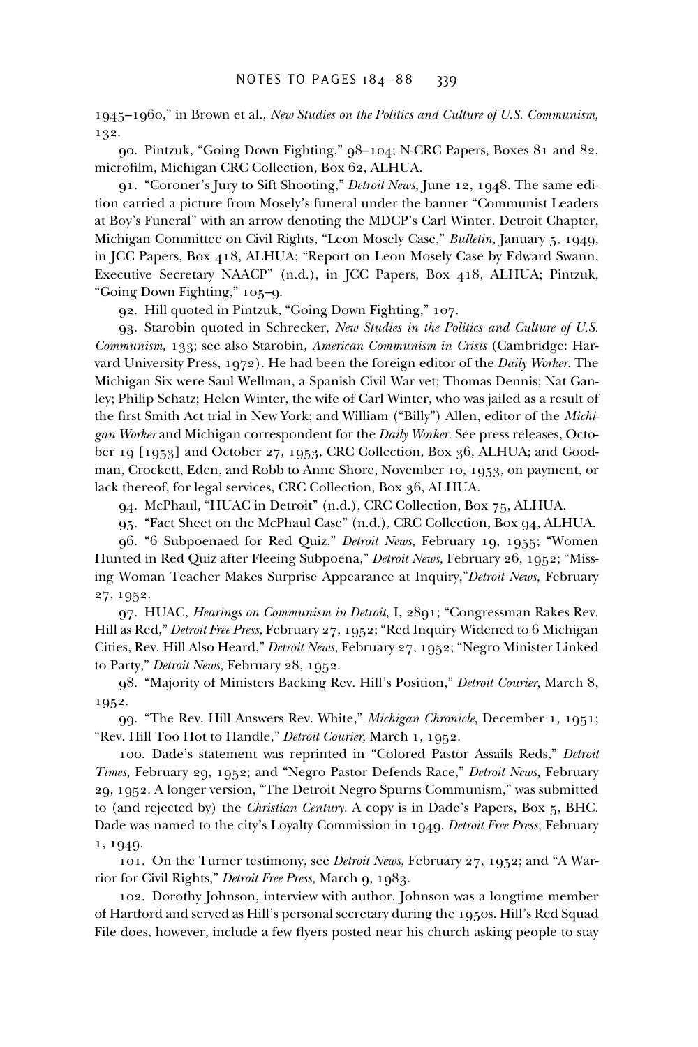1945–1960," in Brown et al., *New Studies on the Politics and Culture of U.S. Communism,* 132.

90. Pintzuk, "Going Down Fighting," 98–104; N-CRC Papers, Boxes 81 and 82, microfilm, Michigan CRC Collection, Box 62, ALHUA.

91. "Coroner's Jury to Sift Shooting," *Detroit News,* June 12, 1948. The same edition carried a picture from Mosely's funeral under the banner "Communist Leaders at Boy's Funeral" with an arrow denoting the MDCP's Carl Winter. Detroit Chapter, Michigan Committee on Civil Rights, "Leon Mosely Case," *Bulletin,* January 5, 1949, in JCC Papers, Box 418, ALHUA; "Report on Leon Mosely Case by Edward Swann, Executive Secretary NAACP" (n.d.), in JCC Papers, Box 418, ALHUA; Pintzuk, "Going Down Fighting," 105–9.

92. Hill quoted in Pintzuk, "Going Down Fighting," 107.

93. Starobin quoted in Schrecker, *New Studies in the Politics and Culture of U.S. Communism,* 133; see also Starobin, *American Communism in Crisis* (Cambridge: Harvard University Press, 1972). He had been the foreign editor of the *Daily Worker.* The Michigan Six were Saul Wellman, a Spanish Civil War vet; Thomas Dennis; Nat Ganley; Philip Schatz; Helen Winter, the wife of Carl Winter, who was jailed as a result of the first Smith Act trial in New York; and William ("Billy") Allen, editor of the *Michigan Worker* and Michigan correspondent for the *Daily Worker.* See press releases, October 19 [1953] and October 27, 1953, CRC Collection, Box 36, ALHUA; and Goodman, Crockett, Eden, and Robb to Anne Shore, November 10, 1953, on payment, or lack thereof, for legal services, CRC Collection, Box 36, ALHUA.

94. McPhaul, "HUAC in Detroit" (n.d.), CRC Collection, Box 75, ALHUA.

95. "Fact Sheet on the McPhaul Case" (n.d.), CRC Collection, Box 94, ALHUA.

96. "6 Subpoenaed for Red Quiz," *Detroit News,* February 19, 1955; "Women Hunted in Red Quiz after Fleeing Subpoena," *Detroit News,* February 26, 1952; "Missing Woman Teacher Makes Surprise Appearance at Inquiry,"*Detroit News,* February 27, 1952.

97. HUAC, *Hearings on Communism in Detroit,* I, 2891; "Congressman Rakes Rev. Hill as Red," *Detroit Free Press,* February 27, 1952; "Red Inquiry Widened to 6 Michigan Cities, Rev. Hill Also Heard," *Detroit News,* February 27, 1952; "Negro Minister Linked to Party," *Detroit News,* February 28, 1952.

98. "Majority of Ministers Backing Rev. Hill's Position," *Detroit Courier,* March 8, 1952.

99. "The Rev. Hill Answers Rev. White," *Michigan Chronicle,* December 1, 1951; "Rev. Hill Too Hot to Handle," *Detroit Courier,* March 1, 1952.

100. Dade's statement was reprinted in "Colored Pastor Assails Reds," *Detroit Times,* February 29, 1952; and "Negro Pastor Defends Race," *Detroit News,* February 29, 1952. A longer version, "The Detroit Negro Spurns Communism," was submitted to (and rejected by) the *Christian Century.* A copy is in Dade's Papers, Box 5, BHC. Dade was named to the city's Loyalty Commission in 1949. *Detroit Free Press,* February 1, 1949.

101. On the Turner testimony, see *Detroit News,* February 27, 1952; and "A Warrior for Civil Rights," *Detroit Free Press,* March 9, 1983.

102. Dorothy Johnson, interview with author. Johnson was a longtime member of Hartford and served as Hill's personal secretary during the 1950s. Hill's Red Squad File does, however, include a few flyers posted near his church asking people to stay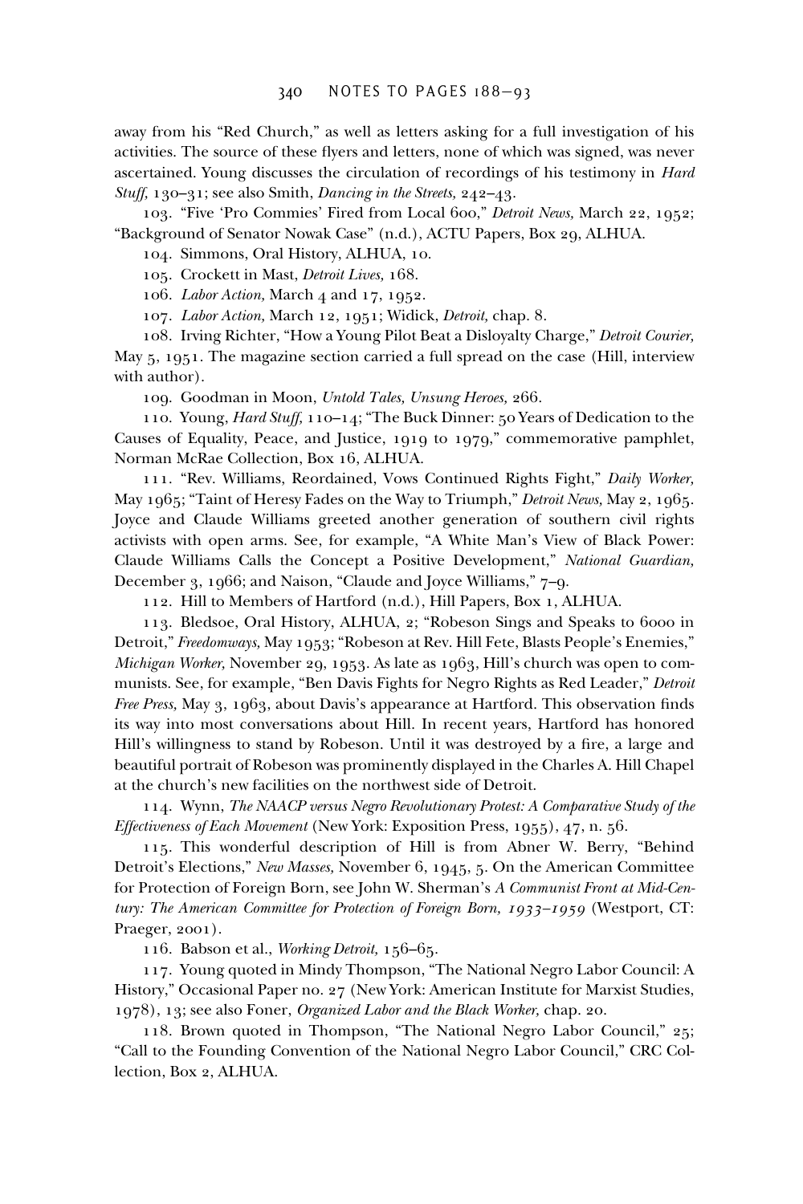away from his "Red Church," as well as letters asking for a full investigation of his activities. The source of these flyers and letters, none of which was signed, was never ascertained. Young discusses the circulation of recordings of his testimony in *Hard Stuff,* 130–31; see also Smith, *Dancing in the Streets,* 242–43.

103. "Five 'Pro Commies' Fired from Local 600," *Detroit News,* March 22, 1952; "Background of Senator Nowak Case" (n.d.), ACTU Papers, Box 29, ALHUA.

104. Simmons, Oral History, ALHUA, 10.

105. Crockett in Mast, *Detroit Lives,* 168.

106. *Labor Action,* March 4 and 17, 1952.

107. *Labor Action,* March 12, 1951; Widick, *Detroit,* chap. 8.

108. Irving Richter, "How a Young Pilot Beat a Disloyalty Charge," *Detroit Courier,* May 5, 1951. The magazine section carried a full spread on the case (Hill, interview with author).

109. Goodman in Moon, *Untold Tales, Unsung Heroes,* 266.

110. Young, *Hard Stuff,* 110–14; "The Buck Dinner: 50 Years of Dedication to the Causes of Equality, Peace, and Justice, 1919 to 1979," commemorative pamphlet, Norman McRae Collection, Box 16, ALHUA.

111. "Rev. Williams, Reordained, Vows Continued Rights Fight," *Daily Worker,* May 1965; "Taint of Heresy Fades on the Way to Triumph," *Detroit News,* May 2, 1965. Joyce and Claude Williams greeted another generation of southern civil rights activists with open arms. See, for example, "A White Man's View of Black Power: Claude Williams Calls the Concept a Positive Development," *National Guardian,* December 3, 1966; and Naison, "Claude and Joyce Williams," 7–9.

112. Hill to Members of Hartford (n.d.), Hill Papers, Box 1, ALHUA.

113. Bledsoe, Oral History, ALHUA, 2; "Robeson Sings and Speaks to 6000 in Detroit," *Freedomways,* May 1953; "Robeson at Rev. Hill Fete, Blasts People's Enemies," *Michigan Worker,* November 29, 1953. As late as 1963, Hill's church was open to communists. See, for example, "Ben Davis Fights for Negro Rights as Red Leader," *Detroit Free Press,* May 3, 1963, about Davis's appearance at Hartford. This observation finds its way into most conversations about Hill. In recent years, Hartford has honored Hill's willingness to stand by Robeson. Until it was destroyed by a fire, a large and beautiful portrait of Robeson was prominently displayed in the Charles A. Hill Chapel at the church's new facilities on the northwest side of Detroit.

114. Wynn, *The NAACP versus Negro Revolutionary Protest: A Comparative Study of the Effectiveness of Each Movement* (New York: Exposition Press, 1955), 47, n. 56.

115. This wonderful description of Hill is from Abner W. Berry, "Behind Detroit's Elections," *New Masses,* November 6, 1945, 5. On the American Committee for Protection of Foreign Born, see John W. Sherman's *A Communist Front at Mid-Century: The American Committee for Protection of Foreign Born, 1933–1959* (Westport, CT: Praeger, 2001).

116. Babson et al., *Working Detroit,* 156–65.

117. Young quoted in Mindy Thompson, "The National Negro Labor Council: A History," Occasional Paper no. 27 (New York: American Institute for Marxist Studies, 1978), 13; see also Foner, *Organized Labor and the Black Worker,* chap. 20.

118. Brown quoted in Thompson, "The National Negro Labor Council," 25; "Call to the Founding Convention of the National Negro Labor Council," CRC Collection, Box 2, ALHUA.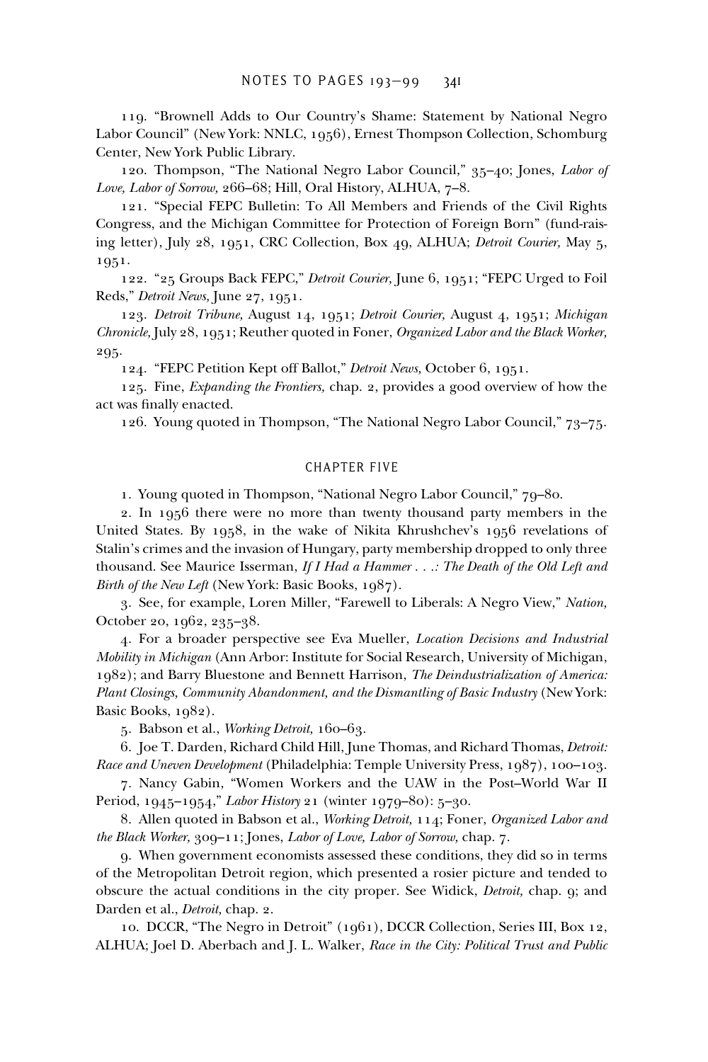119. "Brownell Adds to Our Country's Shame: Statement by National Negro Labor Council" (New York: NNLC, 1956), Ernest Thompson Collection, Schomburg Center, New York Public Library.

120. Thompson, "The National Negro Labor Council," 35–40; Jones, *Labor of Love, Labor of Sorrow,* 266–68; Hill, Oral History, ALHUA, 7–8.

121. "Special FEPC Bulletin: To All Members and Friends of the Civil Rights Congress, and the Michigan Committee for Protection of Foreign Born" (fund-raising letter), July 28, 1951, CRC Collection, Box 49, ALHUA; *Detroit Courier,* May 5, 1951.

122. "25 Groups Back FEPC," *Detroit Courier,* June 6, 1951; "FEPC Urged to Foil Reds," *Detroit News,* June 27, 1951.

123. *Detroit Tribune,* August 14, 1951; *Detroit Courier,* August 4, 1951; *Michigan Chronicle,* July 28, 1951; Reuther quoted in Foner, *Organized Labor and the Black Worker,* 295.

124. "FEPC Petition Kept off Ballot," *Detroit News,* October 6, 1951.

125. Fine, *Expanding the Frontiers,* chap. 2, provides a good overview of how the act was finally enacted.

126. Young quoted in Thompson, "The National Negro Labor Council," 73–75.

## CHAPTER FIVE

1. Young quoted in Thompson, "National Negro Labor Council," 79–80.

2. In 1956 there were no more than twenty thousand party members in the United States. By 1958, in the wake of Nikita Khrushchev's 1956 revelations of Stalin's crimes and the invasion of Hungary, party membership dropped to only three thousand. See Maurice Isserman, *If I Had a Hammer . . .: The Death of the Old Left and Birth of the New Left* (New York: Basic Books, 1987).

3. See, for example, Loren Miller, "Farewell to Liberals: A Negro View," *Nation,* October 20, 1962, 235–38.

4. For a broader perspective see Eva Mueller, *Location Decisions and Industrial Mobility in Michigan* (Ann Arbor: Institute for Social Research, University of Michigan, 1982); and Barry Bluestone and Bennett Harrison, *The Deindustrialization of America: Plant Closings, Community Abandonment, and the Dismantling of Basic Industry* (New York: Basic Books, 1982).

5. Babson et al., *Working Detroit,* 160–63.

6. Joe T. Darden, Richard Child Hill, June Thomas, and Richard Thomas, *Detroit: Race and Uneven Development* (Philadelphia: Temple University Press, 1987), 100–103.

7. Nancy Gabin, "Women Workers and the UAW in the Post–World War II Period, 1945–1954," *Labor History* 21 (winter 1979–80): 5–30.

8. Allen quoted in Babson et al., *Working Detroit,* 114; Foner, *Organized Labor and the Black Worker,* 309–11; Jones, *Labor of Love, Labor of Sorrow,* chap. 7.

9. When government economists assessed these conditions, they did so in terms of the Metropolitan Detroit region, which presented a rosier picture and tended to obscure the actual conditions in the city proper. See Widick, *Detroit,* chap. 9; and Darden et al., *Detroit,* chap. 2.

10. DCCR, "The Negro in Detroit" (1961), DCCR Collection, Series III, Box 12, ALHUA; Joel D. Aberbach and J. L. Walker, *Race in the City: Political Trust and Public*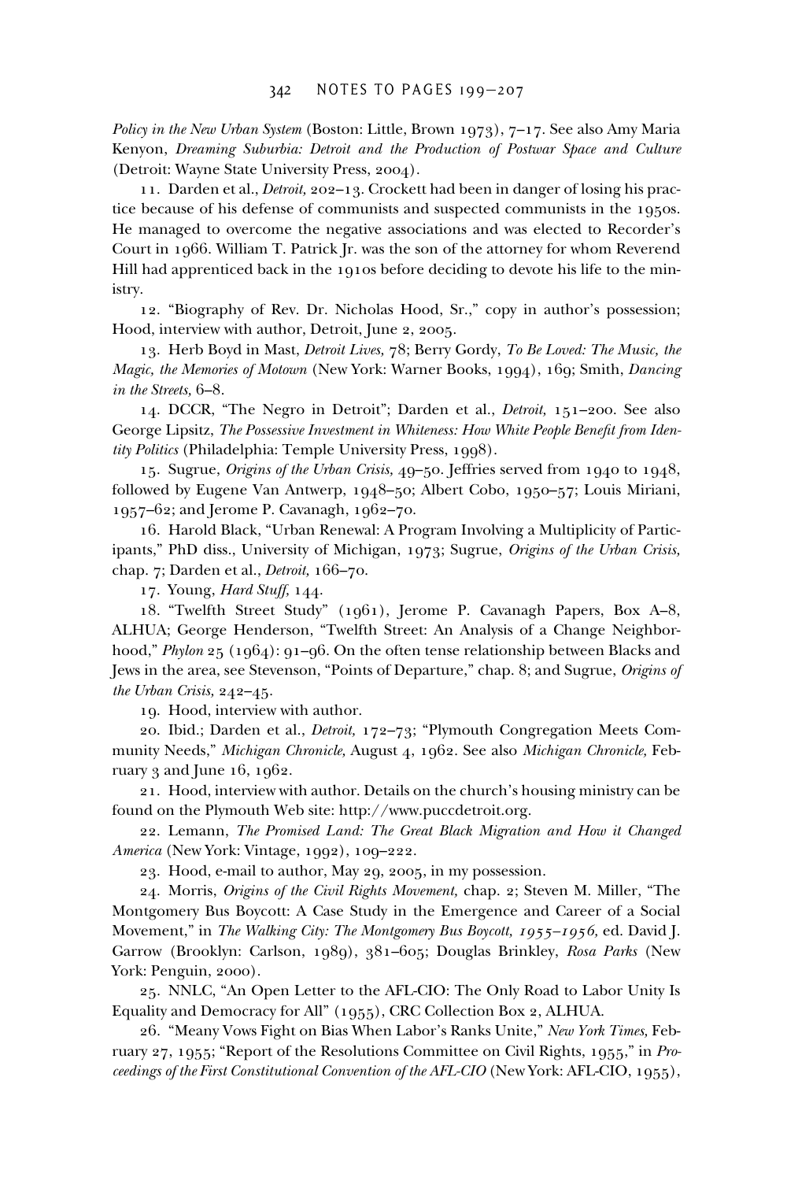*Policy in the New Urban System* (Boston: Little, Brown 1973), 7–17. See also Amy Maria Kenyon, *Dreaming Suburbia: Detroit and the Production of Postwar Space and Culture* (Detroit: Wayne State University Press, 2004).

11. Darden et al., *Detroit,* 202–13. Crockett had been in danger of losing his practice because of his defense of communists and suspected communists in the 1950s. He managed to overcome the negative associations and was elected to Recorder's Court in 1966. William T. Patrick Jr. was the son of the attorney for whom Reverend Hill had apprenticed back in the 1910s before deciding to devote his life to the ministry.

12. "Biography of Rev. Dr. Nicholas Hood, Sr.," copy in author's possession; Hood, interview with author, Detroit, June 2, 2005.

13. Herb Boyd in Mast, *Detroit Lives,* 78; Berry Gordy, *To Be Loved: The Music, the Magic, the Memories of Motown* (New York: Warner Books, 1994), 169; Smith, *Dancing in the Streets,* 6–8.

14. DCCR, "The Negro in Detroit"; Darden et al., *Detroit,* 151–200. See also George Lipsitz, *The Possessive Investment in Whiteness: How White People Benefit from Identity Politics* (Philadelphia: Temple University Press, 1998).

15. Sugrue, *Origins of the Urban Crisis,* 49–50. Jeffries served from 1940 to 1948, followed by Eugene Van Antwerp, 1948–50; Albert Cobo, 1950–57; Louis Miriani, 1957–62; and Jerome P. Cavanagh, 1962–70.

16. Harold Black, "Urban Renewal: A Program Involving a Multiplicity of Participants," PhD diss., University of Michigan, 1973; Sugrue, *Origins of the Urban Crisis,* chap. 7; Darden et al., *Detroit,* 166–70.

17. Young, *Hard Stuff,* 144.

18. "Twelfth Street Study" (1961), Jerome P. Cavanagh Papers, Box A–8, ALHUA; George Henderson, "Twelfth Street: An Analysis of a Change Neighborhood," *Phylon* 25 (1964): 91–96. On the often tense relationship between Blacks and Jews in the area, see Stevenson, "Points of Departure," chap. 8; and Sugrue, *Origins of the Urban Crisis,* 242–45.

19. Hood, interview with author.

20. Ibid.; Darden et al., *Detroit,* 172–73; "Plymouth Congregation Meets Community Needs," *Michigan Chronicle,* August 4, 1962. See also *Michigan Chronicle,* February 3 and June 16, 1962.

21. Hood, interview with author. Details on the church's housing ministry can be found on the Plymouth Web site: http://www.puccdetroit.org.

22. Lemann, *The Promised Land: The Great Black Migration and How it Changed America* (New York: Vintage, 1992), 109–222.

23. Hood, e-mail to author, May 29, 2005, in my possession.

24. Morris, *Origins of the Civil Rights Movement,* chap. 2; Steven M. Miller, "The Montgomery Bus Boycott: A Case Study in the Emergence and Career of a Social Movement," in *The Walking City: The Montgomery Bus Boycott, 1955–1956,* ed. David J. Garrow (Brooklyn: Carlson, 1989), 381–605; Douglas Brinkley, *Rosa Parks* (New York: Penguin, 2000).

25. NNLC, "An Open Letter to the AFL-CIO: The Only Road to Labor Unity Is Equality and Democracy for All" (1955), CRC Collection Box 2, ALHUA.

26. "Meany Vows Fight on Bias When Labor's Ranks Unite," *New York Times,* February 27, 1955; "Report of the Resolutions Committee on Civil Rights, 1955," in *Proceedings of the First Constitutional Convention of the AFL-CIO* (New York: AFL-CIO, 1955),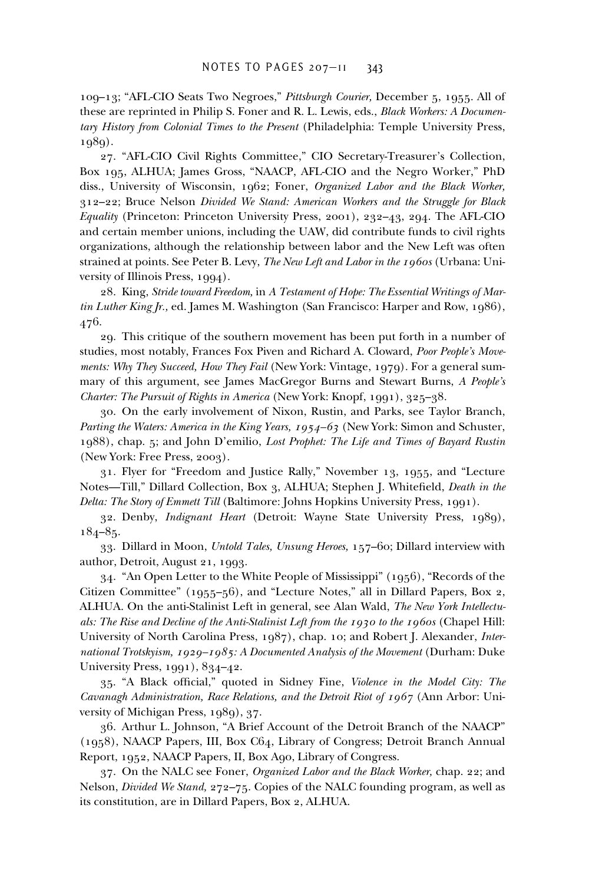109–13; "AFL-CIO Seats Two Negroes," *Pittsburgh Courier,* December 5, 1955. All of these are reprinted in Philip S. Foner and R. L. Lewis, eds., *Black Workers: A Documentary History from Colonial Times to the Present* (Philadelphia: Temple University Press, 1989).

27. "AFL-CIO Civil Rights Committee," CIO Secretary-Treasurer's Collection, Box 195, ALHUA; James Gross, "NAACP, AFL-CIO and the Negro Worker," PhD diss., University of Wisconsin, 1962; Foner, *Organized Labor and the Black Worker,* 312–22; Bruce Nelson *Divided We Stand: American Workers and the Struggle for Black Equality* (Princeton: Princeton University Press, 2001), 232–43, 294. The AFL-CIO and certain member unions, including the UAW, did contribute funds to civil rights organizations, although the relationship between labor and the New Left was often strained at points. See Peter B. Levy, *The New Left and Labor in the 1960s* (Urbana: University of Illinois Press, 1994).

28. King, *Stride toward Freedom,* in *A Testament of Hope: The Essential Writings of Martin Luther King Jr.,* ed. James M. Washington (San Francisco: Harper and Row, 1986), 476.

29. This critique of the southern movement has been put forth in a number of studies, most notably, Frances Fox Piven and Richard A. Cloward, *Poor People's Movements: Why They Succeed, How They Fail* (New York: Vintage, 1979). For a general summary of this argument, see James MacGregor Burns and Stewart Burns, *A People's Charter: The Pursuit of Rights in America* (New York: Knopf, 1991), 325–38.

30. On the early involvement of Nixon, Rustin, and Parks, see Taylor Branch, *Parting the Waters: America in the King Years, 1954–63* (New York: Simon and Schuster, 1988), chap. 5; and John D'emilio, *Lost Prophet: The Life and Times of Bayard Rustin* (New York: Free Press, 2003).

31. Flyer for "Freedom and Justice Rally," November 13, 1955, and "Lecture Notes—Till," Dillard Collection, Box 3, ALHUA; Stephen J. Whitefield, *Death in the Delta: The Story of Emmett Till* (Baltimore: Johns Hopkins University Press, 1991).

32. Denby, *Indignant Heart* (Detroit: Wayne State University Press, 1989), 184–85.

33. Dillard in Moon, *Untold Tales, Unsung Heroes,* 157–60; Dillard interview with author, Detroit, August 21, 1993.

34. "An Open Letter to the White People of Mississippi" (1956), "Records of the Citizen Committee" (1955–56), and "Lecture Notes," all in Dillard Papers, Box 2, ALHUA. On the anti-Stalinist Left in general, see Alan Wald, *The New York Intellectuals: The Rise and Decline of the Anti-Stalinist Left from the 1930 to the 1960s* (Chapel Hill: University of North Carolina Press, 1987), chap. 10; and Robert J. Alexander, *International Trotskyism, 1929–1985: A Documented Analysis of the Movement* (Durham: Duke University Press, 1991), 834–42.

35. "A Black official," quoted in Sidney Fine, *Violence in the Model City: The Cavanagh Administration, Race Relations, and the Detroit Riot of 1967* (Ann Arbor: University of Michigan Press, 1989), 37.

36. Arthur L. Johnson, "A Brief Account of the Detroit Branch of the NAACP" (1958), NAACP Papers, III, Box C64, Library of Congress; Detroit Branch Annual Report, 1952, NAACP Papers, II, Box A90, Library of Congress.

37. On the NALC see Foner, *Organized Labor and the Black Worker,* chap. 22; and Nelson, *Divided We Stand,* 272–75. Copies of the NALC founding program, as well as its constitution, are in Dillard Papers, Box 2, ALHUA.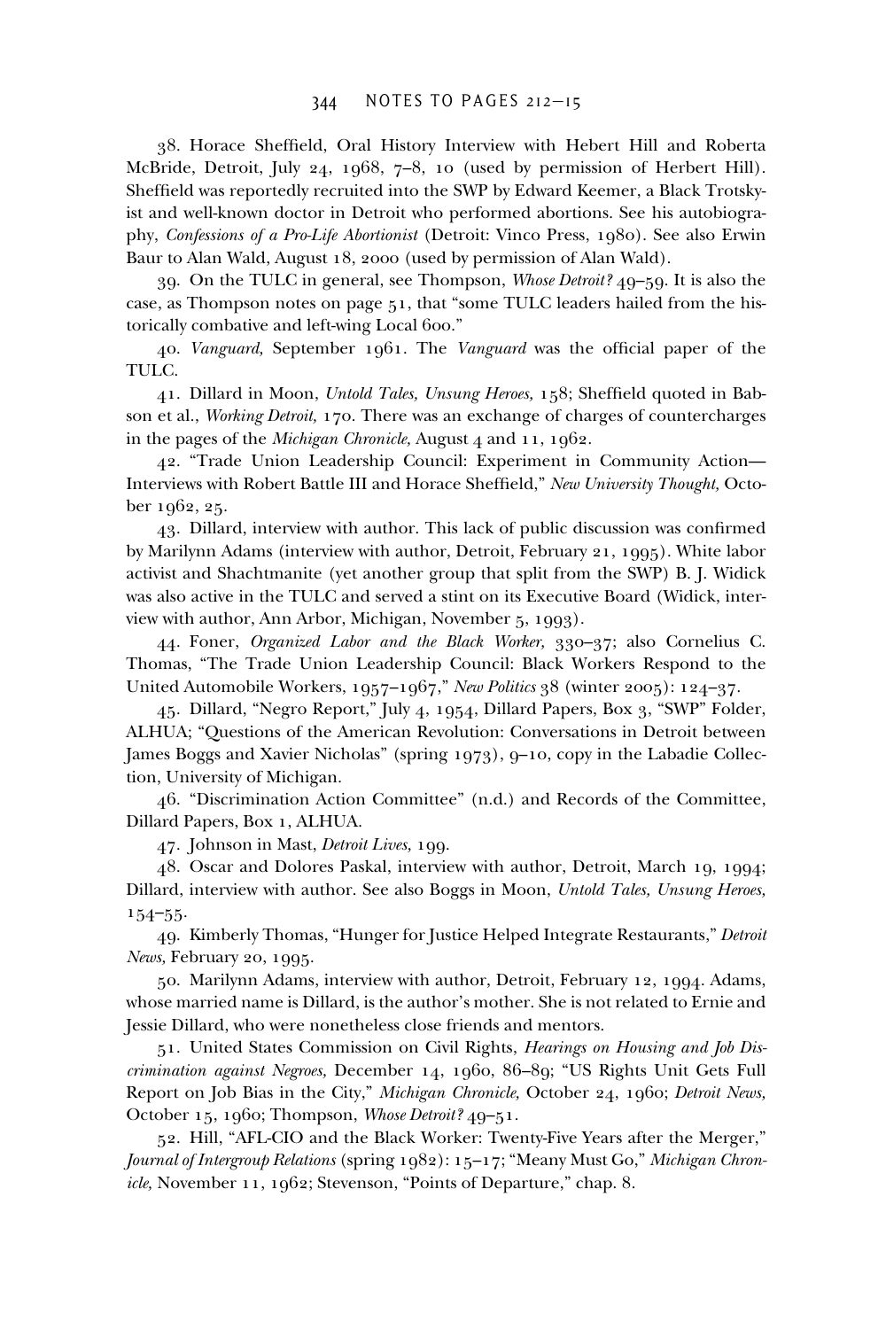38. Horace Sheffield, Oral History Interview with Hebert Hill and Roberta McBride, Detroit, July 24, 1968, 7–8, 10 (used by permission of Herbert Hill). Sheffield was reportedly recruited into the SWP by Edward Keemer, a Black Trotskyist and well-known doctor in Detroit who performed abortions. See his autobiography, *Confessions of a Pro-Life Abortionist* (Detroit: Vinco Press, 1980). See also Erwin Baur to Alan Wald, August 18, 2000 (used by permission of Alan Wald).

39. On the TULC in general, see Thompson, *Whose Detroit?* 49–59. It is also the case, as Thompson notes on page 51, that "some TULC leaders hailed from the historically combative and left-wing Local 600."

40. *Vanguard,* September 1961. The *Vanguard* was the official paper of the TULC.

41. Dillard in Moon, *Untold Tales, Unsung Heroes,* 158; Sheffield quoted in Babson et al., *Working Detroit,* 170. There was an exchange of charges of countercharges in the pages of the *Michigan Chronicle,* August 4 and 11, 1962.

42. "Trade Union Leadership Council: Experiment in Community Action—Interviews with Robert Battle III and Horace Sheffield," *New University Thought,* October 1962, 25.

43. Dillard, interview with author. This lack of public discussion was confirmed by Marilynn Adams (interview with author, Detroit, February 21, 1995). White labor activist and Shachtmanite (yet another group that split from the SWP) B. J. Widick was also active in the TULC and served a stint on its Executive Board (Widick, interview with author, Ann Arbor, Michigan, November 5, 1993).

44. Foner, *Organized Labor and the Black Worker,* 330–37; also Cornelius C. Thomas, "The Trade Union Leadership Council: Black Workers Respond to the United Automobile Workers, 1957–1967," *New Politics* 38 (winter 2005): 124–37.

45. Dillard, "Negro Report," July 4, 1954, Dillard Papers, Box 3, "SWP" Folder, ALHUA; "Questions of the American Revolution: Conversations in Detroit between James Boggs and Xavier Nicholas" (spring 1973), 9–10, copy in the Labadie Collection, University of Michigan.

46. "Discrimination Action Committee" (n.d.) and Records of the Committee, Dillard Papers, Box 1, ALHUA.

47. Johnson in Mast, *Detroit Lives,* 199.

48. Oscar and Dolores Paskal, interview with author, Detroit, March 19, 1994; Dillard, interview with author. See also Boggs in Moon, *Untold Tales, Unsung Heroes,* 154–55.

49. Kimberly Thomas, "Hunger for Justice Helped Integrate Restaurants," *Detroit News,* February 20, 1995.

50. Marilynn Adams, interview with author, Detroit, February 12, 1994. Adams, whose married name is Dillard, is the author's mother. She is not related to Ernie and Jessie Dillard, who were nonetheless close friends and mentors.

51. United States Commission on Civil Rights, *Hearings on Housing and Job Discrimination against Negroes,* December 14, 1960, 86–89; "US Rights Unit Gets Full Report on Job Bias in the City," *Michigan Chronicle,* October 24, 1960; *Detroit News,* October 15, 1960; Thompson, *Whose Detroit?* 49–51.

52. Hill, "AFL-CIO and the Black Worker: Twenty-Five Years after the Merger," *Journal of Intergroup Relations* (spring 1982): 15–17; "Meany Must Go," *Michigan Chronicle,* November 11, 1962; Stevenson, "Points of Departure," chap. 8.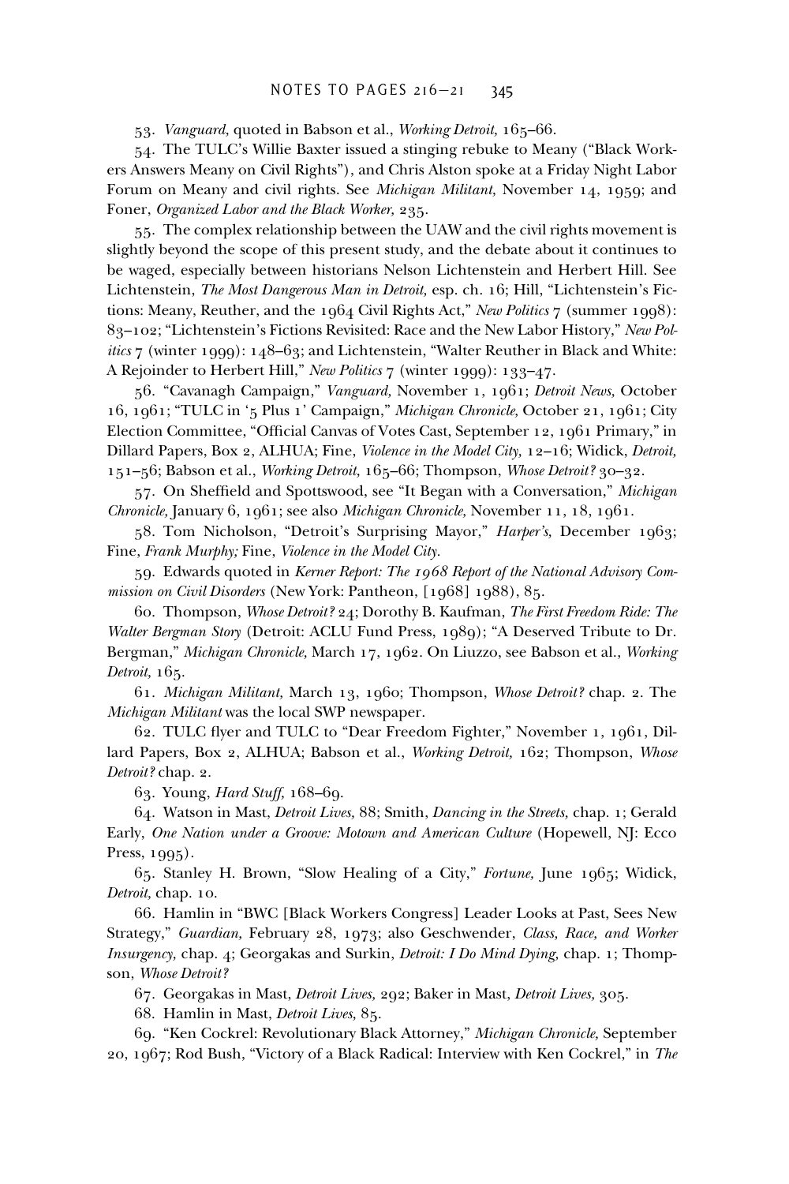53. *Vanguard,* quoted in Babson et al., *Working Detroit,* 165–66.

54. The TULC's Willie Baxter issued a stinging rebuke to Meany ("Black Workers Answers Meany on Civil Rights"), and Chris Alston spoke at a Friday Night Labor Forum on Meany and civil rights. See *Michigan Militant,* November 14, 1959; and Foner, *Organized Labor and the Black Worker,* 235.

55. The complex relationship between the UAW and the civil rights movement is slightly beyond the scope of this present study, and the debate about it continues to be waged, especially between historians Nelson Lichtenstein and Herbert Hill. See Lichtenstein, *The Most Dangerous Man in Detroit,* esp. ch. 16; Hill, "Lichtenstein's Fictions: Meany, Reuther, and the 1964 Civil Rights Act," *New Politics* 7 (summer 1998): 83–102; "Lichtenstein's Fictions Revisited: Race and the New Labor History," *New Politics* 7 (winter 1999): 148–63; and Lichtenstein, "Walter Reuther in Black and White: A Rejoinder to Herbert Hill," *New Politics* 7 (winter 1999): 133–47.

56. "Cavanagh Campaign," *Vanguard,* November 1, 1961; *Detroit News,* October 16, 1961; "TULC in '5 Plus 1' Campaign," *Michigan Chronicle,* October 21, 1961; City Election Committee, "Official Canvas of Votes Cast, September 12, 1961 Primary," in Dillard Papers, Box 2, ALHUA; Fine, *Violence in the Model City,* 12–16; Widick, *Detroit,* 151–56; Babson et al., *Working Detroit,* 165–66; Thompson, *Whose Detroit?* 30–32.

57. On Sheffield and Spottswood, see "It Began with a Conversation," *Michigan Chronicle,* January 6, 1961; see also *Michigan Chronicle,* November 11, 18, 1961.

58. Tom Nicholson, "Detroit's Surprising Mayor," *Harper's,* December 1963; Fine, *Frank Murphy;* Fine, *Violence in the Model City.*

59. Edwards quoted in *Kerner Report: The 1968 Report of the National Advisory Commission on Civil Disorders* (New York: Pantheon, [1968] 1988), 85.

60. Thompson, *Whose Detroit?* 24; Dorothy B. Kaufman, *The First Freedom Ride: The Walter Bergman Story* (Detroit: ACLU Fund Press, 1989); "A Deserved Tribute to Dr. Bergman," *Michigan Chronicle,* March 17, 1962. On Liuzzo, see Babson et al., *Working Detroit,* 165.

61. *Michigan Militant,* March 13, 1960; Thompson, *Whose Detroit?* chap. 2. The *Michigan Militant* was the local SWP newspaper.

62. TULC flyer and TULC to "Dear Freedom Fighter," November 1, 1961, Dillard Papers, Box 2, ALHUA; Babson et al., *Working Detroit,* 162; Thompson, *Whose Detroit?* chap. 2.

63. Young, *Hard Stuff,* 168–69.

64. Watson in Mast, *Detroit Lives,* 88; Smith, *Dancing in the Streets,* chap. 1; Gerald Early, *One Nation under a Groove: Motown and American Culture* (Hopewell, NJ: Ecco Press, 1995).

65. Stanley H. Brown, "Slow Healing of a City," *Fortune,* June 1965; Widick, *Detroit,* chap. 10.

66. Hamlin in "BWC [Black Workers Congress] Leader Looks at Past, Sees New Strategy," *Guardian,* February 28, 1973; also Geschwender, *Class, Race, and Worker Insurgency,* chap. 4; Georgakas and Surkin, *Detroit: I Do Mind Dying,* chap. 1; Thompson, *Whose Detroit?*

67. Georgakas in Mast, *Detroit Lives,* 292; Baker in Mast, *Detroit Lives,* 305.

68. Hamlin in Mast, *Detroit Lives,* 85.

69. "Ken Cockrel: Revolutionary Black Attorney," *Michigan Chronicle,* September 20, 1967; Rod Bush, "Victory of a Black Radical: Interview with Ken Cockrel," in *The*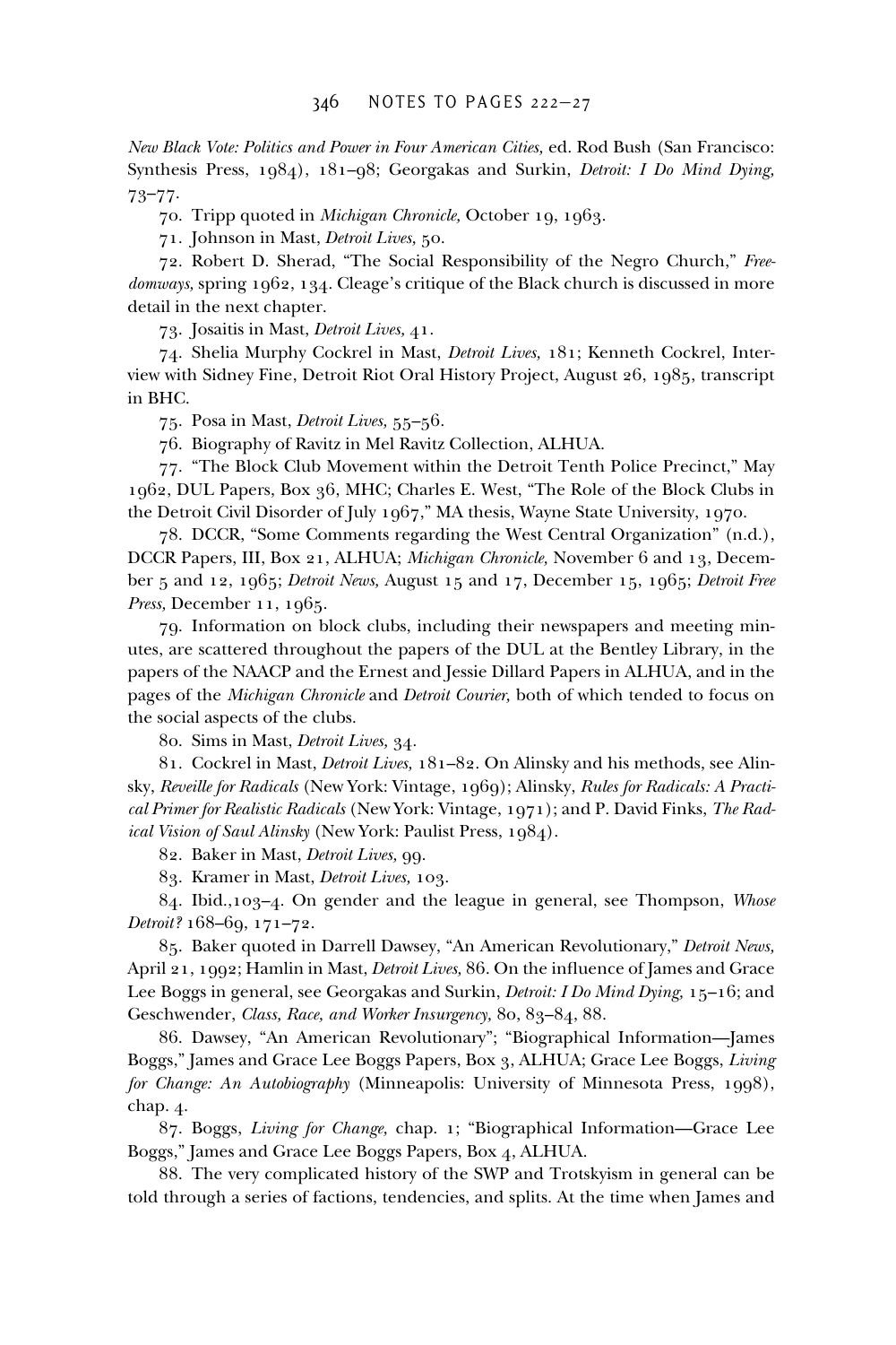*New Black Vote: Politics and Power in Four American Cities,* ed. Rod Bush (San Francisco: Synthesis Press, 1984), 181–98; Georgakas and Surkin, *Detroit: I Do Mind Dying,* 73–77.

70. Tripp quoted in *Michigan Chronicle,* October 19, 1963.

71. Johnson in Mast, *Detroit Lives,* 50.

72. Robert D. Sherad, "The Social Responsibility of the Negro Church," *Freedomways,* spring 1962, 134. Cleage's critique of the Black church is discussed in more detail in the next chapter.

73. Josaitis in Mast, *Detroit Lives,* 41.

74. Shelia Murphy Cockrel in Mast, *Detroit Lives,* 181; Kenneth Cockrel, Interview with Sidney Fine, Detroit Riot Oral History Project, August 26, 1985, transcript in BHC.

75. Posa in Mast, *Detroit Lives,* 55–56.

76. Biography of Ravitz in Mel Ravitz Collection, ALHUA.

77. "The Block Club Movement within the Detroit Tenth Police Precinct," May 1962, DUL Papers, Box 36, MHC; Charles E. West, "The Role of the Block Clubs in the Detroit Civil Disorder of July 1967," MA thesis, Wayne State University, 1970.

78. DCCR, "Some Comments regarding the West Central Organization" (n.d.), DCCR Papers, III, Box 21, ALHUA; *Michigan Chronicle,* November 6 and 13, December 5 and 12, 1965; *Detroit News,* August 15 and 17, December 15, 1965; *Detroit Free Press,* December 11, 1965.

79. Information on block clubs, including their newspapers and meeting minutes, are scattered throughout the papers of the DUL at the Bentley Library, in the papers of the NAACP and the Ernest and Jessie Dillard Papers in ALHUA, and in the pages of the *Michigan Chronicle* and *Detroit Courier,* both of which tended to focus on the social aspects of the clubs.

80. Sims in Mast, *Detroit Lives,* 34.

81. Cockrel in Mast, *Detroit Lives,* 181–82. On Alinsky and his methods, see Alinsky, *Reveille for Radicals* (New York: Vintage, 1969); Alinsky, *Rules for Radicals: A Practical Primer for Realistic Radicals* (New York: Vintage, 1971); and P. David Finks, *The Radical Vision of Saul Alinsky* (New York: Paulist Press, 1984).

82. Baker in Mast, *Detroit Lives,* 99.

83. Kramer in Mast, *Detroit Lives,* 103.

84. Ibid.,103–4. On gender and the league in general, see Thompson, *Whose Detroit?* 168–69, 171–72.

85. Baker quoted in Darrell Dawsey, "An American Revolutionary," *Detroit News,* April 21, 1992; Hamlin in Mast, *Detroit Lives,* 86. On the influence of James and Grace Lee Boggs in general, see Georgakas and Surkin, *Detroit: I Do Mind Dying,* 15–16; and Geschwender, *Class, Race, and Worker Insurgency,* 80, 83–84, 88.

86. Dawsey, "An American Revolutionary"; "Biographical Information—James Boggs," James and Grace Lee Boggs Papers, Box 3, ALHUA; Grace Lee Boggs, *Living for Change: An Autobiography* (Minneapolis: University of Minnesota Press, 1998), chap. 4.

87. Boggs, *Living for Change,* chap. 1; "Biographical Information—Grace Lee Boggs," James and Grace Lee Boggs Papers, Box 4, ALHUA.

88. The very complicated history of the SWP and Trotskyism in general can be told through a series of factions, tendencies, and splits. At the time when James and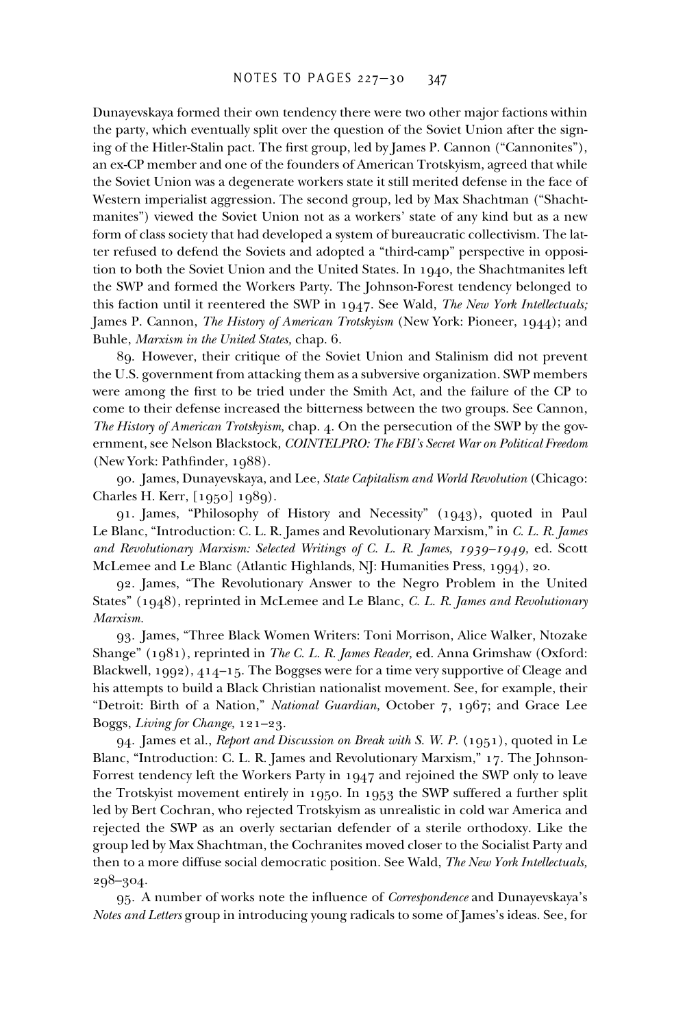Dunayevskaya formed their own tendency there were two other major factions within the party, which eventually split over the question of the Soviet Union after the signing of the Hitler-Stalin pact. The first group, led by James P. Cannon ("Cannonites"), an ex-CP member and one of the founders of American Trotskyism, agreed that while the Soviet Union was a degenerate workers state it still merited defense in the face of Western imperialist aggression. The second group, led by Max Shachtman ("Shachtmanites") viewed the Soviet Union not as a workers' state of any kind but as a new form of class society that had developed a system of bureaucratic collectivism. The latter refused to defend the Soviets and adopted a "third-camp" perspective in opposition to both the Soviet Union and the United States. In 1940, the Shachtmanites left the SWP and formed the Workers Party. The Johnson-Forest tendency belonged to this faction until it reentered the SWP in 1947. See Wald, *The New York Intellectuals;* James P. Cannon, *The History of American Trotskyism* (New York: Pioneer, 1944); and Buhle, *Marxism in the United States,* chap. 6.

89. However, their critique of the Soviet Union and Stalinism did not prevent the U.S. government from attacking them as a subversive organization. SWP members were among the first to be tried under the Smith Act, and the failure of the CP to come to their defense increased the bitterness between the two groups. See Cannon, *The History of American Trotskyism,* chap. 4. On the persecution of the SWP by the government, see Nelson Blackstock, *COINTELPRO: The FBI's Secret War on Political Freedom* (New York: Pathfinder, 1988).

90. James, Dunayevskaya, and Lee, *State Capitalism and World Revolution* (Chicago: Charles H. Kerr, [1950] 1989).

91. James, "Philosophy of History and Necessity" (1943), quoted in Paul Le Blanc, "Introduction: C. L. R. James and Revolutionary Marxism," in *C. L. R. James and Revolutionary Marxism: Selected Writings of C. L. R. James, 1939–1949,* ed. Scott McLemee and Le Blanc (Atlantic Highlands, NJ: Humanities Press, 1994), 20.

92. James, "The Revolutionary Answer to the Negro Problem in the United States" (1948), reprinted in McLemee and Le Blanc, *C. L. R. James and Revolutionary Marxism.*

93. James, "Three Black Women Writers: Toni Morrison, Alice Walker, Ntozake Shange" (1981), reprinted in *The C. L. R. James Reader,* ed. Anna Grimshaw (Oxford: Blackwell, 1992), 414–15. The Boggses were for a time very supportive of Cleage and his attempts to build a Black Christian nationalist movement. See, for example, their "Detroit: Birth of a Nation," *National Guardian,* October 7, 1967; and Grace Lee Boggs, *Living for Change,* 121–23.

94. James et al., *Report and Discussion on Break with S. W. P.* (1951), quoted in Le Blanc, "Introduction: C. L. R. James and Revolutionary Marxism," 17. The Johnson-Forrest tendency left the Workers Party in 1947 and rejoined the SWP only to leave the Trotskyist movement entirely in 1950. In 1953 the SWP suffered a further split led by Bert Cochran, who rejected Trotskyism as unrealistic in cold war America and rejected the SWP as an overly sectarian defender of a sterile orthodoxy. Like the group led by Max Shachtman, the Cochranites moved closer to the Socialist Party and then to a more diffuse social democratic position. See Wald, *The New York Intellectuals,* 298–304.

95. A number of works note the influence of *Correspondence* and Dunayevskaya's *Notes and Letters* group in introducing young radicals to some of James's ideas. See, for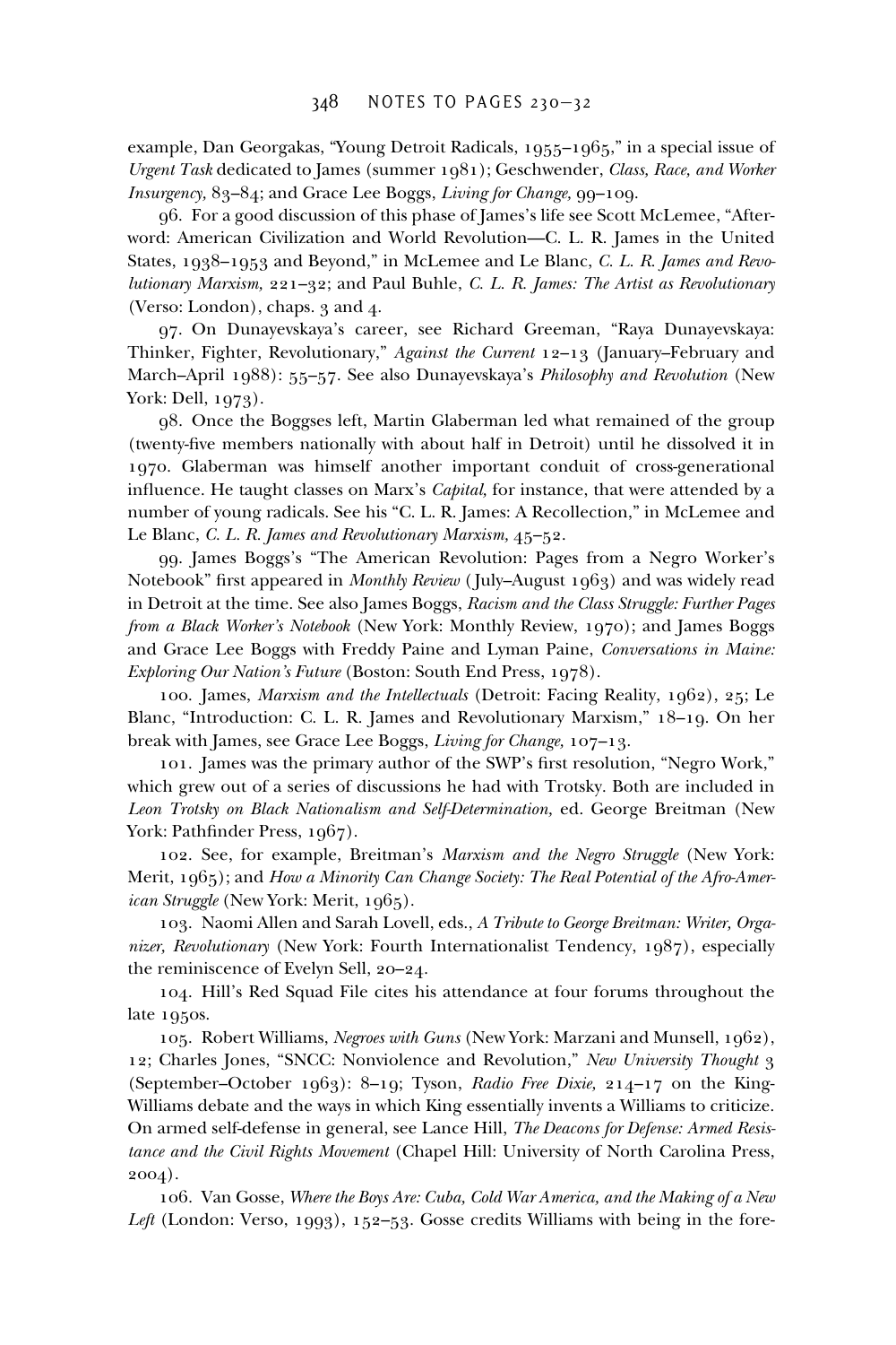example, Dan Georgakas, "Young Detroit Radicals, 1955–1965," in a special issue of *Urgent Task* dedicated to James (summer 1981); Geschwender, *Class, Race, and Worker Insurgency,* 83–84; and Grace Lee Boggs, *Living for Change,* 99–109.

96. For a good discussion of this phase of James's life see Scott McLemee, "Afterword: American Civilization and World Revolution—C. L. R. James in the United States, 1938–1953 and Beyond," in McLemee and Le Blanc, *C. L. R. James and Revolutionary Marxism,* 221–32; and Paul Buhle, *C. L. R. James: The Artist as Revolutionary* (Verso: London), chaps. 3 and 4.

97. On Dunayevskaya's career, see Richard Greeman, "Raya Dunayevskaya: Thinker, Fighter, Revolutionary," *Against the Current* 12–13 (January–February and March–April 1988): 55–57. See also Dunayevskaya's *Philosophy and Revolution* (New York: Dell, 1973).

98. Once the Boggses left, Martin Glaberman led what remained of the group (twenty-five members nationally with about half in Detroit) until he dissolved it in 1970. Glaberman was himself another important conduit of cross-generational influence. He taught classes on Marx's *Capital,* for instance, that were attended by a number of young radicals. See his "C. L. R. James: A Recollection," in McLemee and Le Blanc, *C. L. R. James and Revolutionary Marxism,* 45–52.

99. James Boggs's "The American Revolution: Pages from a Negro Worker's Notebook" first appeared in *Monthly Review* (July–August 1963) and was widely read in Detroit at the time. See also James Boggs, *Racism and the Class Struggle: Further Pages from a Black Worker's Notebook* (New York: Monthly Review, 1970); and James Boggs and Grace Lee Boggs with Freddy Paine and Lyman Paine, *Conversations in Maine: Exploring Our Nation's Future* (Boston: South End Press, 1978).

100. James, *Marxism and the Intellectuals* (Detroit: Facing Reality, 1962), 25; Le Blanc, "Introduction: C. L. R. James and Revolutionary Marxism," 18–19. On her break with James, see Grace Lee Boggs, *Living for Change,* 107–13.

101. James was the primary author of the SWP's first resolution, "Negro Work," which grew out of a series of discussions he had with Trotsky. Both are included in *Leon Trotsky on Black Nationalism and Self-Determination,* ed. George Breitman (New York: Pathfinder Press, 1967).

102. See, for example, Breitman's *Marxism and the Negro Struggle* (New York: Merit, 1965); and *How a Minority Can Change Society: The Real Potential of the Afro-American Struggle* (New York: Merit, 1965).

103. Naomi Allen and Sarah Lovell, eds., *A Tribute to George Breitman: Writer, Organizer, Revolutionary* (New York: Fourth Internationalist Tendency, 1987), especially the reminiscence of Evelyn Sell, 20–24.

104. Hill's Red Squad File cites his attendance at four forums throughout the late 1950s.

105. Robert Williams, *Negroes with Guns* (New York: Marzani and Munsell, 1962), 12; Charles Jones, "SNCC: Nonviolence and Revolution," *New University Thought* 3 (September–October 1963): 8–19; Tyson, *Radio Free Dixie,* 214–17 on the King-Williams debate and the ways in which King essentially invents a Williams to criticize. On armed self-defense in general, see Lance Hill, *The Deacons for Defense: Armed Resistance and the Civil Rights Movement* (Chapel Hill: University of North Carolina Press, 2004).

106. Van Gosse, *Where the Boys Are: Cuba, Cold War America, and the Making of a New Left* (London: Verso, 1993), 152–53. Gosse credits Williams with being in the fore-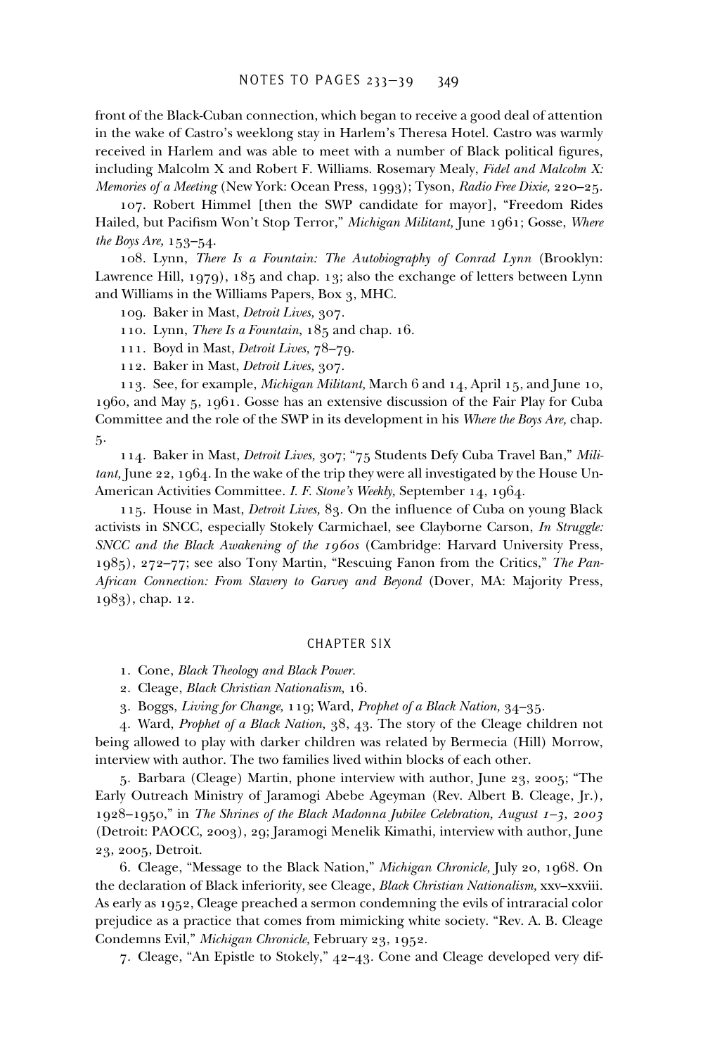front of the Black-Cuban connection, which began to receive a good deal of attention in the wake of Castro's weeklong stay in Harlem's Theresa Hotel. Castro was warmly received in Harlem and was able to meet with a number of Black political figures, including Malcolm X and Robert F. Williams. Rosemary Mealy, *Fidel and Malcolm X: Memories of a Meeting* (New York: Ocean Press, 1993); Tyson, *Radio Free Dixie,* 220–25.

107. Robert Himmel [then the SWP candidate for mayor], "Freedom Rides Hailed, but Pacifism Won't Stop Terror," *Michigan Militant,* June 1961; Gosse, *Where the Boys Are,* 153–54.

108. Lynn, *There Is a Fountain: The Autobiography of Conrad Lynn* (Brooklyn: Lawrence Hill, 1979), 185 and chap. 13; also the exchange of letters between Lynn and Williams in the Williams Papers, Box 3, MHC.

109. Baker in Mast, *Detroit Lives,* 307.

110. Lynn, *There Is a Fountain,* 185 and chap. 16.

111. Boyd in Mast, *Detroit Lives,* 78–79.

112. Baker in Mast, *Detroit Lives,* 307.

113. See, for example, *Michigan Militant,* March 6 and 14, April 15, and June 10, 1960, and May 5, 1961. Gosse has an extensive discussion of the Fair Play for Cuba Committee and the role of the SWP in its development in his *Where the Boys Are,* chap. 5.

114. Baker in Mast, *Detroit Lives,* 307; "75 Students Defy Cuba Travel Ban," *Militant,* June 22, 1964. In the wake of the trip they were all investigated by the House Un-American Activities Committee. *I. F. Stone's Weekly,* September 14, 1964.

115. House in Mast, *Detroit Lives,* 83. On the influence of Cuba on young Black activists in SNCC, especially Stokely Carmichael, see Clayborne Carson, *In Struggle: SNCC and the Black Awakening of the 1960s* (Cambridge: Harvard University Press, 1985), 272–77; see also Tony Martin, "Rescuing Fanon from the Critics," *The Pan-African Connection: From Slavery to Garvey and Beyond* (Dover, MA: Majority Press, 1983), chap. 12.

## CHAPTER SIX

1. Cone, *Black Theology and Black Power.*

2. Cleage, *Black Christian Nationalism,* 16.

3. Boggs, *Living for Change,* 119; Ward, *Prophet of a Black Nation,* 34–35.

4. Ward, *Prophet of a Black Nation,* 38, 43. The story of the Cleage children not being allowed to play with darker children was related by Bermecia (Hill) Morrow, interview with author. The two families lived within blocks of each other.

5. Barbara (Cleage) Martin, phone interview with author, June 23, 2005; "The Early Outreach Ministry of Jaramogi Abebe Ageyman (Rev. Albert B. Cleage, Jr.), 1928–1950," in *The Shrines of the Black Madonna Jubilee Celebration, August 1–3, 2003* (Detroit: PAOCC, 2003), 29; Jaramogi Menelik Kimathi, interview with author, June 23, 2005, Detroit.

6. Cleage, "Message to the Black Nation," *Michigan Chronicle,* July 20, 1968. On the declaration of Black inferiority, see Cleage, *Black Christian Nationalism,* xxv–xxviii. As early as 1952, Cleage preached a sermon condemning the evils of intraracial color prejudice as a practice that comes from mimicking white society. "Rev. A. B. Cleage Condemns Evil," *Michigan Chronicle,* February 23, 1952.

7. Cleage, "An Epistle to Stokely," 42–43. Cone and Cleage developed very dif-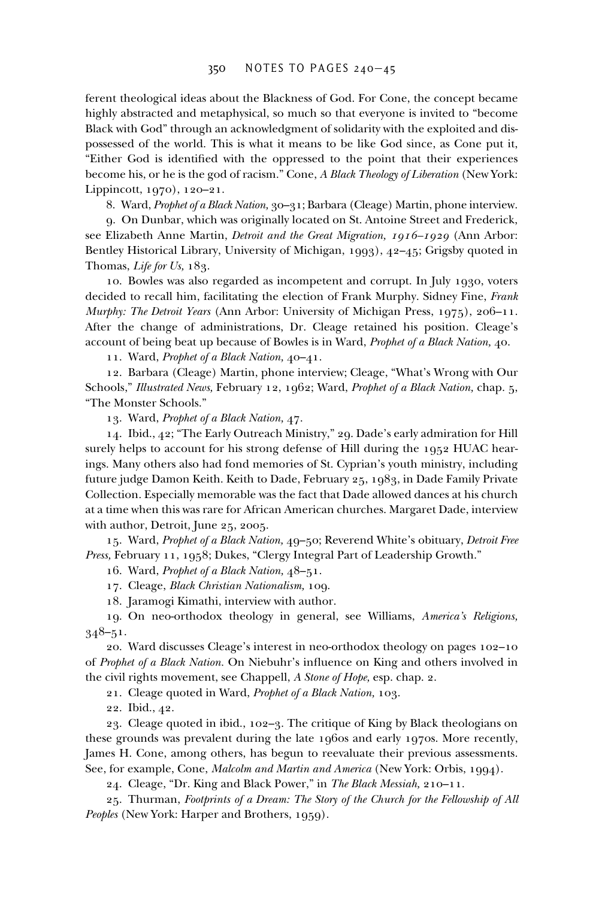ferent theological ideas about the Blackness of God. For Cone, the concept became highly abstracted and metaphysical, so much so that everyone is invited to "become Black with God" through an acknowledgment of solidarity with the exploited and dispossessed of the world. This is what it means to be like God since, as Cone put it, "Either God is identified with the oppressed to the point that their experiences become his, or he is the god of racism." Cone, *A Black Theology of Liberation* (New York: Lippincott, 1970), 120–21.

8. Ward, *Prophet of a Black Nation,* 30–31; Barbara (Cleage) Martin, phone interview.

9. On Dunbar, which was originally located on St. Antoine Street and Frederick, see Elizabeth Anne Martin, *Detroit and the Great Migration, 1916–1929* (Ann Arbor: Bentley Historical Library, University of Michigan, 1993), 42–45; Grigsby quoted in Thomas, *Life for Us,* 183.

10. Bowles was also regarded as incompetent and corrupt. In July 1930, voters decided to recall him, facilitating the election of Frank Murphy. Sidney Fine, *Frank Murphy: The Detroit Years* (Ann Arbor: University of Michigan Press, 1975), 206–11. After the change of administrations, Dr. Cleage retained his position. Cleage's account of being beat up because of Bowles is in Ward, *Prophet of a Black Nation,* 40.

11. Ward, *Prophet of a Black Nation,* 40–41.

12. Barbara (Cleage) Martin, phone interview; Cleage, "What's Wrong with Our Schools," *Illustrated News,* February 12, 1962; Ward, *Prophet of a Black Nation,* chap. 5, "The Monster Schools."

13. Ward, *Prophet of a Black Nation,* 47.

14. Ibid., 42; "The Early Outreach Ministry," 29. Dade's early admiration for Hill surely helps to account for his strong defense of Hill during the 1952 HUAC hearings. Many others also had fond memories of St. Cyprian's youth ministry, including future judge Damon Keith. Keith to Dade, February 25, 1983, in Dade Family Private Collection. Especially memorable was the fact that Dade allowed dances at his church at a time when this was rare for African American churches. Margaret Dade, interview with author, Detroit, June 25, 2005.

15. Ward, *Prophet of a Black Nation,* 49–50; Reverend White's obituary, *Detroit Free Press,* February 11, 1958; Dukes, "Clergy Integral Part of Leadership Growth."

16. Ward, *Prophet of a Black Nation,* 48–51.

17. Cleage, *Black Christian Nationalism,* 109.

18. Jaramogi Kimathi, interview with author.

19. On neo-orthodox theology in general, see Williams, *America's Religions,* 348–51.

20. Ward discusses Cleage's interest in neo-orthodox theology on pages 102–10 of *Prophet of a Black Nation.* On Niebuhr's influence on King and others involved in the civil rights movement, see Chappell, *A Stone of Hope,* esp. chap. 2.

21. Cleage quoted in Ward, *Prophet of a Black Nation,* 103.

22. Ibid., 42.

23. Cleage quoted in ibid., 102–3. The critique of King by Black theologians on these grounds was prevalent during the late 1960s and early 1970s. More recently, James H. Cone, among others, has begun to reevaluate their previous assessments. See, for example, Cone, *Malcolm and Martin and America* (New York: Orbis, 1994).

24. Cleage, "Dr. King and Black Power," in *The Black Messiah,* 210–11.

25. Thurman, *Footprints of a Dream: The Story of the Church for the Fellowship of All Peoples* (New York: Harper and Brothers, 1959).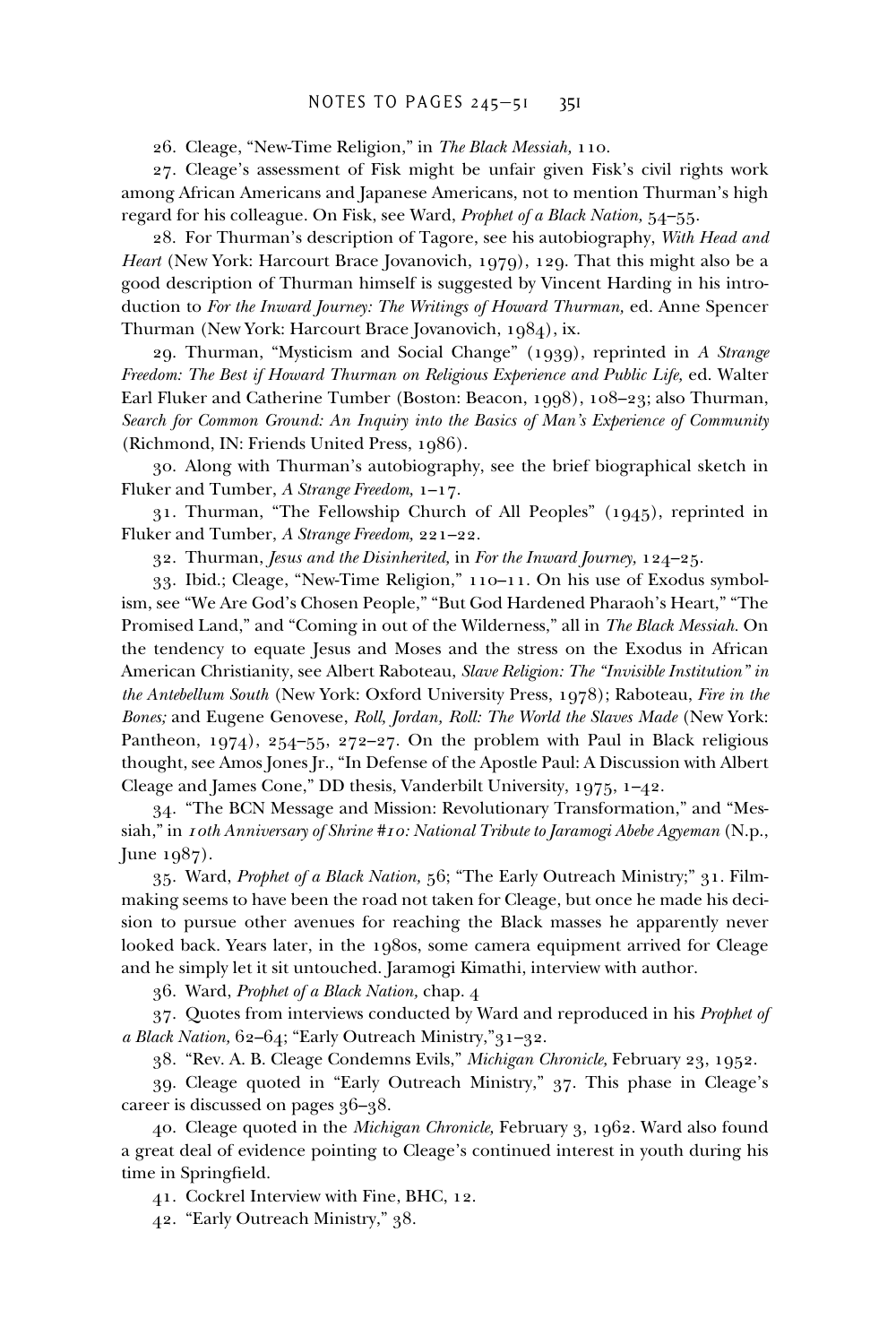26. Cleage, "New-Time Religion," in *The Black Messiah,* 110.

27. Cleage's assessment of Fisk might be unfair given Fisk's civil rights work among African Americans and Japanese Americans, not to mention Thurman's high regard for his colleague. On Fisk, see Ward, *Prophet of a Black Nation,* 54–55.

28. For Thurman's description of Tagore, see his autobiography, *With Head and Heart* (New York: Harcourt Brace Jovanovich, 1979), 129. That this might also be a good description of Thurman himself is suggested by Vincent Harding in his introduction to *For the Inward Journey: The Writings of Howard Thurman,* ed. Anne Spencer Thurman (New York: Harcourt Brace Jovanovich, 1984), ix.

29. Thurman, "Mysticism and Social Change" (1939), reprinted in *A Strange Freedom: The Best if Howard Thurman on Religious Experience and Public Life,* ed. Walter Earl Fluker and Catherine Tumber (Boston: Beacon, 1998), 108–23; also Thurman, *Search for Common Ground: An Inquiry into the Basics of Man's Experience of Community* (Richmond, IN: Friends United Press, 1986).

30. Along with Thurman's autobiography, see the brief biographical sketch in Fluker and Tumber, *A Strange Freedom,* 1–17.

31. Thurman, "The Fellowship Church of All Peoples" (1945), reprinted in Fluker and Tumber, *A Strange Freedom,* 221–22.

32. Thurman, *Jesus and the Disinherited,* in *For the Inward Journey,* 124–25.

33. Ibid.; Cleage, "New-Time Religion," 110–11. On his use of Exodus symbolism, see "We Are God's Chosen People," "But God Hardened Pharaoh's Heart," "The Promised Land," and "Coming in out of the Wilderness," all in *The Black Messiah.* On the tendency to equate Jesus and Moses and the stress on the Exodus in African American Christianity, see Albert Raboteau, *Slave Religion: The "Invisible Institution" in the Antebellum South* (New York: Oxford University Press, 1978); Raboteau, *Fire in the Bones;* and Eugene Genovese, *Roll, Jordan, Roll: The World the Slaves Made* (New York: Pantheon, 1974), 254–55, 272–27. On the problem with Paul in Black religious thought, see Amos Jones Jr., "In Defense of the Apostle Paul: A Discussion with Albert Cleage and James Cone," DD thesis, Vanderbilt University, 1975, 1–42.

34. "The BCN Message and Mission: Revolutionary Transformation," and "Messiah," in *10th Anniversary of Shrine #10: National Tribute to Jaramogi Abebe Agyeman* (N.p., June 1987).

35. Ward, *Prophet of a Black Nation,* 56; "The Early Outreach Ministry;" 31. Filmmaking seems to have been the road not taken for Cleage, but once he made his decision to pursue other avenues for reaching the Black masses he apparently never looked back. Years later, in the 1980s, some camera equipment arrived for Cleage and he simply let it sit untouched. Jaramogi Kimathi, interview with author.

36. Ward, *Prophet of a Black Nation,* chap. 4

37. Quotes from interviews conducted by Ward and reproduced in his *Prophet of a Black Nation,* 62–64; "Early Outreach Ministry,"31–32.

38. "Rev. A. B. Cleage Condemns Evils," *Michigan Chronicle,* February 23, 1952.

39. Cleage quoted in "Early Outreach Ministry," 37. This phase in Cleage's career is discussed on pages 36–38.

40. Cleage quoted in the *Michigan Chronicle,* February 3, 1962. Ward also found a great deal of evidence pointing to Cleage's continued interest in youth during his time in Springfield.

41. Cockrel Interview with Fine, BHC, 12.

42. "Early Outreach Ministry," 38.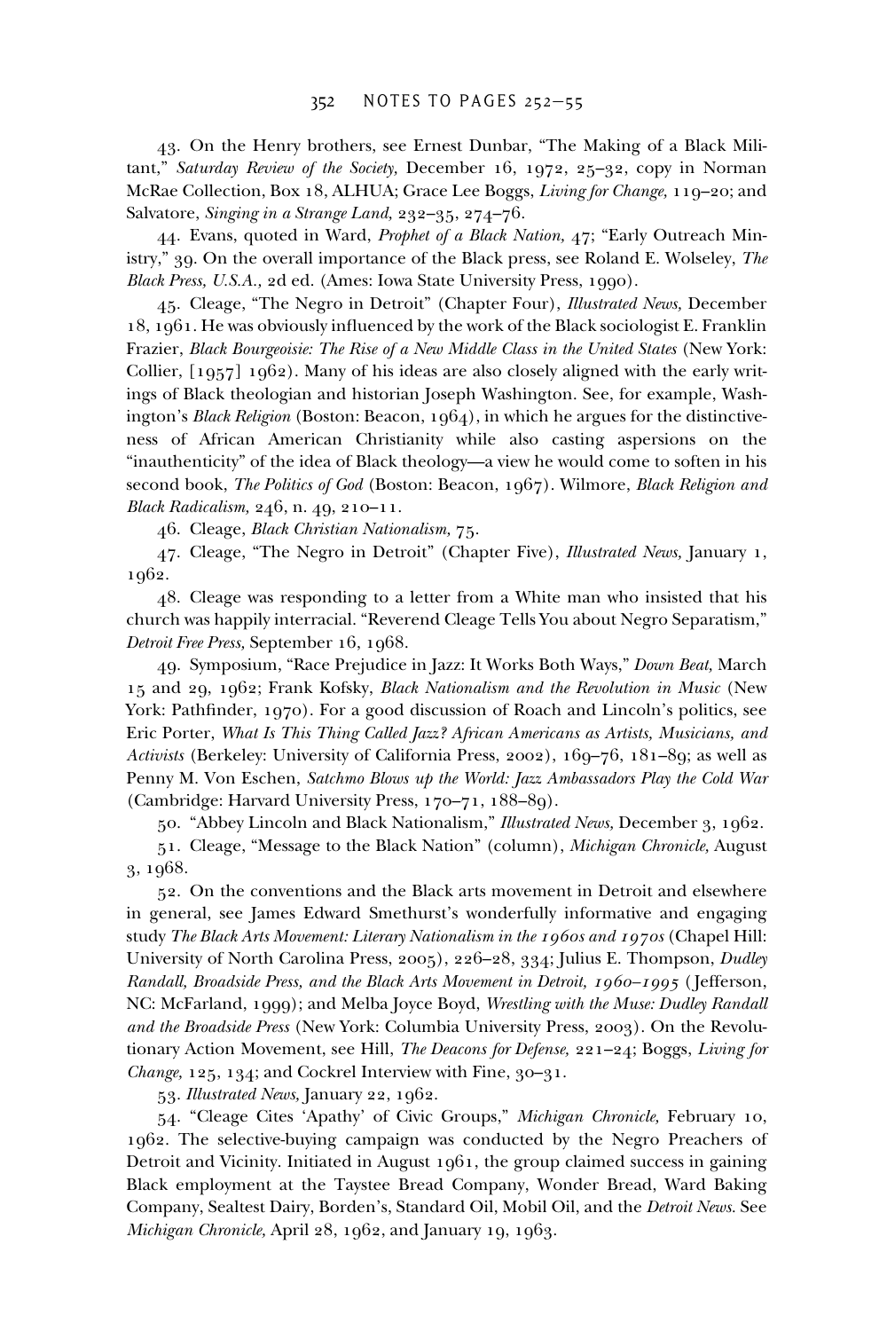43. On the Henry brothers, see Ernest Dunbar, "The Making of a Black Militant," *Saturday Review of the Society,* December 16, 1972, 25–32, copy in Norman McRae Collection, Box 18, ALHUA; Grace Lee Boggs, *Living for Change,* 119–20; and Salvatore, *Singing in a Strange Land,* 232–35, 274–76.

44. Evans, quoted in Ward, *Prophet of a Black Nation,* 47; "Early Outreach Ministry," 39. On the overall importance of the Black press, see Roland E. Wolseley, *The Black Press, U.S.A.,* 2d ed. (Ames: Iowa State University Press, 1990).

45. Cleage, "The Negro in Detroit" (Chapter Four), *Illustrated News,* December 18, 1961. He was obviously influenced by the work of the Black sociologist E. Franklin Frazier, *Black Bourgeoisie: The Rise of a New Middle Class in the United States* (New York: Collier, [1957] 1962). Many of his ideas are also closely aligned with the early writings of Black theologian and historian Joseph Washington. See, for example, Washington's *Black Religion* (Boston: Beacon, 1964), in which he argues for the distinctiveness of African American Christianity while also casting aspersions on the "inauthenticity" of the idea of Black theology—a view he would come to soften in his second book, *The Politics of God* (Boston: Beacon, 1967). Wilmore, *Black Religion and Black Radicalism,* 246, n. 49, 210–11.

46. Cleage, *Black Christian Nationalism,* 75.

47. Cleage, "The Negro in Detroit" (Chapter Five), *Illustrated News,* January 1, 1962.

48. Cleage was responding to a letter from a White man who insisted that his church was happily interracial. "Reverend Cleage Tells You about Negro Separatism," *Detroit Free Press,* September 16, 1968.

49. Symposium, "Race Prejudice in Jazz: It Works Both Ways," *Down Beat,* March 15 and 29, 1962; Frank Kofsky, *Black Nationalism and the Revolution in Music* (New York: Pathfinder, 1970). For a good discussion of Roach and Lincoln's politics, see Eric Porter, *What Is This Thing Called Jazz? African Americans as Artists, Musicians, and Activists* (Berkeley: University of California Press, 2002), 169–76, 181–89; as well as Penny M. Von Eschen, *Satchmo Blows up the World: Jazz Ambassadors Play the Cold War* (Cambridge: Harvard University Press, 170–71, 188–89).

50. "Abbey Lincoln and Black Nationalism," *Illustrated News,* December 3, 1962.

51. Cleage, "Message to the Black Nation" (column), *Michigan Chronicle,* August 3, 1968.

52. On the conventions and the Black arts movement in Detroit and elsewhere in general, see James Edward Smethurst's wonderfully informative and engaging study *The Black Arts Movement: Literary Nationalism in the 1960s and 1970s* (Chapel Hill: University of North Carolina Press, 2005), 226–28, 334; Julius E. Thompson, *Dudley Randall, Broadside Press, and the Black Arts Movement in Detroit, 1960–1995* (Jefferson, NC: McFarland, 1999); and Melba Joyce Boyd, *Wrestling with the Muse: Dudley Randall and the Broadside Press* (New York: Columbia University Press, 2003). On the Revolutionary Action Movement, see Hill, *The Deacons for Defense,* 221–24; Boggs, *Living for Change,* 125, 134; and Cockrel Interview with Fine, 30–31.

53. *Illustrated News,* January 22, 1962.

54. "Cleage Cites 'Apathy' of Civic Groups," *Michigan Chronicle,* February 10, 1962. The selective-buying campaign was conducted by the Negro Preachers of Detroit and Vicinity. Initiated in August 1961, the group claimed success in gaining Black employment at the Taystee Bread Company, Wonder Bread, Ward Baking Company, Sealtest Dairy, Borden's, Standard Oil, Mobil Oil, and the *Detroit News.* See *Michigan Chronicle,* April 28, 1962, and January 19, 1963.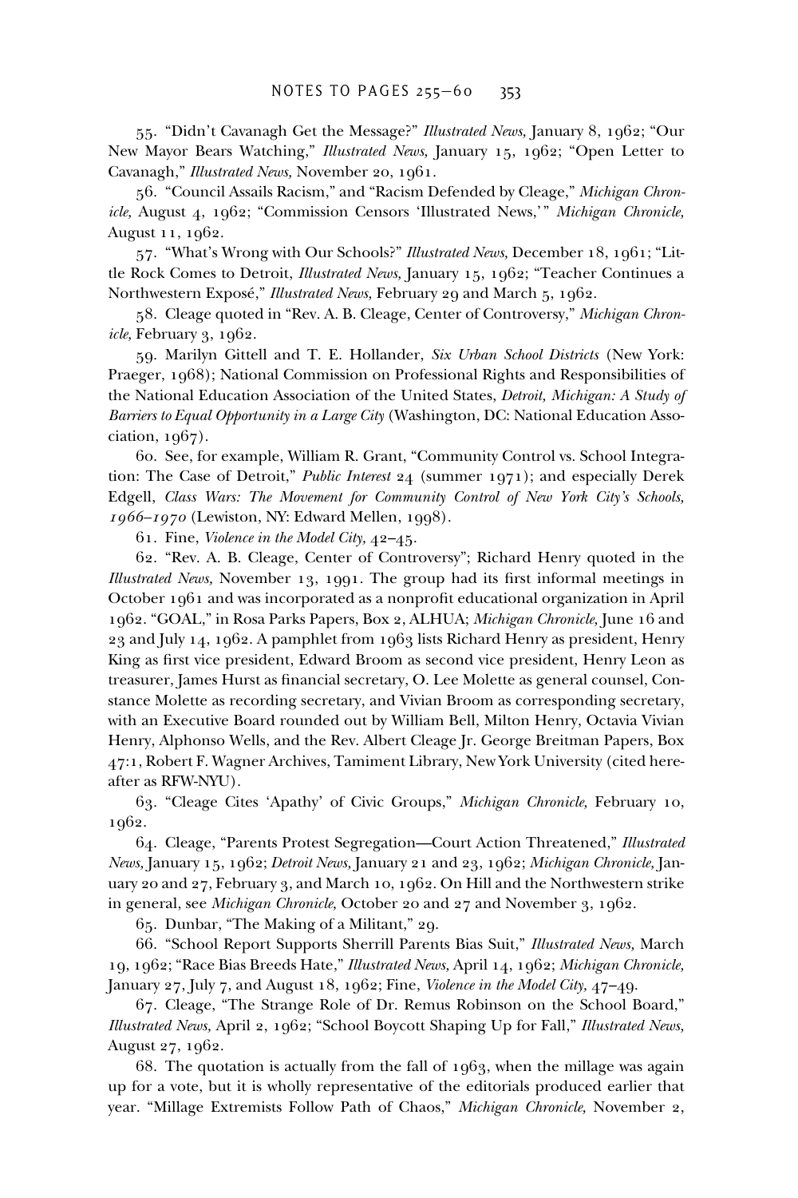55. "Didn't Cavanagh Get the Message?" *Illustrated News,* January 8, 1962; "Our New Mayor Bears Watching," *Illustrated News,* January 15, 1962; "Open Letter to Cavanagh," *Illustrated News,* November 20, 1961.

56. "Council Assails Racism," and "Racism Defended by Cleage," *Michigan Chronicle,* August 4, 1962; "Commission Censors 'Illustrated News,'" *Michigan Chronicle,* August 11, 1962.

57. "What's Wrong with Our Schools?" *Illustrated News,* December 18, 1961; "Little Rock Comes to Detroit, *Illustrated News,* January 15, 1962; "Teacher Continues a Northwestern Exposé," *Illustrated News,* February 29 and March 5, 1962.

58. Cleage quoted in "Rev. A. B. Cleage, Center of Controversy," *Michigan Chronicle,* February 3, 1962.

59. Marilyn Gittell and T. E. Hollander, *Six Urban School Districts* (New York: Praeger, 1968); National Commission on Professional Rights and Responsibilities of the National Education Association of the United States, *Detroit, Michigan: A Study of Barriers to Equal Opportunity in a Large City* (Washington, DC: National Education Association, 1967).

60. See, for example, William R. Grant, "Community Control vs. School Integration: The Case of Detroit," *Public Interest* 24 (summer 1971); and especially Derek Edgell, *Class Wars: The Movement for Community Control of New York City's Schools, 1966–1970* (Lewiston, NY: Edward Mellen, 1998).

61. Fine, *Violence in the Model City,* 42–45.

62. "Rev. A. B. Cleage, Center of Controversy"; Richard Henry quoted in the *Illustrated News,* November 13, 1991. The group had its first informal meetings in October 1961 and was incorporated as a nonprofit educational organization in April 1962. "GOAL," in Rosa Parks Papers, Box 2, ALHUA; *Michigan Chronicle,* June 16 and 23 and July 14, 1962. A pamphlet from 1963 lists Richard Henry as president, Henry King as first vice president, Edward Broom as second vice president, Henry Leon as treasurer, James Hurst as financial secretary, O. Lee Molette as general counsel, Constance Molette as recording secretary, and Vivian Broom as corresponding secretary, with an Executive Board rounded out by William Bell, Milton Henry, Octavia Vivian Henry, Alphonso Wells, and the Rev. Albert Cleage Jr. George Breitman Papers, Box 47:1, Robert F. Wagner Archives, Tamiment Library, New York University (cited hereafter as RFW-NYU).

63. "Cleage Cites 'Apathy' of Civic Groups," *Michigan Chronicle,* February 10, 1962.

64. Cleage, "Parents Protest Segregation—Court Action Threatened," *Illustrated News,* January 15, 1962; *Detroit News,* January 21 and 23, 1962; *Michigan Chronicle,* January 20 and 27, February 3, and March 10, 1962. On Hill and the Northwestern strike in general, see *Michigan Chronicle,* October 20 and 27 and November 3, 1962.

65. Dunbar, "The Making of a Militant," 29.

66. "School Report Supports Sherrill Parents Bias Suit," *Illustrated News,* March 19, 1962; "Race Bias Breeds Hate," *Illustrated News,* April 14, 1962; *Michigan Chronicle,* January 27, July 7, and August 18, 1962; Fine, *Violence in the Model City,* 47–49.

67. Cleage, "The Strange Role of Dr. Remus Robinson on the School Board," *Illustrated News,* April 2, 1962; "School Boycott Shaping Up for Fall," *Illustrated News,* August 27, 1962.

68. The quotation is actually from the fall of 1963, when the millage was again up for a vote, but it is wholly representative of the editorials produced earlier that year. "Millage Extremists Follow Path of Chaos," *Michigan Chronicle,* November 2,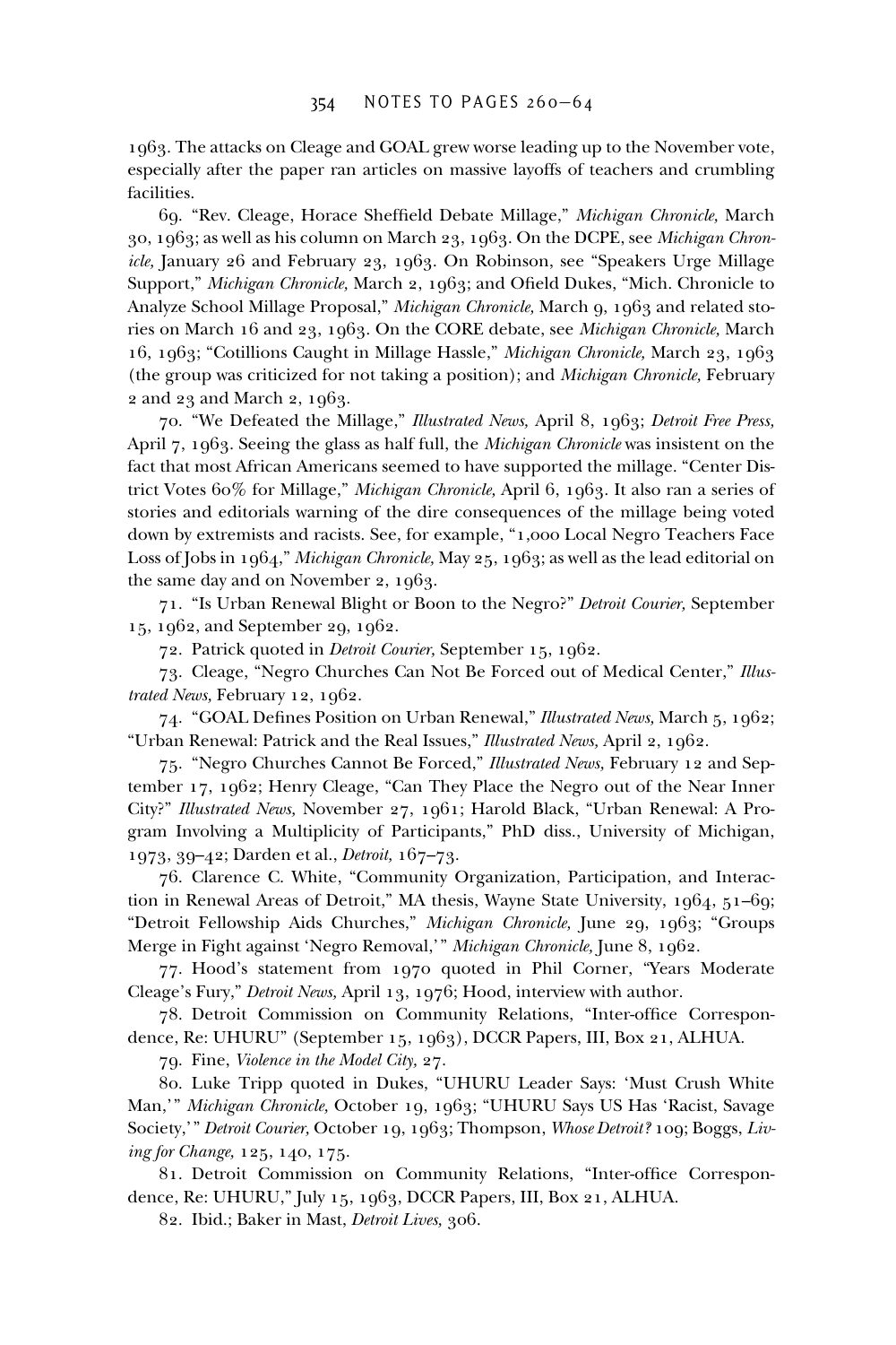1963. The attacks on Cleage and GOAL grew worse leading up to the November vote, especially after the paper ran articles on massive layoffs of teachers and crumbling facilities.

69. "Rev. Cleage, Horace Sheffield Debate Millage," *Michigan Chronicle,* March 30, 1963; as well as his column on March 23, 1963. On the DCPE, see *Michigan Chronicle,* January 26 and February 23, 1963. On Robinson, see "Speakers Urge Millage Support," *Michigan Chronicle,* March 2, 1963; and Ofield Dukes, "Mich. Chronicle to Analyze School Millage Proposal," *Michigan Chronicle,* March 9, 1963 and related stories on March 16 and 23, 1963. On the CORE debate, see *Michigan Chronicle,* March 16, 1963; "Cotillions Caught in Millage Hassle," *Michigan Chronicle,* March 23, 1963 (the group was criticized for not taking a position); and *Michigan Chronicle,* February 2 and 23 and March 2, 1963.

70. "We Defeated the Millage," *Illustrated News,* April 8, 1963; *Detroit Free Press,* April 7, 1963. Seeing the glass as half full, the *Michigan Chronicle* was insistent on the fact that most African Americans seemed to have supported the millage. "Center District Votes 60% for Millage," *Michigan Chronicle,* April 6, 1963. It also ran a series of stories and editorials warning of the dire consequences of the millage being voted down by extremists and racists. See, for example, "1,000 Local Negro Teachers Face Loss of Jobs in 1964," *Michigan Chronicle,* May 25, 1963; as well as the lead editorial on the same day and on November 2, 1963.

71. "Is Urban Renewal Blight or Boon to the Negro?" *Detroit Courier,* September 15, 1962, and September 29, 1962.

72. Patrick quoted in *Detroit Courier,* September 15, 1962.

73. Cleage, "Negro Churches Can Not Be Forced out of Medical Center," *Illustrated News,* February 12, 1962.

74. "GOAL Defines Position on Urban Renewal," *Illustrated News,* March 5, 1962; "Urban Renewal: Patrick and the Real Issues," *Illustrated News,* April 2, 1962.

75. "Negro Churches Cannot Be Forced," *Illustrated News,* February 12 and September 17, 1962; Henry Cleage, "Can They Place the Negro out of the Near Inner City?" *Illustrated News,* November 27, 1961; Harold Black, "Urban Renewal: A Program Involving a Multiplicity of Participants," PhD diss., University of Michigan, 1973, 39–42; Darden et al., *Detroit,* 167–73.

76. Clarence C. White, "Community Organization, Participation, and Interaction in Renewal Areas of Detroit," MA thesis, Wayne State University, 1964, 51–69; "Detroit Fellowship Aids Churches," *Michigan Chronicle,* June 29, 1963; "Groups Merge in Fight against 'Negro Removal,'" *Michigan Chronicle,* June 8, 1962.

77. Hood's statement from 1970 quoted in Phil Corner, "Years Moderate Cleage's Fury," *Detroit News,* April 13, 1976; Hood, interview with author.

78. Detroit Commission on Community Relations, "Inter-office Correspondence, Re: UHURU" (September 15, 1963), DCCR Papers, III, Box 21, ALHUA.

79. Fine, *Violence in the Model City,* 27.

80. Luke Tripp quoted in Dukes, "UHURU Leader Says: 'Must Crush White Man,'" *Michigan Chronicle,* October 19, 1963; "UHURU Says US Has 'Racist, Savage Society,'" *Detroit Courier,* October 19, 1963; Thompson, *Whose Detroit?* 109; Boggs, *Living for Change,* 125, 140, 175.

81. Detroit Commission on Community Relations, "Inter-office Correspondence, Re: UHURU," July 15, 1963, DCCR Papers, III, Box 21, ALHUA.

82. Ibid.; Baker in Mast, *Detroit Lives,* 306.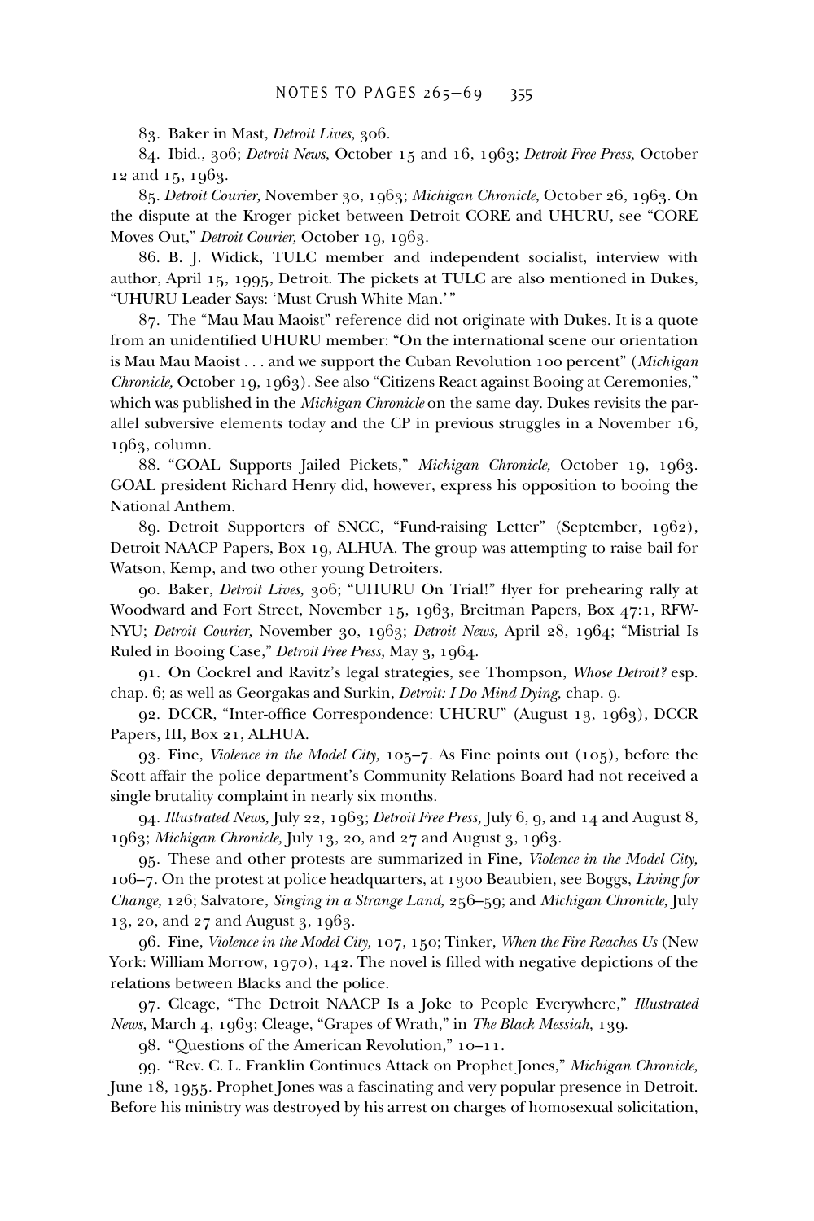83. Baker in Mast, *Detroit Lives,* 306.

84. Ibid., 306; *Detroit News,* October 15 and 16, 1963; *Detroit Free Press,* October 12 and 15, 1963.

85. *Detroit Courier,* November 30, 1963; *Michigan Chronicle,* October 26, 1963. On the dispute at the Kroger picket between Detroit CORE and UHURU, see "CORE Moves Out," *Detroit Courier,* October 19, 1963.

86. B. J. Widick, TULC member and independent socialist, interview with author, April 15, 1995, Detroit. The pickets at TULC are also mentioned in Dukes, "UHURU Leader Says: 'Must Crush White Man.'"

87. The "Mau Mau Maoist" reference did not originate with Dukes. It is a quote from an unidentified UHURU member: "On the international scene our orientation is Mau Mau Maoist . . . and we support the Cuban Revolution 100 percent" (*Michigan Chronicle,* October 19, 1963). See also "Citizens React against Booing at Ceremonies," which was published in the *Michigan Chronicle* on the same day. Dukes revisits the parallel subversive elements today and the CP in previous struggles in a November 16, 1963, column.

88. "GOAL Supports Jailed Pickets," *Michigan Chronicle,* October 19, 1963. GOAL president Richard Henry did, however, express his opposition to booing the National Anthem.

89. Detroit Supporters of SNCC, "Fund-raising Letter" (September, 1962), Detroit NAACP Papers, Box 19, ALHUA. The group was attempting to raise bail for Watson, Kemp, and two other young Detroiters.

90. Baker, *Detroit Lives,* 306; "UHURU On Trial!" flyer for prehearing rally at Woodward and Fort Street, November 15, 1963, Breitman Papers, Box 47:1, RFW-NYU; *Detroit Courier,* November 30, 1963; *Detroit News,* April 28, 1964; "Mistrial Is Ruled in Booing Case," *Detroit Free Press,* May 3, 1964.

91. On Cockrel and Ravitz's legal strategies, see Thompson, *Whose Detroit?* esp. chap. 6; as well as Georgakas and Surkin, *Detroit: I Do Mind Dying,* chap. 9.

92. DCCR, "Inter-office Correspondence: UHURU" (August 13, 1963), DCCR Papers, III, Box 21, ALHUA.

93. Fine, *Violence in the Model City,* 105–7. As Fine points out (105), before the Scott affair the police department's Community Relations Board had not received a single brutality complaint in nearly six months.

94. *Illustrated News,* July 22, 1963; *Detroit Free Press,* July 6, 9, and 14 and August 8, 1963; *Michigan Chronicle,* July 13, 20, and 27 and August 3, 1963.

95. These and other protests are summarized in Fine, *Violence in the Model City,* 106–7. On the protest at police headquarters, at 1300 Beaubien, see Boggs, *Living for Change,* 126; Salvatore, *Singing in a Strange Land,* 256–59; and *Michigan Chronicle,* July 13, 20, and 27 and August 3, 1963.

96. Fine, *Violence in the Model City,* 107, 150; Tinker, *When the Fire Reaches Us* (New York: William Morrow, 1970), 142. The novel is filled with negative depictions of the relations between Blacks and the police.

97. Cleage, "The Detroit NAACP Is a Joke to People Everywhere," *Illustrated News,* March 4, 1963; Cleage, "Grapes of Wrath," in *The Black Messiah,* 139.

98. "Questions of the American Revolution," 10–11.

99. "Rev. C. L. Franklin Continues Attack on Prophet Jones," *Michigan Chronicle,* June 18, 1955. Prophet Jones was a fascinating and very popular presence in Detroit. Before his ministry was destroyed by his arrest on charges of homosexual solicitation,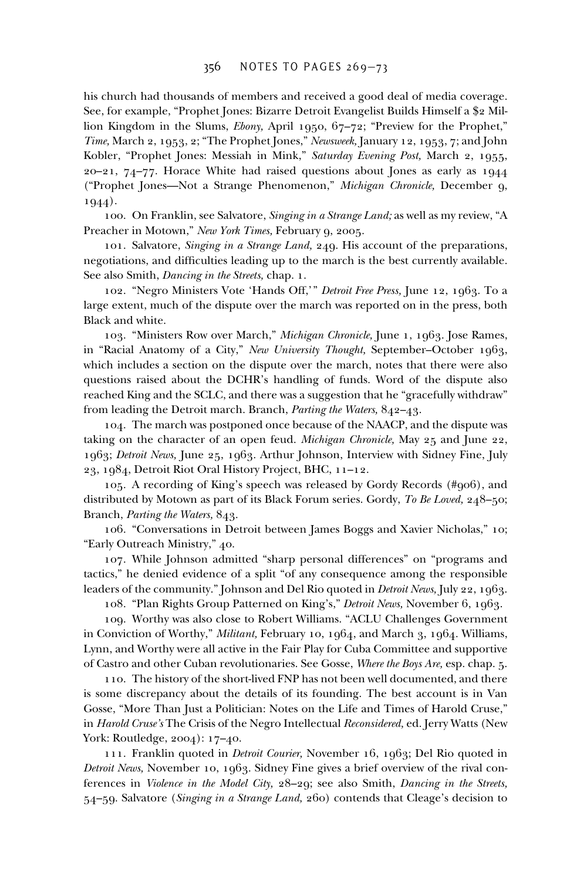his church had thousands of members and received a good deal of media coverage. See, for example, "Prophet Jones: Bizarre Detroit Evangelist Builds Himself a $2 Million Kingdom in the Slums, *Ebony,* April 1950, 67–72; "Preview for the Prophet," *Time,* March 2, 1953, 2; "The Prophet Jones," *Newsweek,* January 12, 1953, 7; and John Kobler, "Prophet Jones: Messiah in Mink," *Saturday Evening Post,* March 2, 1955, 20–21, 74–77. Horace White had raised questions about Jones as early as 1944 ("Prophet Jones—Not a Strange Phenomenon," *Michigan Chronicle,* December 9, 1944).

100. On Franklin, see Salvatore, *Singing in a Strange Land;* as well as my review, "A Preacher in Motown," *New York Times,* February 9, 2005.

101. Salvatore, *Singing in a Strange Land,* 249. His account of the preparations, negotiations, and difficulties leading up to the march is the best currently available. See also Smith, *Dancing in the Streets,* chap. 1.

102. "Negro Ministers Vote 'Hands Off,'" *Detroit Free Press,* June 12, 1963. To a large extent, much of the dispute over the march was reported on in the press, both Black and white.

103. "Ministers Row over March," *Michigan Chronicle,* June 1, 1963. Jose Rames, in "Racial Anatomy of a City," *New University Thought,* September–October 1963, which includes a section on the dispute over the march, notes that there were also questions raised about the DCHR's handling of funds. Word of the dispute also reached King and the SCLC, and there was a suggestion that he "gracefully withdraw" from leading the Detroit march. Branch, *Parting the Waters,* 842–43.

104. The march was postponed once because of the NAACP, and the dispute was taking on the character of an open feud. *Michigan Chronicle,* May 25 and June 22, 1963; *Detroit News,* June 25, 1963. Arthur Johnson, Interview with Sidney Fine, July 23, 1984, Detroit Riot Oral History Project, BHC, 11–12.

105. A recording of King's speech was released by Gordy Records (#906), and distributed by Motown as part of its Black Forum series. Gordy, *To Be Loved,* 248–50; Branch, *Parting the Waters,* 843.

106. "Conversations in Detroit between James Boggs and Xavier Nicholas," 10; "Early Outreach Ministry," 40.

107. While Johnson admitted "sharp personal differences" on "programs and tactics," he denied evidence of a split "of any consequence among the responsible leaders of the community." Johnson and Del Rio quoted in *Detroit News,* July 22, 1963.

108. "Plan Rights Group Patterned on King's," *Detroit News,* November 6, 1963.

109. Worthy was also close to Robert Williams. "ACLU Challenges Government in Conviction of Worthy," *Militant,* February 10, 1964, and March 3, 1964. Williams, Lynn, and Worthy were all active in the Fair Play for Cuba Committee and supportive of Castro and other Cuban revolutionaries. See Gosse, *Where the Boys Are,* esp. chap. 5.

110. The history of the short-lived FNP has not been well documented, and there is some discrepancy about the details of its founding. The best account is in Van Gosse, "More Than Just a Politician: Notes on the Life and Times of Harold Cruse," in *Harold Cruse's* The Crisis of the Negro Intellectual *Reconsidered,* ed. Jerry Watts (New York: Routledge, 2004): 17–40.

111. Franklin quoted in *Detroit Courier,* November 16, 1963; Del Rio quoted in *Detroit News,* November 10, 1963. Sidney Fine gives a brief overview of the rival conferences in *Violence in the Model City,* 28–29; see also Smith, *Dancing in the Streets,* 54–59. Salvatore (*Singing in a Strange Land,* 260) contends that Cleage's decision to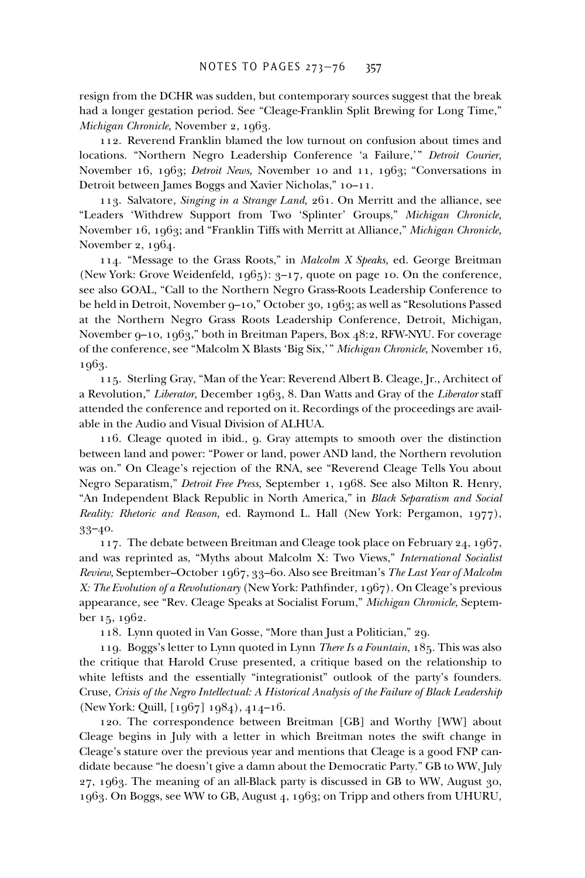resign from the DCHR was sudden, but contemporary sources suggest that the break had a longer gestation period. See "Cleage-Franklin Split Brewing for Long Time," *Michigan Chronicle,* November 2, 1963.

112. Reverend Franklin blamed the low turnout on confusion about times and locations. "Northern Negro Leadership Conference 'a Failure,'" *Detroit Courier,* November 16, 1963; *Detroit News,* November 10 and 11, 1963; "Conversations in Detroit between James Boggs and Xavier Nicholas," 10–11.

113. Salvatore, *Singing in a Strange Land,* 261. On Merritt and the alliance, see "Leaders 'Withdrew Support from Two 'Splinter' Groups," *Michigan Chronicle,* November 16, 1963; and "Franklin Tiffs with Merritt at Alliance," *Michigan Chronicle,* November 2, 1964.

114. "Message to the Grass Roots," in *Malcolm X Speaks,* ed. George Breitman (New York: Grove Weidenfeld, 1965): 3–17, quote on page 10. On the conference, see also GOAL, "Call to the Northern Negro Grass-Roots Leadership Conference to be held in Detroit, November 9–10," October 30, 1963; as well as "Resolutions Passed at the Northern Negro Grass Roots Leadership Conference, Detroit, Michigan, November 9–10, 1963," both in Breitman Papers, Box 48:2, RFW-NYU. For coverage of the conference, see "Malcolm X Blasts 'Big Six,'" *Michigan Chronicle,* November 16, 1963.

115. Sterling Gray, "Man of the Year: Reverend Albert B. Cleage, Jr., Architect of a Revolution," *Liberator,* December 1963, 8. Dan Watts and Gray of the *Liberator* staff attended the conference and reported on it. Recordings of the proceedings are available in the Audio and Visual Division of ALHUA.

116. Cleage quoted in ibid., 9. Gray attempts to smooth over the distinction between land and power: "Power or land, power AND land, the Northern revolution was on." On Cleage's rejection of the RNA, see "Reverend Cleage Tells You about Negro Separatism," *Detroit Free Press,* September 1, 1968. See also Milton R. Henry, "An Independent Black Republic in North America," in *Black Separatism and Social Reality: Rhetoric and Reason,* ed. Raymond L. Hall (New York: Pergamon, 1977), 33–40.

117. The debate between Breitman and Cleage took place on February 24, 1967, and was reprinted as, "Myths about Malcolm X: Two Views," *International Socialist Review,* September–October 1967, 33–60. Also see Breitman's *The Last Year of Malcolm X: The Evolution of a Revolutionary* (New York: Pathfinder, 1967). On Cleage's previous appearance, see "Rev. Cleage Speaks at Socialist Forum," *Michigan Chronicle,* September 15, 1962.

118. Lynn quoted in Van Gosse, "More than Just a Politician," 29.

119. Boggs's letter to Lynn quoted in Lynn *There Is a Fountain,* 185. This was also the critique that Harold Cruse presented, a critique based on the relationship to white leftists and the essentially "integrationist" outlook of the party's founders. Cruse, *Crisis of the Negro Intellectual: A Historical Analysis of the Failure of Black Leadership* (New York: Quill, [1967] 1984), 414–16.

120. The correspondence between Breitman [GB] and Worthy [WW] about Cleage begins in July with a letter in which Breitman notes the swift change in Cleage's stature over the previous year and mentions that Cleage is a good FNP candidate because "he doesn't give a damn about the Democratic Party." GB to WW, July 27, 1963. The meaning of an all-Black party is discussed in GB to WW, August 30, 1963. On Boggs, see WW to GB, August 4, 1963; on Tripp and others from UHURU,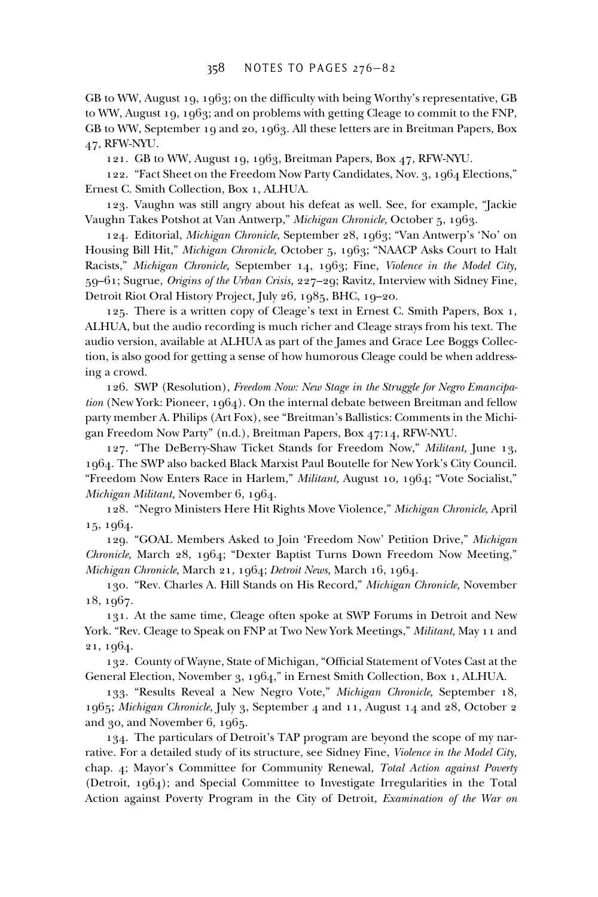GB to WW, August 19, 1963; on the difficulty with being Worthy's representative, GB to WW, August 19, 1963; and on problems with getting Cleage to commit to the FNP, GB to WW, September 19 and 20, 1963. All these letters are in Breitman Papers, Box 47, RFW-NYU.

121. GB to WW, August 19, 1963, Breitman Papers, Box 47, RFW-NYU.

122. "Fact Sheet on the Freedom Now Party Candidates, Nov. 3, 1964 Elections," Ernest C. Smith Collection, Box 1, ALHUA.

123. Vaughn was still angry about his defeat as well. See, for example, "Jackie Vaughn Takes Potshot at Van Antwerp," *Michigan Chronicle,* October 5, 1963.

124. Editorial, *Michigan Chronicle,* September 28, 1963; "Van Antwerp's 'No' on Housing Bill Hit," *Michigan Chronicle,* October 5, 1963; "NAACP Asks Court to Halt Racists," *Michigan Chronicle,* September 14, 1963; Fine, *Violence in the Model City,* 59–61; Sugrue, *Origins of the Urban Crisis,* 227–29; Ravitz, Interview with Sidney Fine, Detroit Riot Oral History Project, July 26, 1985, BHC, 19–20.

125. There is a written copy of Cleage's text in Ernest C. Smith Papers, Box 1, ALHUA, but the audio recording is much richer and Cleage strays from his text. The audio version, available at ALHUA as part of the James and Grace Lee Boggs Collection, is also good for getting a sense of how humorous Cleage could be when addressing a crowd.

126. SWP (Resolution), *Freedom Now: New Stage in the Struggle for Negro Emancipation* (New York: Pioneer, 1964). On the internal debate between Breitman and fellow party member A. Philips (Art Fox), see "Breitman's Ballistics: Comments in the Michigan Freedom Now Party" (n.d.), Breitman Papers, Box 47:14, RFW-NYU.

127. "The DeBerry-Shaw Ticket Stands for Freedom Now," *Militant,* June 13, 1964. The SWP also backed Black Marxist Paul Boutelle for New York's City Council. "Freedom Now Enters Race in Harlem," *Militant,* August 10, 1964; "Vote Socialist," *Michigan Militant,* November 6, 1964.

128. "Negro Ministers Here Hit Rights Move Violence," *Michigan Chronicle,* April 15, 1964.

129. "GOAL Members Asked to Join 'Freedom Now' Petition Drive," *Michigan Chronicle,* March 28, 1964; "Dexter Baptist Turns Down Freedom Now Meeting," *Michigan Chronicle,* March 21, 1964; *Detroit News,* March 16, 1964.

130. "Rev. Charles A. Hill Stands on His Record," *Michigan Chronicle,* November 18, 1967.

131. At the same time, Cleage often spoke at SWP Forums in Detroit and New York. "Rev. Cleage to Speak on FNP at Two New York Meetings," *Militant,* May 11 and 21, 1964.

132. County of Wayne, State of Michigan, "Official Statement of Votes Cast at the General Election, November 3, 1964," in Ernest Smith Collection, Box 1, ALHUA.

133. "Results Reveal a New Negro Vote," *Michigan Chronicle,* September 18, 1965; *Michigan Chronicle,* July 3, September 4 and 11, August 14 and 28, October 2 and 30, and November 6, 1965.

134. The particulars of Detroit's TAP program are beyond the scope of my narrative. For a detailed study of its structure, see Sidney Fine, *Violence in the Model City,* chap. 4; Mayor's Committee for Community Renewal, *Total Action against Poverty* (Detroit, 1964); and Special Committee to Investigate Irregularities in the Total Action against Poverty Program in the City of Detroit, *Examination of the War on*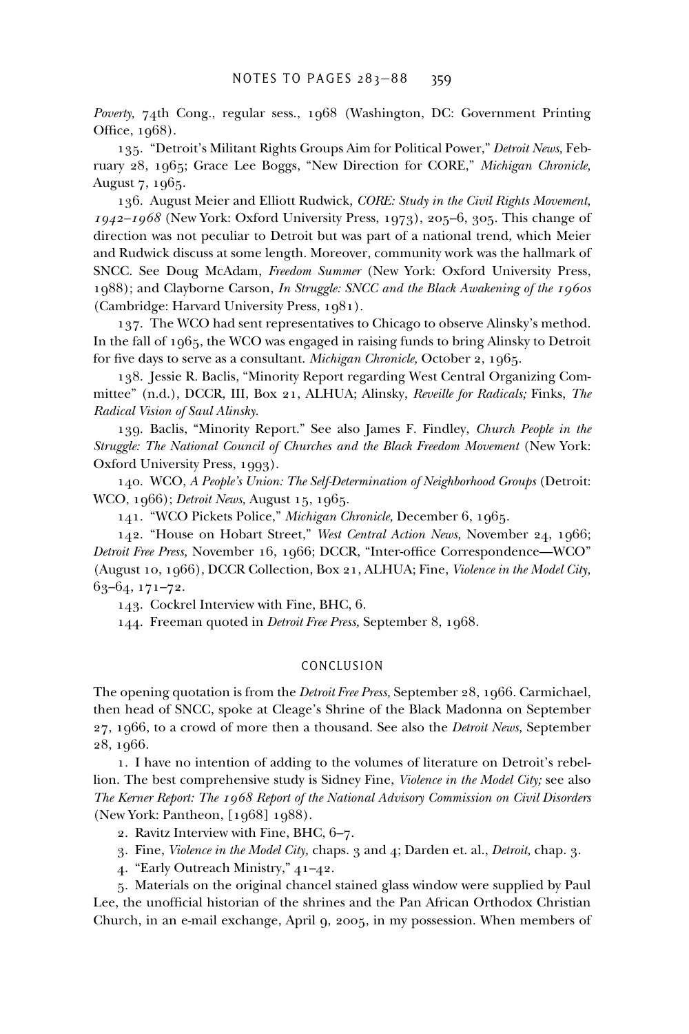*Poverty,* 74th Cong., regular sess., 1968 (Washington, DC: Government Printing Office, 1968).

135. "Detroit's Militant Rights Groups Aim for Political Power," *Detroit News,* February 28, 1965; Grace Lee Boggs, "New Direction for CORE," *Michigan Chronicle,* August 7, 1965.

136. August Meier and Elliott Rudwick, *CORE: Study in the Civil Rights Movement, 1942–1968* (New York: Oxford University Press, 1973), 205–6, 305. This change of direction was not peculiar to Detroit but was part of a national trend, which Meier and Rudwick discuss at some length. Moreover, community work was the hallmark of SNCC. See Doug McAdam, *Freedom Summer* (New York: Oxford University Press, 1988); and Clayborne Carson, *In Struggle: SNCC and the Black Awakening of the 1960s* (Cambridge: Harvard University Press, 1981).

137. The WCO had sent representatives to Chicago to observe Alinsky's method. In the fall of 1965, the WCO was engaged in raising funds to bring Alinsky to Detroit for five days to serve as a consultant. *Michigan Chronicle,* October 2, 1965.

138. Jessie R. Baclis, "Minority Report regarding West Central Organizing Committee" (n.d.), DCCR, III, Box 21, ALHUA; Alinsky, *Reveille for Radicals;* Finks, *The Radical Vision of Saul Alinsky.*

139. Baclis, "Minority Report." See also James F. Findley, *Church People in the Struggle: The National Council of Churches and the Black Freedom Movement* (New York: Oxford University Press, 1993).

140. WCO, *A People's Union: The Self-Determination of Neighborhood Groups* (Detroit: WCO, 1966); *Detroit News,* August 15, 1965.

141. "WCO Pickets Police," *Michigan Chronicle,* December 6, 1965.

142. "House on Hobart Street," *West Central Action News,* November 24, 1966; *Detroit Free Press,* November 16, 1966; DCCR, "Inter-office Correspondence—WCO" (August 10, 1966), DCCR Collection, Box 21, ALHUA; Fine, *Violence in the Model City,* 63–64, 171–72.

143. Cockrel Interview with Fine, BHC, 6.

144. Freeman quoted in *Detroit Free Press,* September 8, 1968.

## CONCLUSION

The opening quotation is from the *Detroit Free Press,* September 28, 1966. Carmichael, then head of SNCC, spoke at Cleage's Shrine of the Black Madonna on September 27, 1966, to a crowd of more then a thousand. See also the *Detroit News,* September 28, 1966.

1. I have no intention of adding to the volumes of literature on Detroit's rebellion. The best comprehensive study is Sidney Fine, *Violence in the Model City;* see also *The Kerner Report: The 1968 Report of the National Advisory Commission on Civil Disorders* (New York: Pantheon, [1968] 1988).

2. Ravitz Interview with Fine, BHC, 6–7.

3. Fine, *Violence in the Model City,* chaps. 3 and 4; Darden et. al., *Detroit,* chap. 3.

4. "Early Outreach Ministry," 41–42.

5. Materials on the original chancel stained glass window were supplied by Paul Lee, the unofficial historian of the shrines and the Pan African Orthodox Christian Church, in an e-mail exchange, April 9, 2005, in my possession. When members of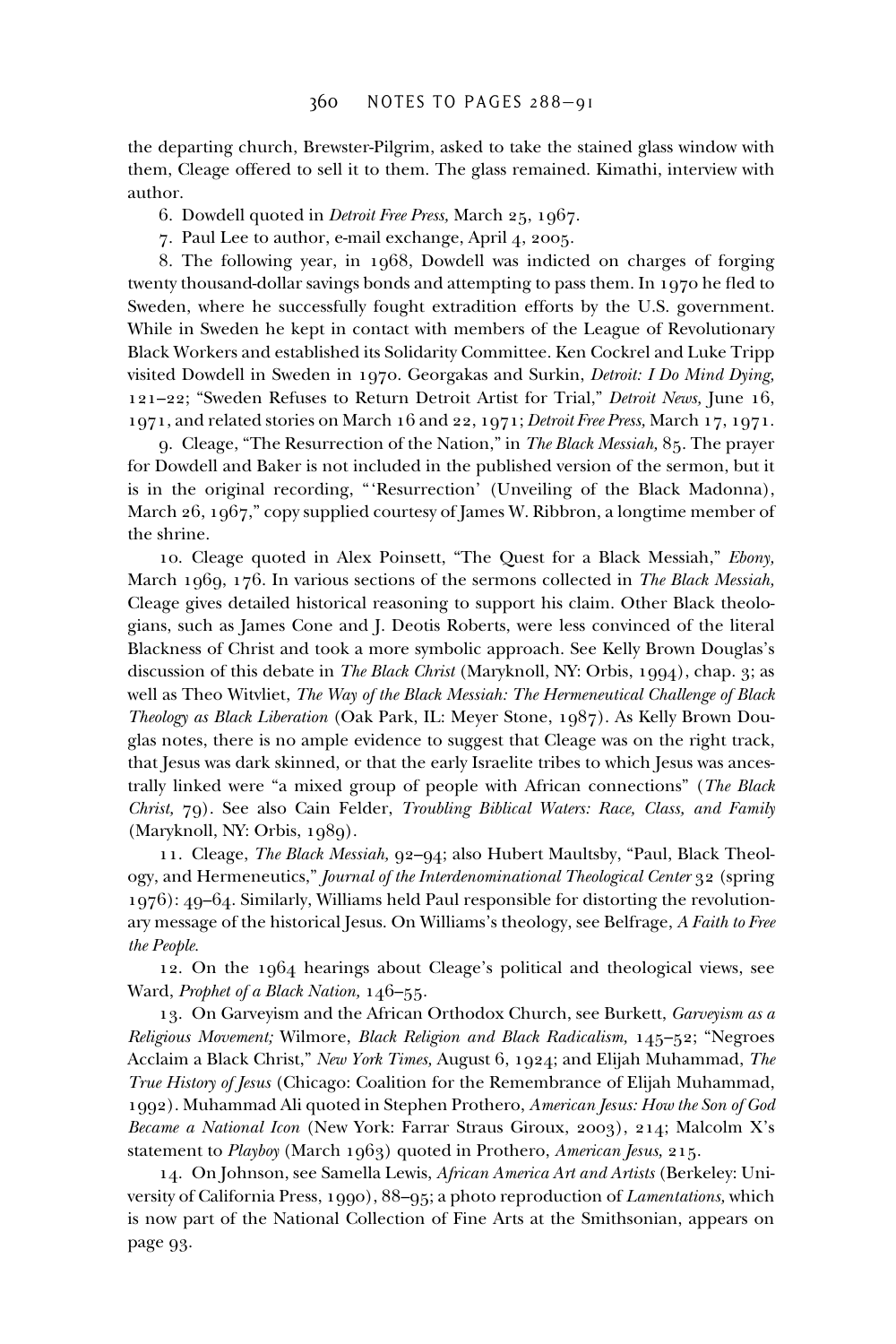the departing church, Brewster-Pilgrim, asked to take the stained glass window with them, Cleage offered to sell it to them. The glass remained. Kimathi, interview with author.

6. Dowdell quoted in *Detroit Free Press,* March 25, 1967.

7. Paul Lee to author, e-mail exchange, April 4, 2005.

8. The following year, in 1968, Dowdell was indicted on charges of forging twenty thousand-dollar savings bonds and attempting to pass them. In 1970 he fled to Sweden, where he successfully fought extradition efforts by the U.S. government. While in Sweden he kept in contact with members of the League of Revolutionary Black Workers and established its Solidarity Committee. Ken Cockrel and Luke Tripp visited Dowdell in Sweden in 1970. Georgakas and Surkin, *Detroit: I Do Mind Dying,* 121–22; "Sweden Refuses to Return Detroit Artist for Trial," *Detroit News,* June 16, 1971, and related stories on March 16 and 22, 1971; *Detroit Free Press,* March 17, 1971.

9. Cleage, "The Resurrection of the Nation," in *The Black Messiah,* 85. The prayer for Dowdell and Baker is not included in the published version of the sermon, but it is in the original recording, "'Resurrection' (Unveiling of the Black Madonna), March 26, 1967," copy supplied courtesy of James W. Ribbron, a longtime member of the shrine.

10. Cleage quoted in Alex Poinsett, "The Quest for a Black Messiah," *Ebony,* March 1969, 176. In various sections of the sermons collected in *The Black Messiah,* Cleage gives detailed historical reasoning to support his claim. Other Black theologians, such as James Cone and J. Deotis Roberts, were less convinced of the literal Blackness of Christ and took a more symbolic approach. See Kelly Brown Douglas's discussion of this debate in *The Black Christ* (Maryknoll, NY: Orbis, 1994), chap. 3; as well as Theo Witvliet, *The Way of the Black Messiah: The Hermeneutical Challenge of Black Theology as Black Liberation* (Oak Park, IL: Meyer Stone, 1987). As Kelly Brown Douglas notes, there is no ample evidence to suggest that Cleage was on the right track, that Jesus was dark skinned, or that the early Israelite tribes to which Jesus was ancestrally linked were "a mixed group of people with African connections" (*The Black Christ,* 79). See also Cain Felder, *Troubling Biblical Waters: Race, Class, and Family* (Maryknoll, NY: Orbis, 1989).

11. Cleage, *The Black Messiah,* 92–94; also Hubert Maultsby, "Paul, Black Theology, and Hermeneutics," *Journal of the Interdenominational Theological Center* 32 (spring 1976): 49–64. Similarly, Williams held Paul responsible for distorting the revolutionary message of the historical Jesus. On Williams's theology, see Belfrage, *A Faith to Free the People.*

12. On the 1964 hearings about Cleage's political and theological views, see Ward, *Prophet of a Black Nation,* 146–55.

13. On Garveyism and the African Orthodox Church, see Burkett, *Garveyism as a Religious Movement;* Wilmore, *Black Religion and Black Radicalism,* 145–52; "Negroes Acclaim a Black Christ," *New York Times,* August 6, 1924; and Elijah Muhammad, *The True History of Jesus* (Chicago: Coalition for the Remembrance of Elijah Muhammad, 1992). Muhammad Ali quoted in Stephen Prothero, *American Jesus: How the Son of God Became a National Icon* (New York: Farrar Straus Giroux, 2003), 214; Malcolm X's statement to *Playboy* (March 1963) quoted in Prothero, *American Jesus,* 215.

14. On Johnson, see Samella Lewis, *African America Art and Artists* (Berkeley: University of California Press, 1990), 88–95; a photo reproduction of *Lamentations,* which is now part of the National Collection of Fine Arts at the Smithsonian, appears on page 93.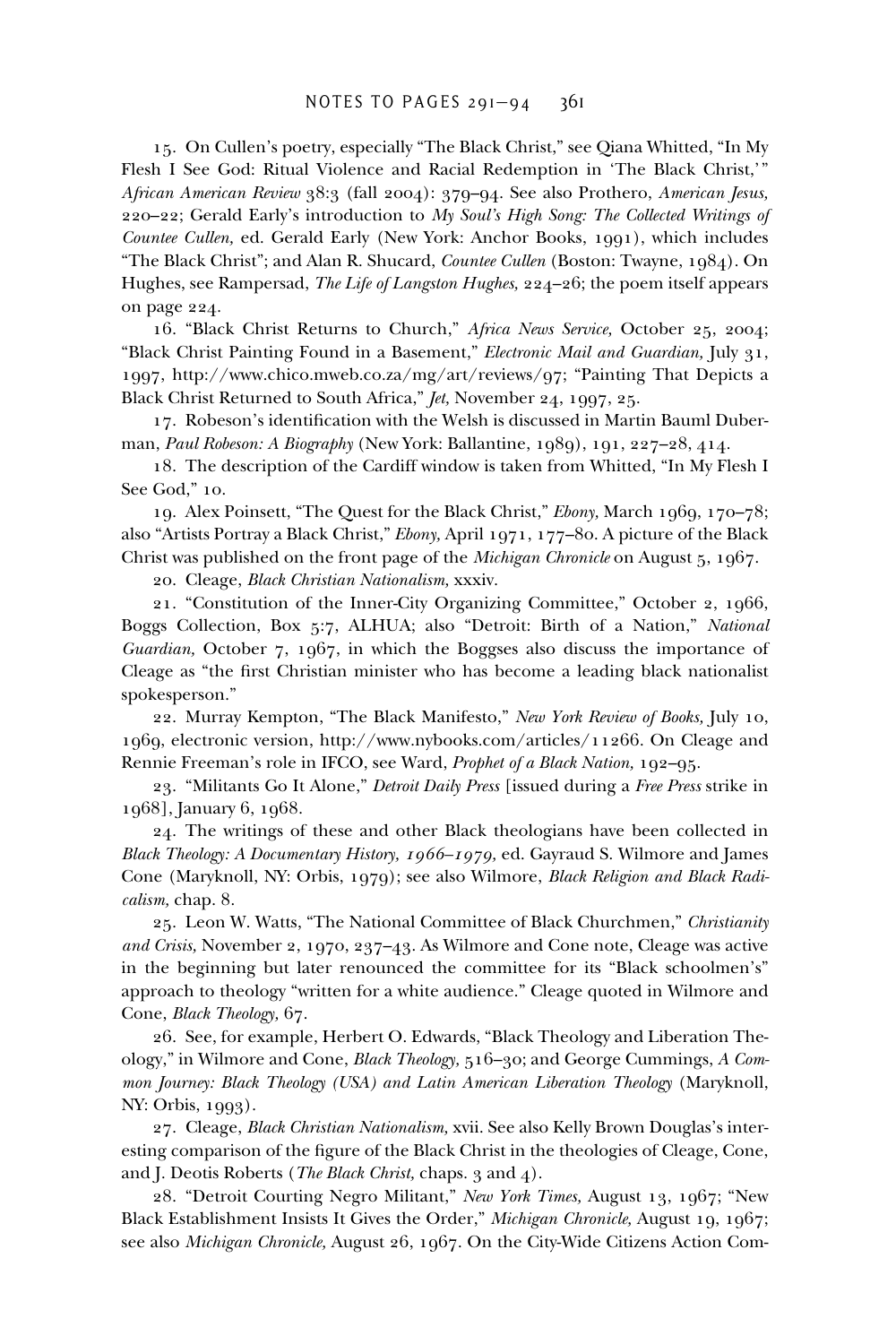15. On Cullen's poetry, especially "The Black Christ," see Qiana Whitted, "In My Flesh I See God: Ritual Violence and Racial Redemption in 'The Black Christ,'" *African American Review* 38:3 (fall 2004): 379–94. See also Prothero, *American Jesus,* 220–22; Gerald Early's introduction to *My Soul's High Song: The Collected Writings of Countee Cullen,* ed. Gerald Early (New York: Anchor Books, 1991), which includes "The Black Christ"; and Alan R. Shucard, *Countee Cullen* (Boston: Twayne, 1984). On Hughes, see Rampersad, *The Life of Langston Hughes,* 224–26; the poem itself appears on page 224.

16. "Black Christ Returns to Church," *Africa News Service,* October 25, 2004; "Black Christ Painting Found in a Basement," *Electronic Mail and Guardian,* July 31, 1997, http://www.chico.mweb.co.za/mg/art/reviews/97; "Painting That Depicts a Black Christ Returned to South Africa," *Jet,* November 24, 1997, 25.

17. Robeson's identification with the Welsh is discussed in Martin Bauml Duberman, *Paul Robeson: A Biography* (New York: Ballantine, 1989), 191, 227–28, 414.

18. The description of the Cardiff window is taken from Whitted, "In My Flesh I See God," 10.

19. Alex Poinsett, "The Quest for the Black Christ," *Ebony,* March 1969, 170–78; also "Artists Portray a Black Christ," *Ebony,* April 1971, 177–80. A picture of the Black Christ was published on the front page of the *Michigan Chronicle* on August 5, 1967.

20. Cleage, *Black Christian Nationalism,* xxxiv.

21. "Constitution of the Inner-City Organizing Committee," October 2, 1966, Boggs Collection, Box 5:7, ALHUA; also "Detroit: Birth of a Nation," *National Guardian,* October 7, 1967, in which the Boggses also discuss the importance of Cleage as "the first Christian minister who has become a leading black nationalist spokesperson."

22. Murray Kempton, "The Black Manifesto," *New York Review of Books,* July 10, 1969, electronic version, http://www.nybooks.com/articles/11266. On Cleage and Rennie Freeman's role in IFCO, see Ward, *Prophet of a Black Nation,* 192–95.

23. "Militants Go It Alone," *Detroit Daily Press* [issued during a *Free Press* strike in 1968], January 6, 1968.

24. The writings of these and other Black theologians have been collected in *Black Theology: A Documentary History, 1966–1979,* ed. Gayraud S. Wilmore and James Cone (Maryknoll, NY: Orbis, 1979); see also Wilmore, *Black Religion and Black Radicalism,* chap. 8.

25. Leon W. Watts, "The National Committee of Black Churchmen," *Christianity and Crisis,* November 2, 1970, 237–43. As Wilmore and Cone note, Cleage was active in the beginning but later renounced the committee for its "Black schoolmen's" approach to theology "written for a white audience." Cleage quoted in Wilmore and Cone, *Black Theology,* 67.

26. See, for example, Herbert O. Edwards, "Black Theology and Liberation Theology," in Wilmore and Cone, *Black Theology,* 516–30; and George Cummings, *A Common Journey: Black Theology (USA) and Latin American Liberation Theology* (Maryknoll, NY: Orbis, 1993).

27. Cleage, *Black Christian Nationalism,* xvii. See also Kelly Brown Douglas's interesting comparison of the figure of the Black Christ in the theologies of Cleage, Cone, and J. Deotis Roberts (*The Black Christ,* chaps. 3 and 4).

28. "Detroit Courting Negro Militant," *New York Times,* August 13, 1967; "New Black Establishment Insists It Gives the Order," *Michigan Chronicle,* August 19, 1967; see also *Michigan Chronicle,* August 26, 1967. On the City-Wide Citizens Action Com-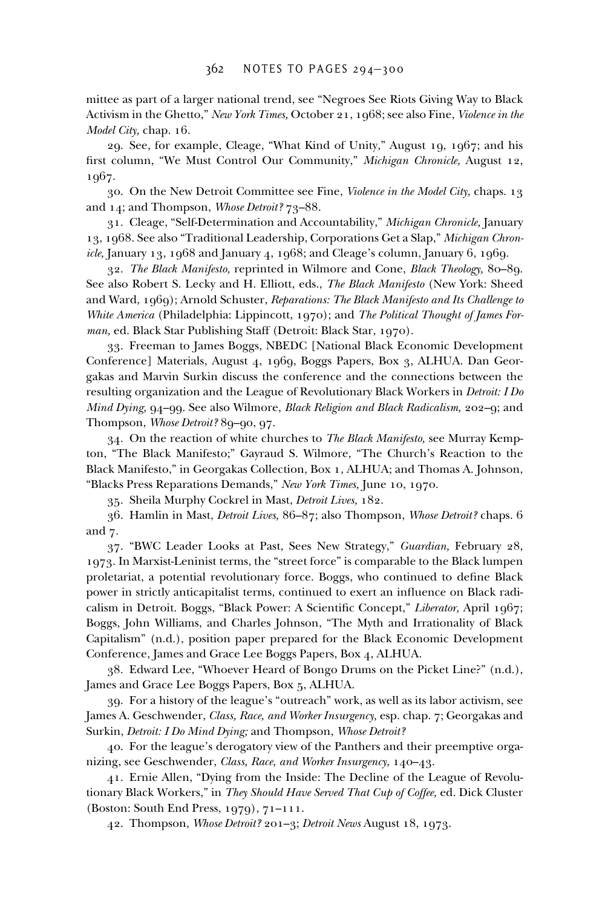mittee as part of a larger national trend, see "Negroes See Riots Giving Way to Black Activism in the Ghetto," *New York Times,* October 21, 1968; see also Fine, *Violence in the Model City,* chap. 16.

29. See, for example, Cleage, "What Kind of Unity," August 19, 1967; and his first column, "We Must Control Our Community," *Michigan Chronicle,* August 12, 1967.

30. On the New Detroit Committee see Fine, *Violence in the Model City,* chaps. 13 and 14; and Thompson, *Whose Detroit?* 73–88.

31. Cleage, "Self-Determination and Accountability," *Michigan Chronicle,* January 13, 1968. See also "Traditional Leadership, Corporations Get a Slap," *Michigan Chronicle,* January 13, 1968 and January 4, 1968; and Cleage's column, January 6, 1969.

32. *The Black Manifesto,* reprinted in Wilmore and Cone, *Black Theology,* 80–89. See also Robert S. Lecky and H. Elliott, eds., *The Black Manifesto* (New York: Sheed and Ward, 1969); Arnold Schuster, *Reparations: The Black Manifesto and Its Challenge to White America* (Philadelphia: Lippincott, 1970); and *The Political Thought of James Forman,* ed. Black Star Publishing Staff (Detroit: Black Star, 1970).

33. Freeman to James Boggs, NBEDC [National Black Economic Development Conference] Materials, August 4, 1969, Boggs Papers, Box 3, ALHUA. Dan Georgakas and Marvin Surkin discuss the conference and the connections between the resulting organization and the League of Revolutionary Black Workers in *Detroit: I Do Mind Dying,* 94–99. See also Wilmore, *Black Religion and Black Radicalism,* 202–9; and Thompson, *Whose Detroit?* 89–90, 97.

34. On the reaction of white churches to *The Black Manifesto,* see Murray Kempton, "The Black Manifesto;" Gayraud S. Wilmore, "The Church's Reaction to the Black Manifesto," in Georgakas Collection, Box 1, ALHUA; and Thomas A. Johnson, "Blacks Press Reparations Demands," *New York Times,* June 10, 1970.

35. Sheila Murphy Cockrel in Mast, *Detroit Lives,* 182.

36. Hamlin in Mast, *Detroit Lives,* 86–87; also Thompson, *Whose Detroit?* chaps. 6 and 7.

37. "BWC Leader Looks at Past, Sees New Strategy," *Guardian,* February 28, 1973. In Marxist-Leninist terms, the "street force" is comparable to the Black lumpen proletariat, a potential revolutionary force. Boggs, who continued to define Black power in strictly anticapitalist terms, continued to exert an influence on Black radicalism in Detroit. Boggs, "Black Power: A Scientific Concept," *Liberator,* April 1967; Boggs, John Williams, and Charles Johnson, "The Myth and Irrationality of Black Capitalism" (n.d.), position paper prepared for the Black Economic Development Conference, James and Grace Lee Boggs Papers, Box 4, ALHUA.

38. Edward Lee, "Whoever Heard of Bongo Drums on the Picket Line?" (n.d.), James and Grace Lee Boggs Papers, Box 5, ALHUA.

39. For a history of the league's "outreach" work, as well as its labor activism, see James A. Geschwender, *Class, Race, and Worker Insurgency,* esp. chap. 7; Georgakas and Surkin, *Detroit: I Do Mind Dying;* and Thompson, *Whose Detroit?*

40. For the league's derogatory view of the Panthers and their preemptive organizing, see Geschwender, *Class, Race, and Worker Insurgency,* 140–43.

41. Ernie Allen, "Dying from the Inside: The Decline of the League of Revolutionary Black Workers," in *They Should Have Served That Cup of Coffee,* ed. Dick Cluster (Boston: South End Press, 1979), 71–111.

42. Thompson, *Whose Detroit?* 201–3; *Detroit News* August 18, 1973.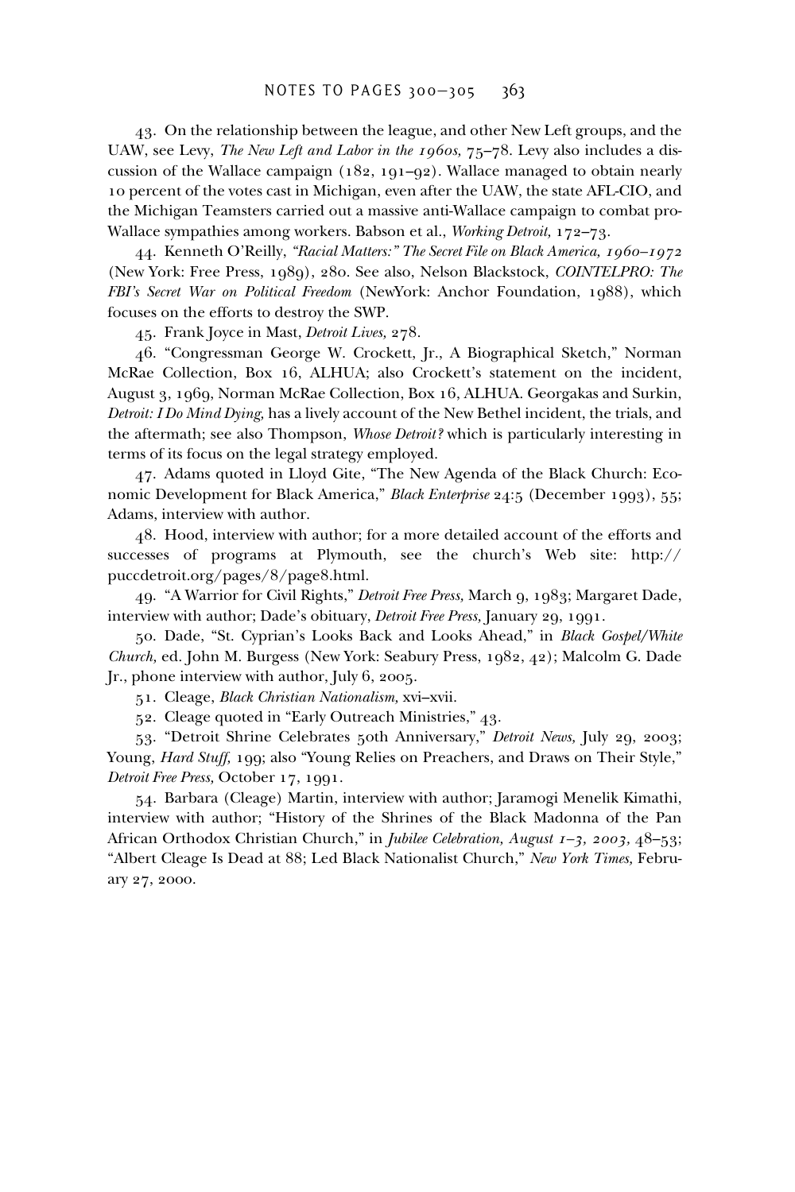43. On the relationship between the league, and other New Left groups, and the UAW, see Levy, *The New Left and Labor in the 1960s,* 75–78. Levy also includes a discussion of the Wallace campaign (182, 191–92). Wallace managed to obtain nearly 10 percent of the votes cast in Michigan, even after the UAW, the state AFL-CIO, and the Michigan Teamsters carried out a massive anti-Wallace campaign to combat pro-Wallace sympathies among workers. Babson et al., *Working Detroit,* 172–73.

44. Kenneth O'Reilly, *"Racial Matters:" The Secret File on Black America, 1960–1972* (New York: Free Press, 1989), 280. See also, Nelson Blackstock, *COINTELPRO: The FBI's Secret War on Political Freedom* (NewYork: Anchor Foundation, 1988), which focuses on the efforts to destroy the SWP.

45. Frank Joyce in Mast, *Detroit Lives,* 278.

46. "Congressman George W. Crockett, Jr., A Biographical Sketch," Norman McRae Collection, Box 16, ALHUA; also Crockett's statement on the incident, August 3, 1969, Norman McRae Collection, Box 16, ALHUA. Georgakas and Surkin, *Detroit: I Do Mind Dying,* has a lively account of the New Bethel incident, the trials, and the aftermath; see also Thompson, *Whose Detroit?* which is particularly interesting in terms of its focus on the legal strategy employed.

47. Adams quoted in Lloyd Gite, "The New Agenda of the Black Church: Economic Development for Black America," *Black Enterprise* 24:5 (December 1993), 55; Adams, interview with author.

48. Hood, interview with author; for a more detailed account of the efforts and successes of programs at Plymouth, see the church's Web site: http://puccdetroit.org/pages/8/page8.html.

49. "A Warrior for Civil Rights," *Detroit Free Press,* March 9, 1983; Margaret Dade, interview with author; Dade's obituary, *Detroit Free Press,* January 29, 1991.

50. Dade, "St. Cyprian's Looks Back and Looks Ahead," in *Black Gospel/White Church,* ed. John M. Burgess (New York: Seabury Press, 1982, 42); Malcolm G. Dade Jr., phone interview with author, July 6, 2005.

51. Cleage, *Black Christian Nationalism,* xvi–xvii.

52. Cleage quoted in "Early Outreach Ministries," 43.

53. "Detroit Shrine Celebrates 50th Anniversary," *Detroit News,* July 29, 2003; Young, *Hard Stuff,* 199; also "Young Relies on Preachers, and Draws on Their Style," *Detroit Free Press,* October 17, 1991.

54. Barbara (Cleage) Martin, interview with author; Jaramogi Menelik Kimathi, interview with author; "History of the Shrines of the Black Madonna of the Pan African Orthodox Christian Church," in *Jubilee Celebration, August 1–3, 2003,* 48–53; "Albert Cleage Is Dead at 88; Led Black Nationalist Church," *New York Times,* February 27, 2000.